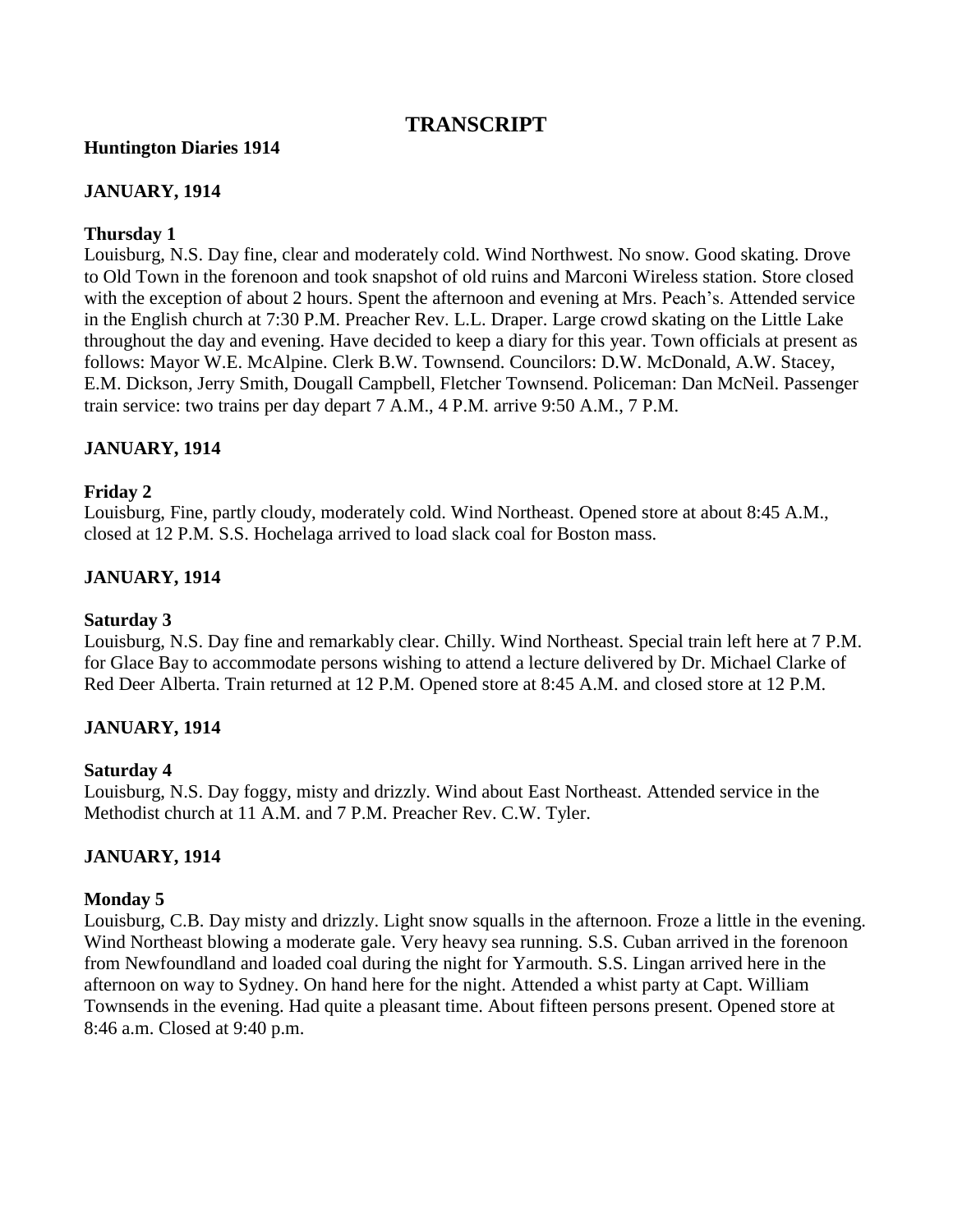# TRANSCRIPT

**Huntington Diaries 1914**

## JANUARY, 1914

### Thursday 1

Louisburg, N.S. Day fine, clear and moderately cold. Wind Northwest. No snow. Good skating. Drove to Old Town in the forenoon and took snapshot of old ruins and Marconi Wireless station. Store closed with the exception of about 2 hours. Spent the afternoon and evening at Mrs. Peach's. Attended service in the English church at 7:30 P.M. Preacher Rev. L.L. Draper. Large crowd skating on the Little Lake throughout the day and evening. Have decided to keep a diary for this year. Town officials at present as follows: Mayor W.E. McAlpine. Clerk B.W. Townsend. Councilors: D.W. McDonald, A.W. Stacey, E.M. Dickson, Jerry Smith, Dougall Campbell, Fletcher Townsend. Policeman: Dan McNeil. Passenger train service: two trains per day depart 7 A.M., 4 P.M. arrive 9:50 A.M., 7 P.M.

## JANUARY, 1914

### Friday 2

Louisburg, Fine, partly cloudy, moderately cold. Wind Northeast. Opened store at about 8:45 A.M., closed at 12 P.M. S.S. Hochelaga arrived to load slack coal for Boston mass.

## JANUARY, 1914

### Saturday 3

Louisburg, N.S. Day fine and remarkably clear. Chilly. Wind Northeast. Special train left here at 7 P.M. for Glace Bay to accommodate persons wishing to attend a lecture delivered by Dr. Michael Clarke of Red Deer Alberta. Train returned at 12 P.M. Opened store at 8:45 A.M. and closed store at 12 P.M.

## JANUARY, 1914

### Saturday 4

Louisburg, N.S. Day foggy, misty and drizzly. Wind about East Northeast. Attended service in the Methodist church at 11 A.M. and 7 P.M. Preacher Rev. C.W. Tyler.

## JANUARY, 1914

### Monday 5

Louisburg, C.B. Day misty and drizzly. Light snow squalls in the afternoon. Froze a little in the evening. Wind Northeast blowing a moderate gale. Very heavy sea running. S.S. Cuban arrived in the forenoon from Newfoundland and loaded coal during the night for Yarmouth. S.S. Lingan arrived here in the afternoon on way to Sydney. On hand here for the night. Attended a whist party at Capt. William Townsends in the evening. Had quite a pleasant time. About fifteen persons present. Opened store at 8:46 a.m. Closed at 9:40 p.m.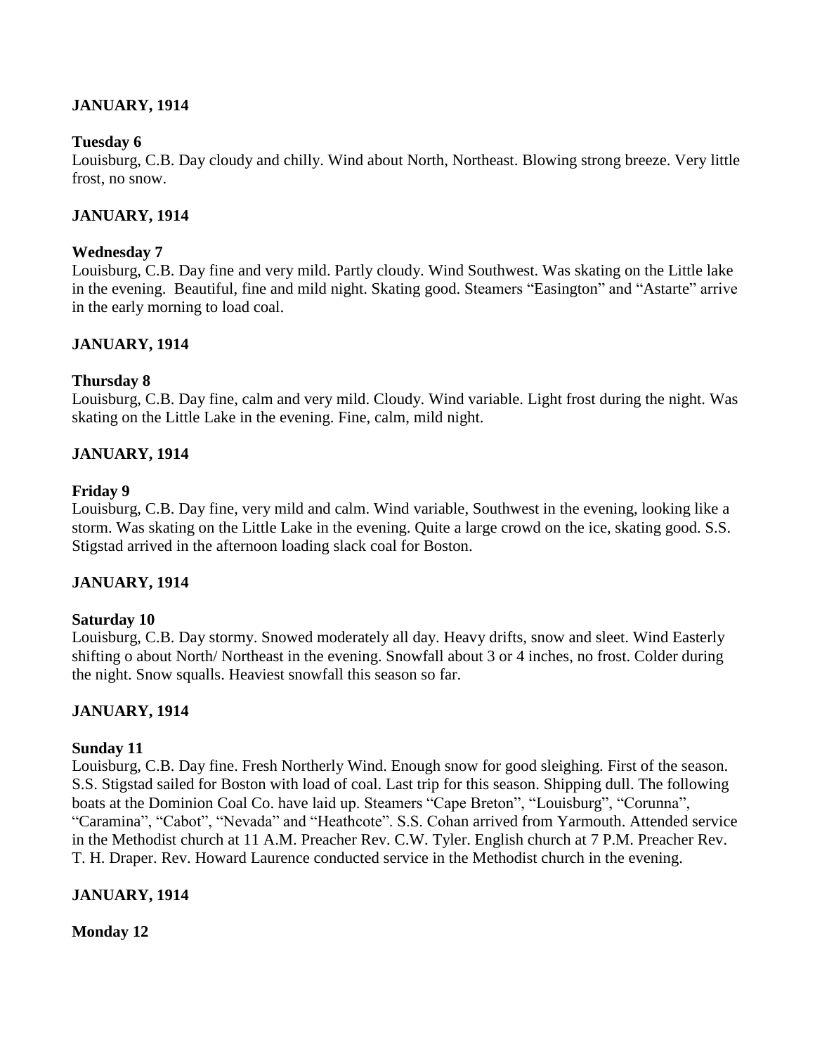**JANUARY, 1914**

**Tuesday 6**

Louisburg, C.B. Day cloudy and chilly. Wind about North, Northeast. Blowing strong breeze. Very little frost, no snow.

**JANUARY, 1914**

**Wednesday 7**

Louisburg, C.B. Day fine and very mild. Partly cloudy. Wind Southwest. Was skating on the Little lake in the evening. Beautiful, fine and mild night. Skating good. Steamers "Easington" and "Astarte" arrive in the early morning to load coal.

**JANUARY, 1914**

**Thursday 8**

Louisburg, C.B. Day fine, calm and very mild. Cloudy. Wind variable. Light frost during the night. Was skating on the Little Lake in the evening. Fine, calm, mild night.

**JANUARY, 1914**

**Friday 9**

Louisburg, C.B. Day fine, very mild and calm. Wind variable, Southwest in the evening, looking like a storm. Was skating on the Little Lake in the evening. Quite a large crowd on the ice, skating good. S.S. Stigstad arrived in the afternoon loading slack coal for Boston.

**JANUARY, 1914**

**Saturday 10**

Louisburg, C.B. Day stormy. Snowed moderately all day. Heavy drifts, snow and sleet. Wind Easterly shifting o about North/ Northeast in the evening. Snowfall about 3 or 4 inches, no frost. Colder during the night. Snow squalls. Heaviest snowfall this season so far.

**JANUARY, 1914**

**Sunday 11**

Louisburg, C.B. Day fine. Fresh Northerly Wind. Enough snow for good sleighing. First of the season. S.S. Stigstad sailed for Boston with load of coal. Last trip for this season. Shipping dull. The following boats at the Dominion Coal Co. have laid up. Steamers "Cape Breton", "Louisburg", "Corunna", "Caramina", "Cabot", "Nevada" and "Heathcote". S.S. Cohan arrived from Yarmouth. Attended service in the Methodist church at 11 A.M. Preacher Rev. C.W. Tyler. English church at 7 P.M. Preacher Rev. T. H. Draper. Rev. Howard Laurence conducted service in the Methodist church in the evening.

**JANUARY, 1914**

**Monday 12**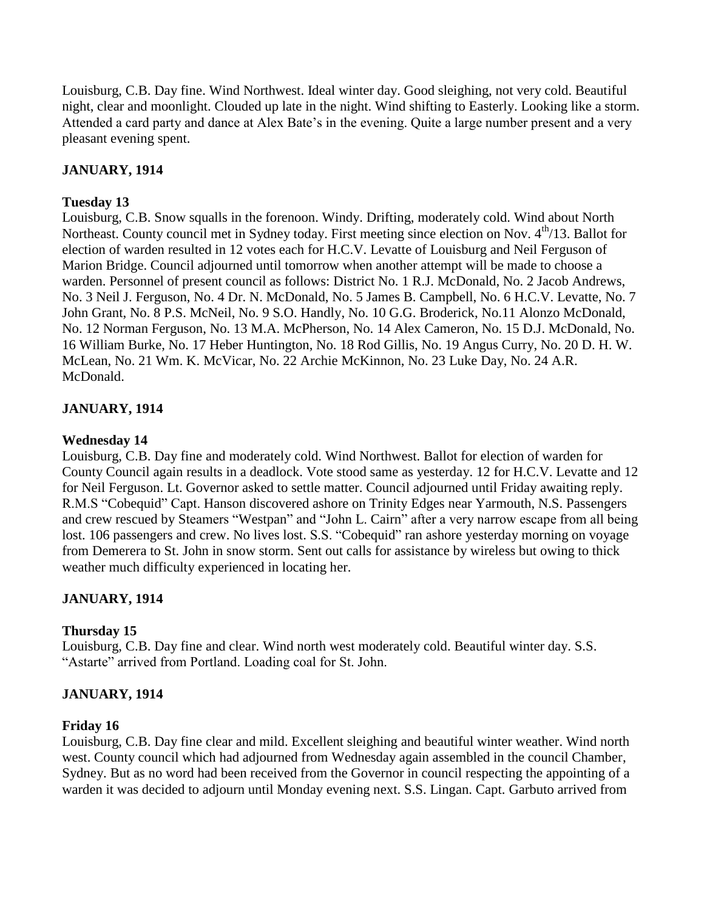Louisburg, C.B. Day fine. Wind Northwest. Ideal winter day. Good sleighing, not very cold. Beautiful night, clear and moonlight. Clouded up late in the night. Wind shifting to Easterly. Looking like a storm. Attended a card party and dance at Alex Bate's in the evening. Quite a large number present and a very pleasant evening spent.

**JANUARY, 1914**

**Tuesday 13**

Louisburg, C.B. Snow squalls in the forenoon. Windy. Drifting, moderately cold. Wind about North Northeast. County council met in Sydney today. First meeting since election on Nov. 4th/13. Ballot for election of warden resulted in 12 votes each for H.C.V. Levatte of Louisburg and Neil Ferguson of Marion Bridge. Council adjourned until tomorrow when another attempt will be made to choose a warden. Personnel of present council as follows: District No. 1 R.J. McDonald, No. 2 Jacob Andrews, No. 3 Neil J. Ferguson, No. 4 Dr. N. McDonald, No. 5 James B. Campbell, No. 6 H.C.V. Levatte, No. 7 John Grant, No. 8 P.S. McNeil, No. 9 S.O. Handly, No. 10 G.G. Broderick, No.11 Alonzo McDonald, No. 12 Norman Ferguson, No. 13 M.A. McPherson, No. 14 Alex Cameron, No. 15 D.J. McDonald, No. 16 William Burke, No. 17 Heber Huntington, No. 18 Rod Gillis, No. 19 Angus Curry, No. 20 D. H. W. McLean, No. 21 Wm. K. McVicar, No. 22 Archie McKinnon, No. 23 Luke Day, No. 24 A.R. McDonald.

**JANUARY, 1914**

**Wednesday 14**

Louisburg, C.B. Day fine and moderately cold. Wind Northwest. Ballot for election of warden for County Council again results in a deadlock. Vote stood same as yesterday. 12 for H.C.V. Levatte and 12 for Neil Ferguson. Lt. Governor asked to settle matter. Council adjourned until Friday awaiting reply. R.M.S "Cobequid" Capt. Hanson discovered ashore on Trinity Edges near Yarmouth, N.S. Passengers and crew rescued by Steamers "Westpan" and "John L. Cairn" after a very narrow escape from all being lost. 106 passengers and crew. No lives lost. S.S. "Cobequid" ran ashore yesterday morning on voyage from Demerera to St. John in snow storm. Sent out calls for assistance by wireless but owing to thick weather much difficulty experienced in locating her.

**JANUARY, 1914**

**Thursday 15**

Louisburg, C.B. Day fine and clear. Wind north west moderately cold. Beautiful winter day. S.S. "Astarte" arrived from Portland. Loading coal for St. John.

**JANUARY, 1914**

**Friday 16**

Louisburg, C.B. Day fine clear and mild. Excellent sleighing and beautiful winter weather. Wind north west. County council which had adjourned from Wednesday again assembled in the council Chamber, Sydney. But as no word had been received from the Governor in council respecting the appointing of a warden it was decided to adjourn until Monday evening next. S.S. Lingan. Capt. Garbuto arrived from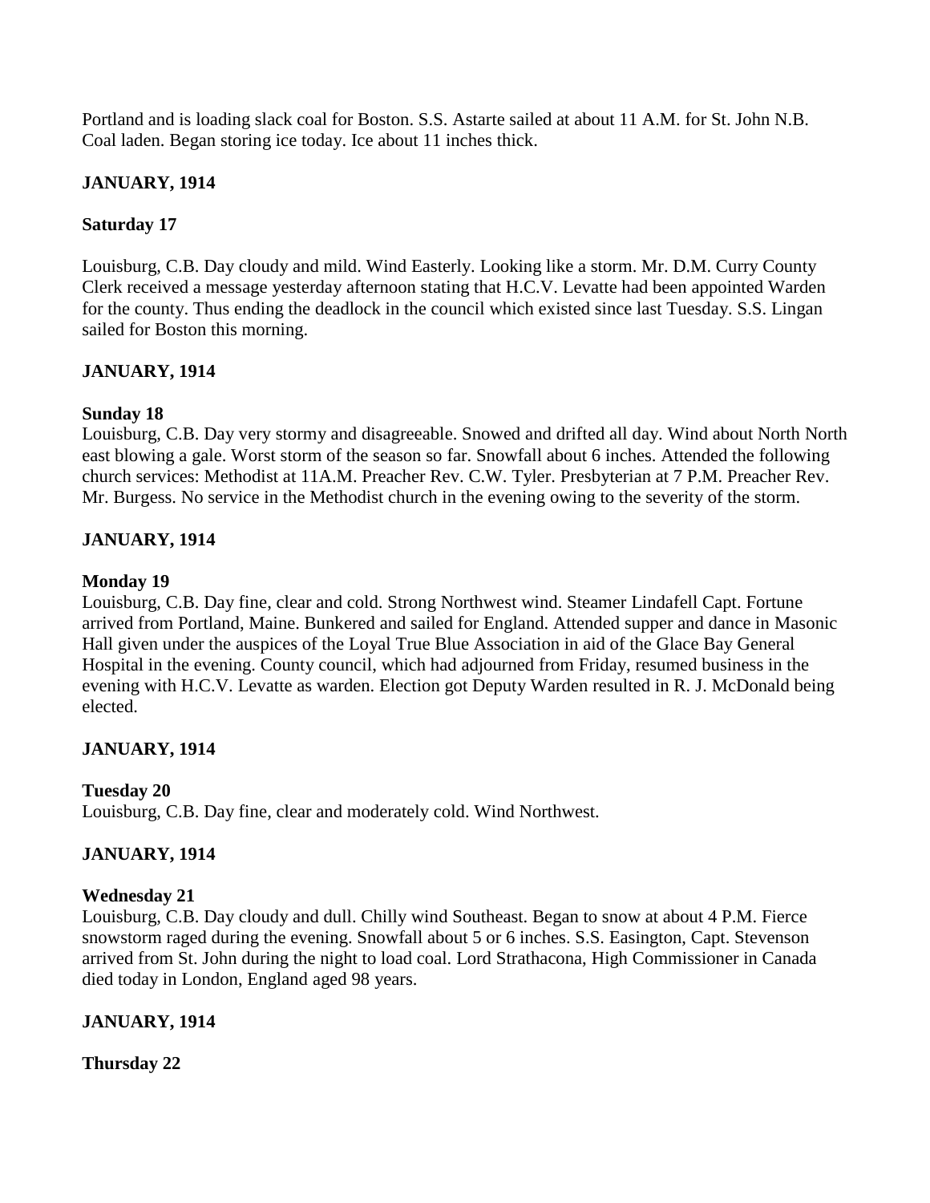Portland and is loading slack coal for Boston. S.S. Astarte sailed at about 11 A.M. for St. John N.B. Coal laden. Began storing ice today. Ice about 11 inches thick.

**JANUARY, 1914**

**Saturday 17**

Louisburg, C.B. Day cloudy and mild. Wind Easterly. Looking like a storm. Mr. D.M. Curry County Clerk received a message yesterday afternoon stating that H.C.V. Levatte had been appointed Warden for the county. Thus ending the deadlock in the council which existed since last Tuesday. S.S. Lingan sailed for Boston this morning.

**JANUARY, 1914**

**Sunday 18**

Louisburg, C.B. Day very stormy and disagreeable. Snowed and drifted all day. Wind about North North east blowing a gale. Worst storm of the season so far. Snowfall about 6 inches. Attended the following church services: Methodist at 11A.M. Preacher Rev. C.W. Tyler. Presbyterian at 7 P.M. Preacher Rev. Mr. Burgess. No service in the Methodist church in the evening owing to the severity of the storm.

**JANUARY, 1914**

**Monday 19**

Louisburg, C.B. Day fine, clear and cold. Strong Northwest wind. Steamer Lindafell Capt. Fortune arrived from Portland, Maine. Bunkered and sailed for England. Attended supper and dance in Masonic Hall given under the auspices of the Loyal True Blue Association in aid of the Glace Bay General Hospital in the evening. County council, which had adjourned from Friday, resumed business in the evening with H.C.V. Levatte as warden. Election got Deputy Warden resulted in R. J. McDonald being elected.

**JANUARY, 1914**

**Tuesday 20**

Louisburg, C.B. Day fine, clear and moderately cold. Wind Northwest.

**JANUARY, 1914**

**Wednesday 21**

Louisburg, C.B. Day cloudy and dull. Chilly wind Southeast. Began to snow at about 4 P.M. Fierce snowstorm raged during the evening. Snowfall about 5 or 6 inches. S.S. Easington, Capt. Stevenson arrived from St. John during the night to load coal. Lord Strathacona, High Commissioner in Canada died today in London, England aged 98 years.

**JANUARY, 1914**

**Thursday 22**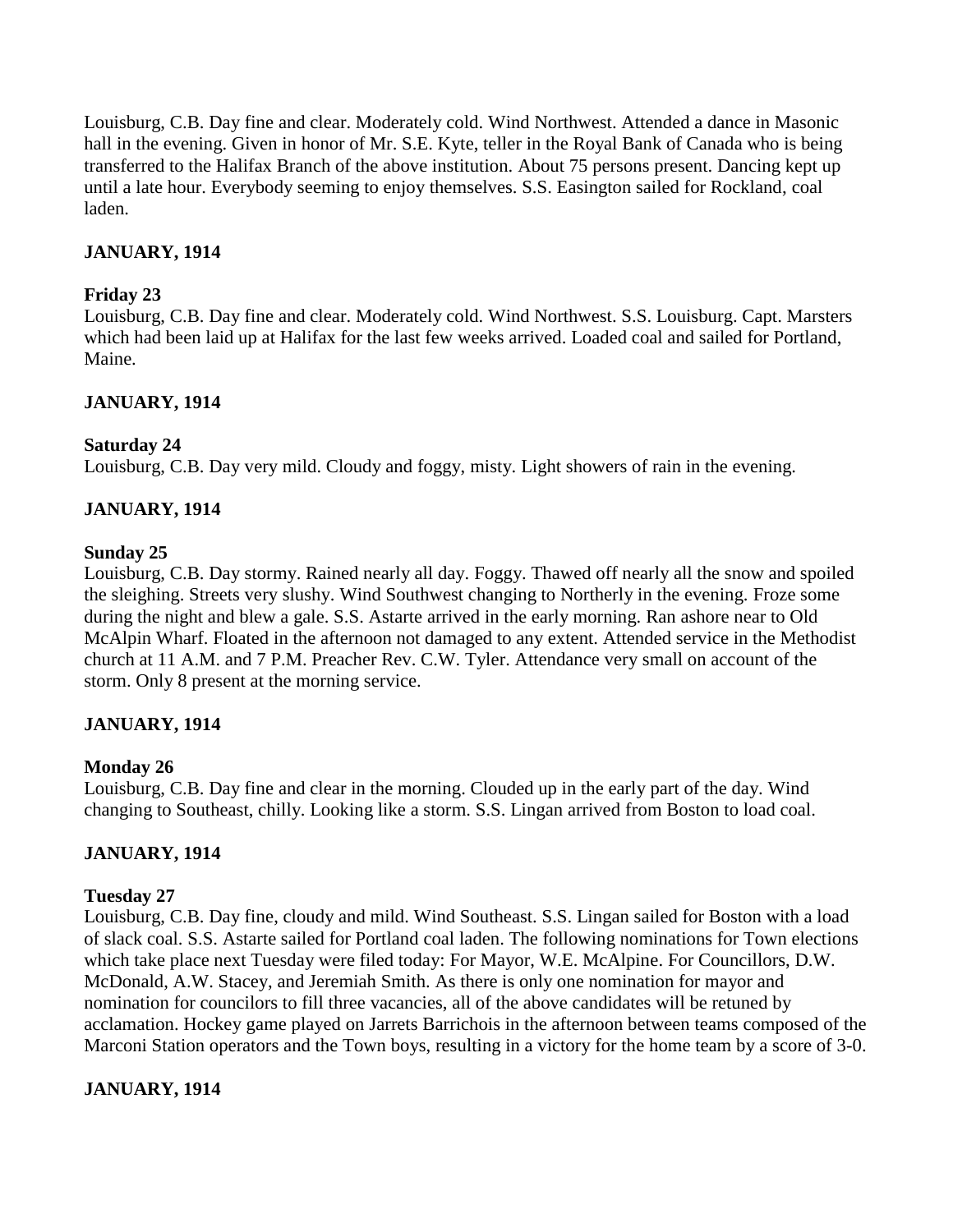Louisburg, C.B. Day fine and clear. Moderately cold. Wind Northwest. Attended a dance in Masonic hall in the evening. Given in honor of Mr. S.E. Kyte, teller in the Royal Bank of Canada who is being transferred to the Halifax Branch of the above institution. About 75 persons present. Dancing kept up until a late hour. Everybody seeming to enjoy themselves. S.S. Easington sailed for Rockland, coal laden.

**JANUARY, 1914**

**Friday 23**
Louisburg, C.B. Day fine and clear. Moderately cold. Wind Northwest. S.S. Louisburg. Capt. Marsters which had been laid up at Halifax for the last few weeks arrived. Loaded coal and sailed for Portland, Maine.

**JANUARY, 1914**

**Saturday 24**
Louisburg, C.B. Day very mild. Cloudy and foggy, misty. Light showers of rain in the evening.

**JANUARY, 1914**

**Sunday 25**
Louisburg, C.B. Day stormy. Rained nearly all day. Foggy. Thawed off nearly all the snow and spoiled the sleighing. Streets very slushy. Wind Southwest changing to Northerly in the evening. Froze some during the night and blew a gale. S.S. Astarte arrived in the early morning. Ran ashore near to Old McAlpin Wharf. Floated in the afternoon not damaged to any extent. Attended service in the Methodist church at 11 A.M. and 7 P.M. Preacher Rev. C.W. Tyler. Attendance very small on account of the storm. Only 8 present at the morning service.

**JANUARY, 1914**

**Monday 26**
Louisburg, C.B. Day fine and clear in the morning. Clouded up in the early part of the day. Wind changing to Southeast, chilly. Looking like a storm. S.S. Lingan arrived from Boston to load coal.

**JANUARY, 1914**

**Tuesday 27**
Louisburg, C.B. Day fine, cloudy and mild. Wind Southeast. S.S. Lingan sailed for Boston with a load of slack coal. S.S. Astarte sailed for Portland coal laden. The following nominations for Town elections which take place next Tuesday were filed today: For Mayor, W.E. McAlpine. For Councillors, D.W. McDonald, A.W. Stacey, and Jeremiah Smith. As there is only one nomination for mayor and nomination for councilors to fill three vacancies, all of the above candidates will be retuned by acclamation. Hockey game played on Jarrets Barrichois in the afternoon between teams composed of the Marconi Station operators and the Town boys, resulting in a victory for the home team by a score of 3-0.

**JANUARY, 1914**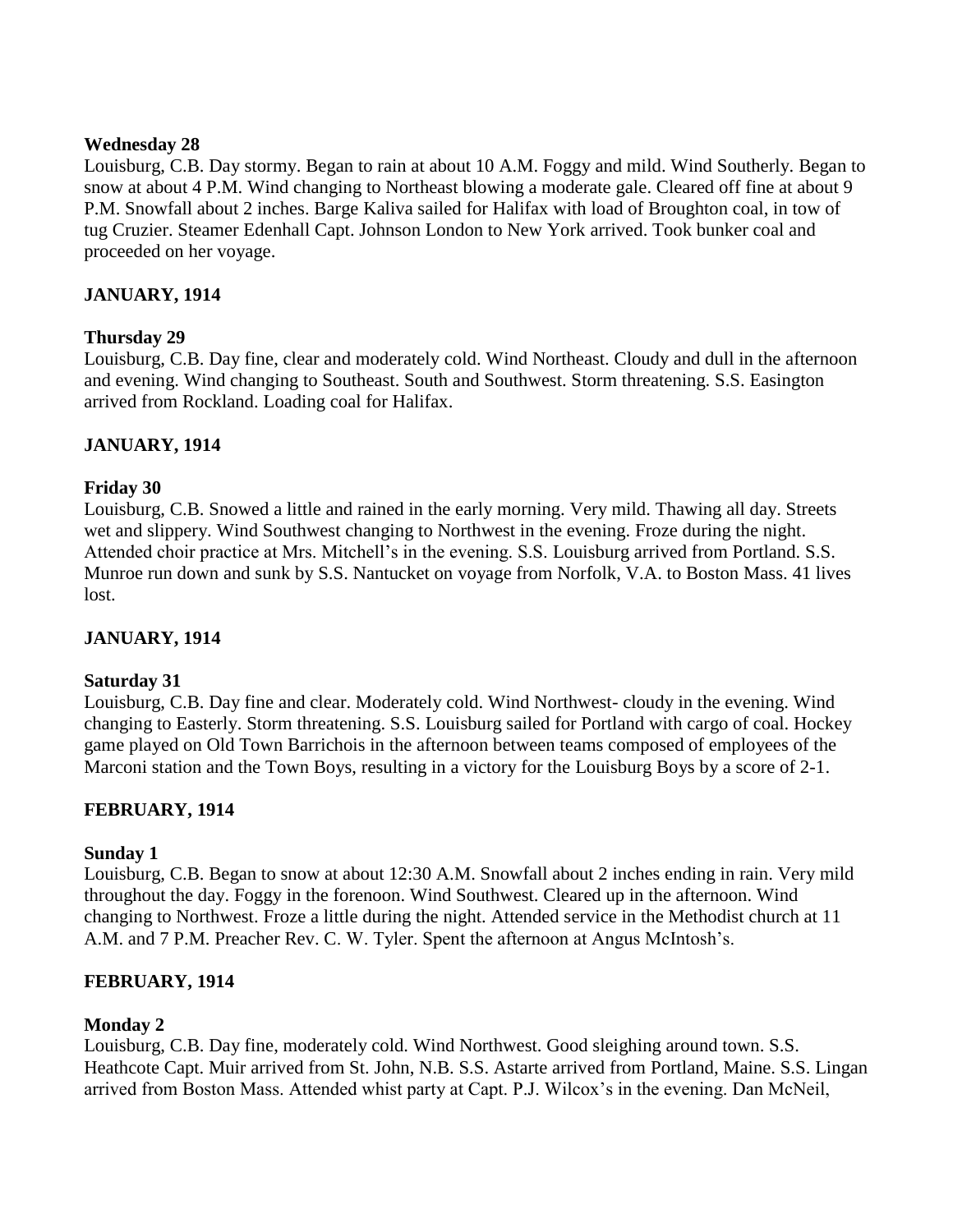**Wednesday 28**

Louisburg, C.B. Day stormy. Began to rain at about 10 A.M. Foggy and mild. Wind Southerly. Began to snow at about 4 P.M. Wind changing to Northeast blowing a moderate gale. Cleared off fine at about 9 P.M. Snowfall about 2 inches. Barge Kaliva sailed for Halifax with load of Broughton coal, in tow of tug Cruzier. Steamer Edenhall Capt. Johnson London to New York arrived. Took bunker coal and proceeded on her voyage.

**JANUARY, 1914**

**Thursday 29**

Louisburg, C.B. Day fine, clear and moderately cold. Wind Northeast. Cloudy and dull in the afternoon and evening. Wind changing to Southeast. South and Southwest. Storm threatening. S.S. Easington arrived from Rockland. Loading coal for Halifax.

**JANUARY, 1914**

**Friday 30**

Louisburg, C.B. Snowed a little and rained in the early morning. Very mild. Thawing all day. Streets wet and slippery. Wind Southwest changing to Northwest in the evening. Froze during the night. Attended choir practice at Mrs. Mitchell's in the evening. S.S. Louisburg arrived from Portland. S.S. Munroe run down and sunk by S.S. Nantucket on voyage from Norfolk, V.A. to Boston Mass. 41 lives lost.

**JANUARY, 1914**

**Saturday 31**

Louisburg, C.B. Day fine and clear. Moderately cold. Wind Northwest- cloudy in the evening. Wind changing to Easterly. Storm threatening. S.S. Louisburg sailed for Portland with cargo of coal. Hockey game played on Old Town Barrichois in the afternoon between teams composed of employees of the Marconi station and the Town Boys, resulting in a victory for the Louisburg Boys by a score of 2-1.

**FEBRUARY, 1914**

**Sunday 1**

Louisburg, C.B. Began to snow at about 12:30 A.M. Snowfall about 2 inches ending in rain. Very mild throughout the day. Foggy in the forenoon. Wind Southwest. Cleared up in the afternoon. Wind changing to Northwest. Froze a little during the night. Attended service in the Methodist church at 11 A.M. and 7 P.M. Preacher Rev. C. W. Tyler. Spent the afternoon at Angus McIntosh's.

**FEBRUARY, 1914**

**Monday 2**

Louisburg, C.B. Day fine, moderately cold. Wind Northwest. Good sleighing around town. S.S. Heathcote Capt. Muir arrived from St. John, N.B. S.S. Astarte arrived from Portland, Maine. S.S. Lingan arrived from Boston Mass. Attended whist party at Capt. P.J. Wilcox's in the evening. Dan McNeil,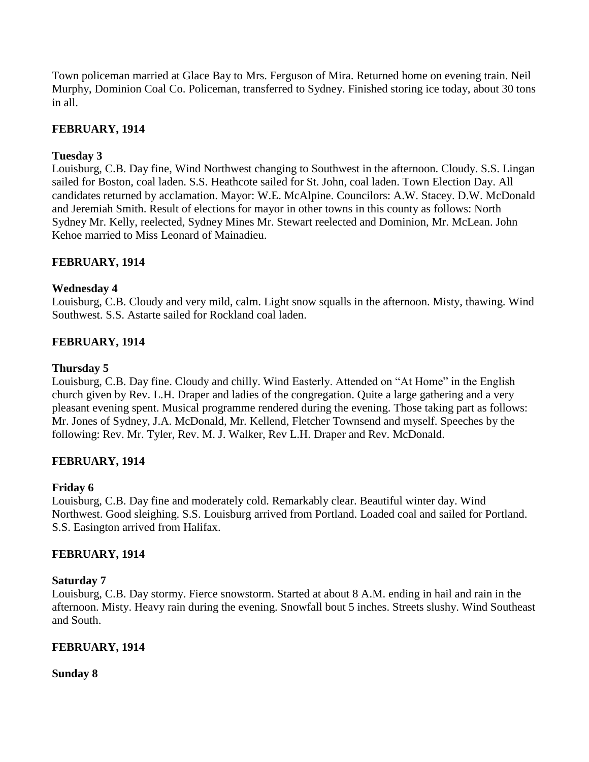Town policeman married at Glace Bay to Mrs. Ferguson of Mira. Returned home on evening train. Neil Murphy, Dominion Coal Co. Policeman, transferred to Sydney. Finished storing ice today, about 30 tons in all.

**FEBRUARY, 1914**

**Tuesday 3**

Louisburg, C.B. Day fine, Wind Northwest changing to Southwest in the afternoon. Cloudy. S.S. Lingan sailed for Boston, coal laden. S.S. Heathcote sailed for St. John, coal laden. Town Election Day. All candidates returned by acclamation. Mayor: W.E. McAlpine. Councilors: A.W. Stacey. D.W. McDonald and Jeremiah Smith. Result of elections for mayor in other towns in this county as follows: North Sydney Mr. Kelly, reelected, Sydney Mines Mr. Stewart reelected and Dominion, Mr. McLean. John Kehoe married to Miss Leonard of Mainadieu.

**FEBRUARY, 1914**

**Wednesday 4**

Louisburg, C.B. Cloudy and very mild, calm. Light snow squalls in the afternoon. Misty, thawing. Wind Southwest. S.S. Astarte sailed for Rockland coal laden.

**FEBRUARY, 1914**

**Thursday 5**

Louisburg, C.B. Day fine. Cloudy and chilly. Wind Easterly. Attended on "At Home" in the English church given by Rev. L.H. Draper and ladies of the congregation. Quite a large gathering and a very pleasant evening spent. Musical programme rendered during the evening. Those taking part as follows: Mr. Jones of Sydney, J.A. McDonald, Mr. Kellend, Fletcher Townsend and myself. Speeches by the following: Rev. Mr. Tyler, Rev. M. J. Walker, Rev L.H. Draper and Rev. McDonald.

**FEBRUARY, 1914**

**Friday 6**

Louisburg, C.B. Day fine and moderately cold. Remarkably clear. Beautiful winter day. Wind Northwest. Good sleighing. S.S. Louisburg arrived from Portland. Loaded coal and sailed for Portland. S.S. Easington arrived from Halifax.

**FEBRUARY, 1914**

**Saturday 7**

Louisburg, C.B. Day stormy. Fierce snowstorm. Started at about 8 A.M. ending in hail and rain in the afternoon. Misty. Heavy rain during the evening. Snowfall bout 5 inches. Streets slushy. Wind Southeast and South.

**FEBRUARY, 1914**

**Sunday 8**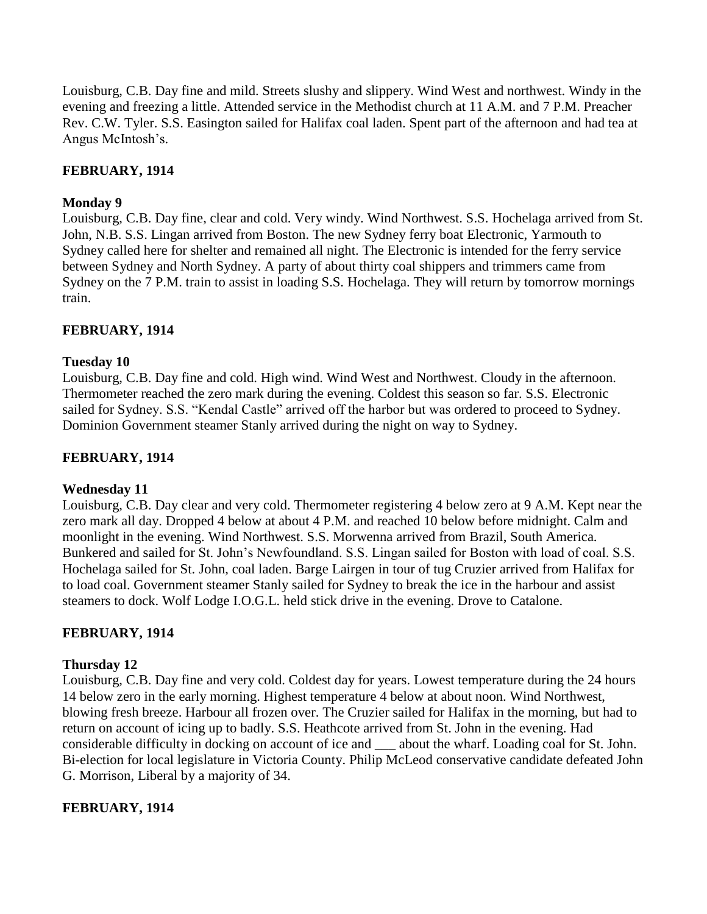Louisburg, C.B. Day fine and mild. Streets slushy and slippery. Wind West and northwest. Windy in the evening and freezing a little. Attended service in the Methodist church at 11 A.M. and 7 P.M. Preacher Rev. C.W. Tyler. S.S. Easington sailed for Halifax coal laden. Spent part of the afternoon and had tea at Angus McIntosh's.

**FEBRUARY, 1914**

**Monday 9**

Louisburg, C.B. Day fine, clear and cold. Very windy. Wind Northwest. S.S. Hochelaga arrived from St. John, N.B. S.S. Lingan arrived from Boston. The new Sydney ferry boat Electronic, Yarmouth to Sydney called here for shelter and remained all night. The Electronic is intended for the ferry service between Sydney and North Sydney. A party of about thirty coal shippers and trimmers came from Sydney on the 7 P.M. train to assist in loading S.S. Hochelaga. They will return by tomorrow mornings train.

**FEBRUARY, 1914**

**Tuesday 10**

Louisburg, C.B. Day fine and cold. High wind. Wind West and Northwest. Cloudy in the afternoon. Thermometer reached the zero mark during the evening. Coldest this season so far. S.S. Electronic sailed for Sydney. S.S. "Kendal Castle" arrived off the harbor but was ordered to proceed to Sydney. Dominion Government steamer Stanly arrived during the night on way to Sydney.

**FEBRUARY, 1914**

**Wednesday 11**

Louisburg, C.B. Day clear and very cold. Thermometer registering 4 below zero at 9 A.M. Kept near the zero mark all day. Dropped 4 below at about 4 P.M. and reached 10 below before midnight. Calm and moonlight in the evening. Wind Northwest. S.S. Morwenna arrived from Brazil, South America. Bunkered and sailed for St. John's Newfoundland. S.S. Lingan sailed for Boston with load of coal. S.S. Hochelaga sailed for St. John, coal laden. Barge Lairgen in tour of tug Cruzier arrived from Halifax for to load coal. Government steamer Stanly sailed for Sydney to break the ice in the harbour and assist steamers to dock. Wolf Lodge I.O.G.L. held stick drive in the evening. Drove to Catalone.

**FEBRUARY, 1914**

**Thursday 12**

Louisburg, C.B. Day fine and very cold. Coldest day for years. Lowest temperature during the 24 hours 14 below zero in the early morning. Highest temperature 4 below at about noon. Wind Northwest, blowing fresh breeze. Harbour all frozen over. The Cruzier sailed for Halifax in the morning, but had to return on account of icing up to badly. S.S. Heathcote arrived from St. John in the evening. Had considerable difficulty in docking on account of ice and ___ about the wharf. Loading coal for St. John. Bi-election for local legislature in Victoria County. Philip McLeod conservative candidate defeated John G. Morrison, Liberal by a majority of 34.

**FEBRUARY, 1914**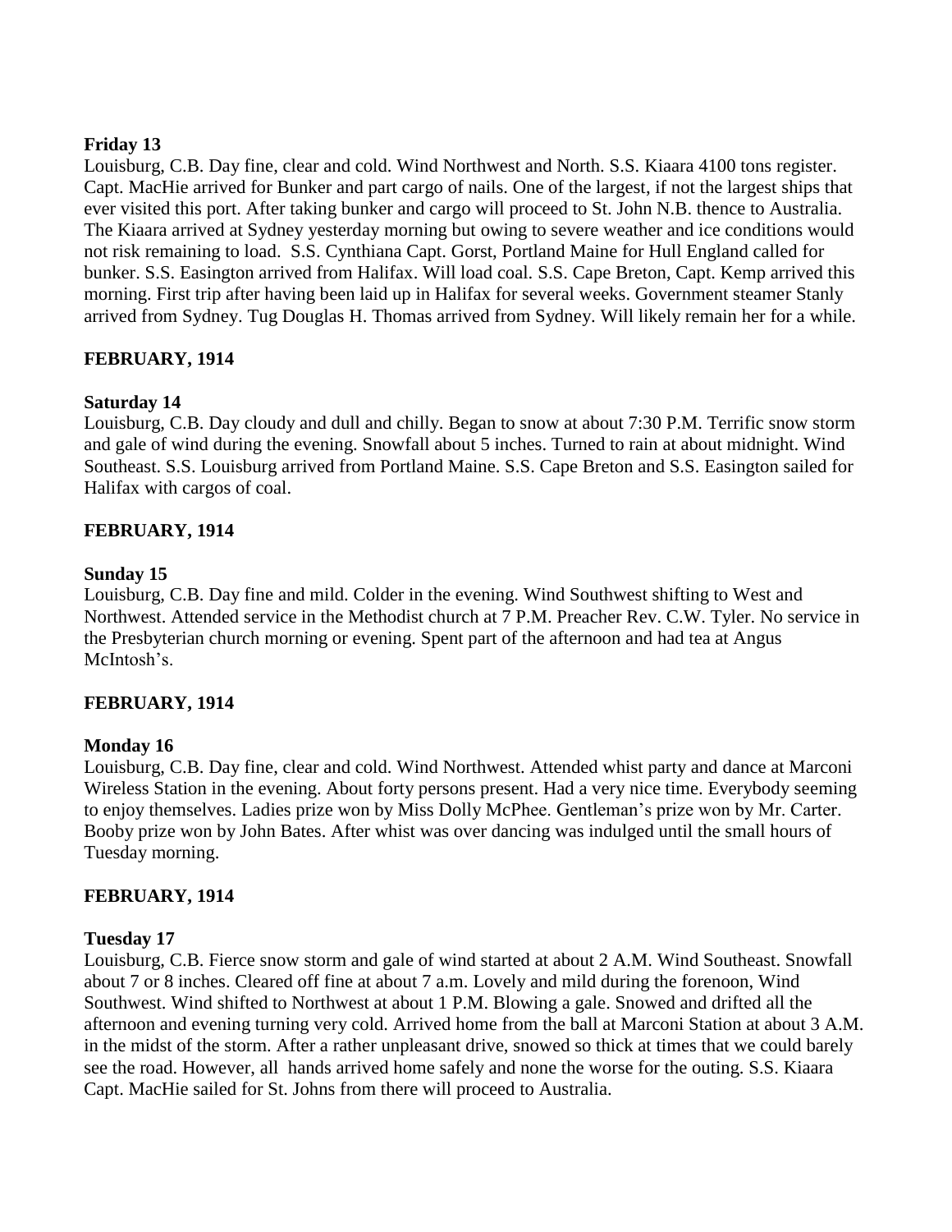**Friday 13**

Louisburg, C.B. Day fine, clear and cold. Wind Northwest and North. S.S. Kiaara 4100 tons register. Capt. MacHie arrived for Bunker and part cargo of nails. One of the largest, if not the largest ships that ever visited this port. After taking bunker and cargo will proceed to St. John N.B. thence to Australia. The Kiaara arrived at Sydney yesterday morning but owing to severe weather and ice conditions would not risk remaining to load. S.S. Cynthiana Capt. Gorst, Portland Maine for Hull England called for bunker. S.S. Easington arrived from Halifax. Will load coal. S.S. Cape Breton, Capt. Kemp arrived this morning. First trip after having been laid up in Halifax for several weeks. Government steamer Stanly arrived from Sydney. Tug Douglas H. Thomas arrived from Sydney. Will likely remain her for a while.

**FEBRUARY, 1914**

**Saturday 14**

Louisburg, C.B. Day cloudy and dull and chilly. Began to snow at about 7:30 P.M. Terrific snow storm and gale of wind during the evening. Snowfall about 5 inches. Turned to rain at about midnight. Wind Southeast. S.S. Louisburg arrived from Portland Maine. S.S. Cape Breton and S.S. Easington sailed for Halifax with cargos of coal.

**FEBRUARY, 1914**

**Sunday 15**

Louisburg, C.B. Day fine and mild. Colder in the evening. Wind Southwest shifting to West and Northwest. Attended service in the Methodist church at 7 P.M. Preacher Rev. C.W. Tyler. No service in the Presbyterian church morning or evening. Spent part of the afternoon and had tea at Angus McIntosh's.

**FEBRUARY, 1914**

**Monday 16**

Louisburg, C.B. Day fine, clear and cold. Wind Northwest. Attended whist party and dance at Marconi Wireless Station in the evening. About forty persons present. Had a very nice time. Everybody seeming to enjoy themselves. Ladies prize won by Miss Dolly McPhee. Gentleman's prize won by Mr. Carter. Booby prize won by John Bates. After whist was over dancing was indulged until the small hours of Tuesday morning.

**FEBRUARY, 1914**

**Tuesday 17**

Louisburg, C.B. Fierce snow storm and gale of wind started at about 2 A.M. Wind Southeast. Snowfall about 7 or 8 inches. Cleared off fine at about 7 a.m. Lovely and mild during the forenoon, Wind Southwest. Wind shifted to Northwest at about 1 P.M. Blowing a gale. Snowed and drifted all the afternoon and evening turning very cold. Arrived home from the ball at Marconi Station at about 3 A.M. in the midst of the storm. After a rather unpleasant drive, snowed so thick at times that we could barely see the road. However, all hands arrived home safely and none the worse for the outing. S.S. Kiaara Capt. MacHie sailed for St. Johns from there will proceed to Australia.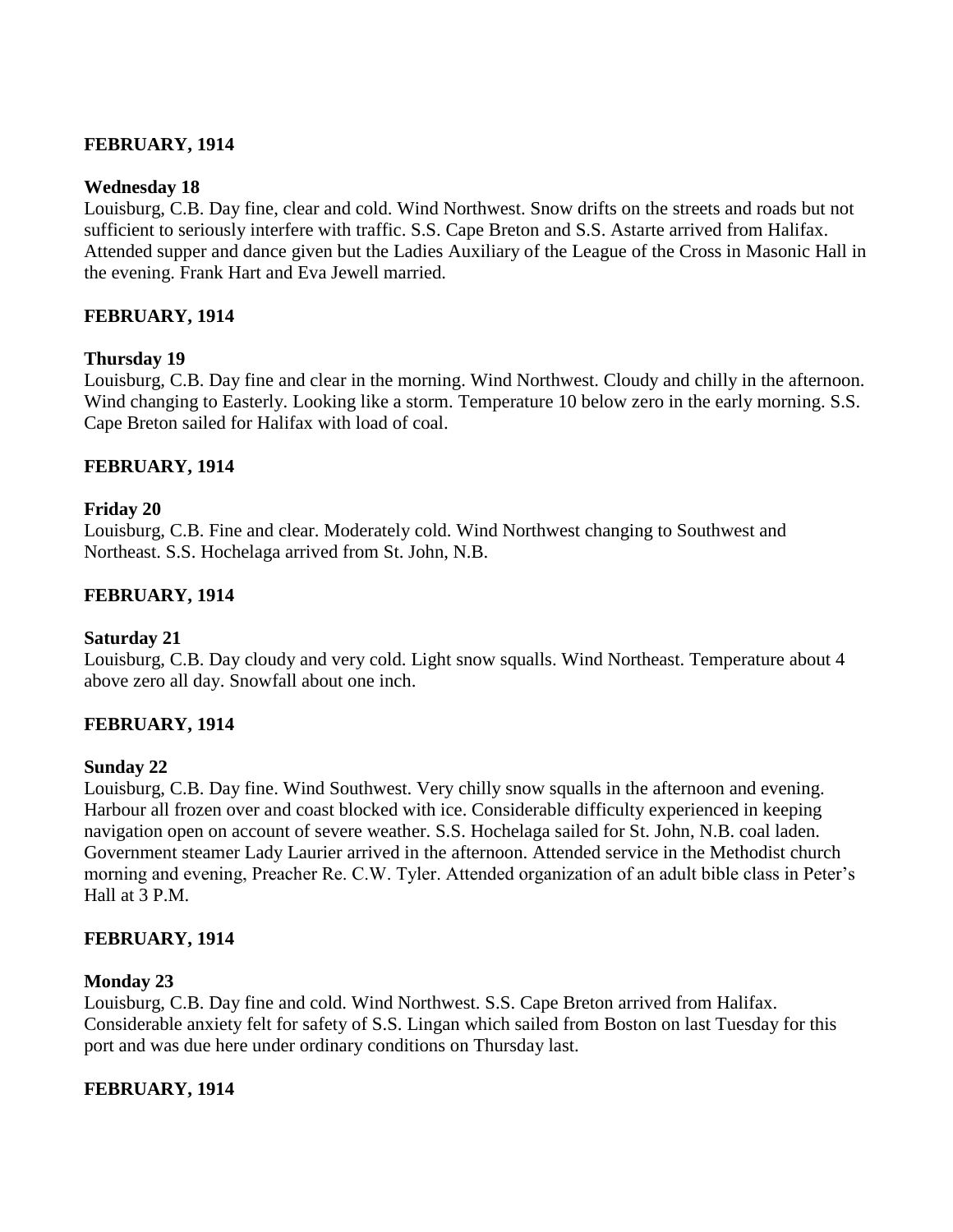**FEBRUARY, 1914**

**Wednesday 18**

Louisburg, C.B. Day fine, clear and cold. Wind Northwest. Snow drifts on the streets and roads but not sufficient to seriously interfere with traffic. S.S. Cape Breton and S.S. Astarte arrived from Halifax. Attended supper and dance given but the Ladies Auxiliary of the League of the Cross in Masonic Hall in the evening. Frank Hart and Eva Jewell married.

**FEBRUARY, 1914**

**Thursday 19**

Louisburg, C.B. Day fine and clear in the morning. Wind Northwest. Cloudy and chilly in the afternoon. Wind changing to Easterly. Looking like a storm. Temperature 10 below zero in the early morning. S.S. Cape Breton sailed for Halifax with load of coal.

**FEBRUARY, 1914**

**Friday 20**

Louisburg, C.B. Fine and clear. Moderately cold. Wind Northwest changing to Southwest and Northeast. S.S. Hochelaga arrived from St. John, N.B.

**FEBRUARY, 1914**

**Saturday 21**

Louisburg, C.B. Day cloudy and very cold. Light snow squalls. Wind Northeast. Temperature about 4 above zero all day. Snowfall about one inch.

**FEBRUARY, 1914**

**Sunday 22**

Louisburg, C.B. Day fine. Wind Southwest. Very chilly snow squalls in the afternoon and evening. Harbour all frozen over and coast blocked with ice. Considerable difficulty experienced in keeping navigation open on account of severe weather. S.S. Hochelaga sailed for St. John, N.B. coal laden. Government steamer Lady Laurier arrived in the afternoon. Attended service in the Methodist church morning and evening, Preacher Re. C.W. Tyler. Attended organization of an adult bible class in Peter's Hall at 3 P.M.

**FEBRUARY, 1914**

**Monday 23**

Louisburg, C.B. Day fine and cold. Wind Northwest. S.S. Cape Breton arrived from Halifax. Considerable anxiety felt for safety of S.S. Lingan which sailed from Boston on last Tuesday for this port and was due here under ordinary conditions on Thursday last.

**FEBRUARY, 1914**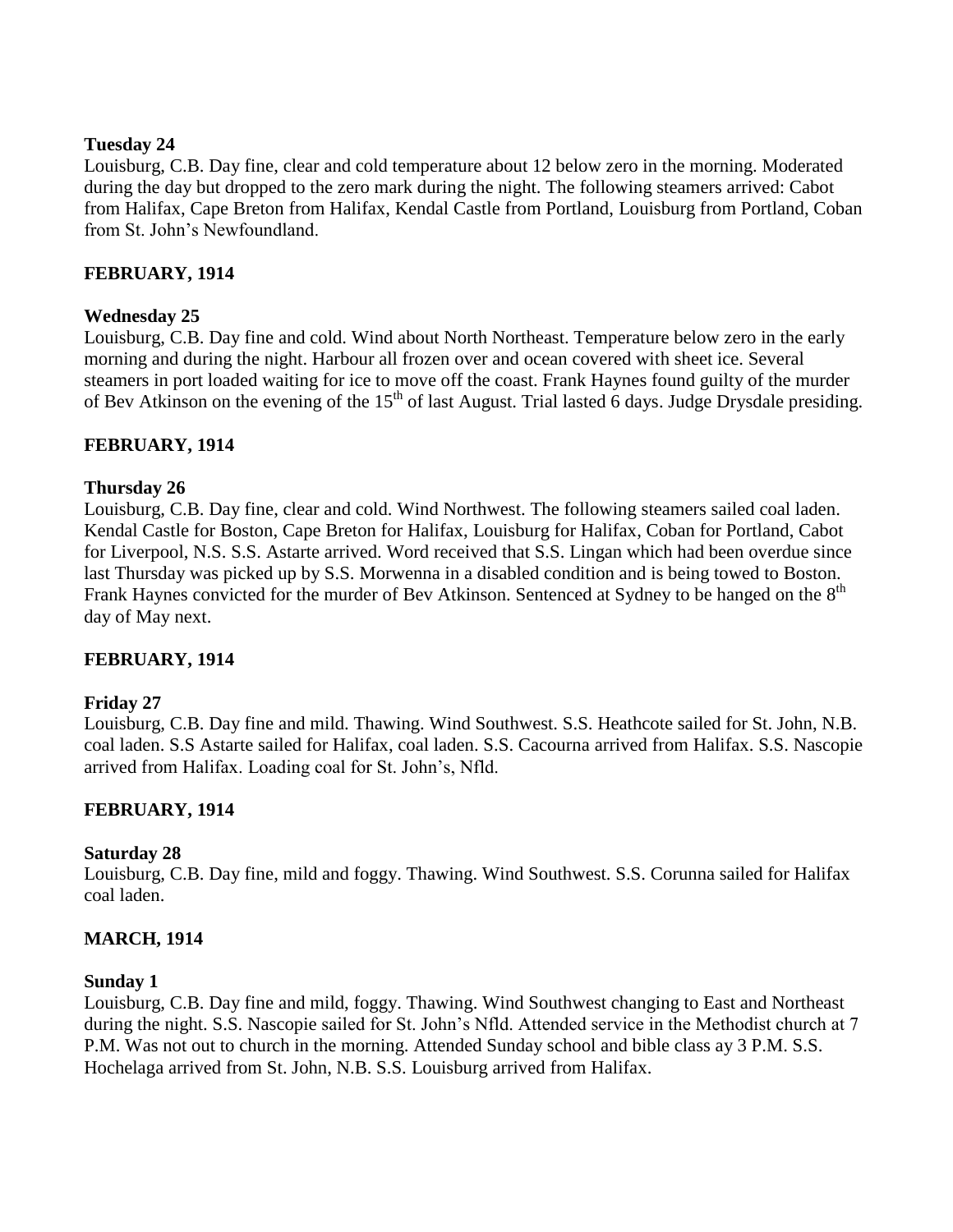**Tuesday 24**

Louisburg, C.B. Day fine, clear and cold temperature about 12 below zero in the morning. Moderated during the day but dropped to the zero mark during the night. The following steamers arrived: Cabot from Halifax, Cape Breton from Halifax, Kendal Castle from Portland, Louisburg from Portland, Coban from St. John's Newfoundland.

**FEBRUARY, 1914**

**Wednesday 25**

Louisburg, C.B. Day fine and cold. Wind about North Northeast. Temperature below zero in the early morning and during the night. Harbour all frozen over and ocean covered with sheet ice. Several steamers in port loaded waiting for ice to move off the coast. Frank Haynes found guilty of the murder of Bev Atkinson on the evening of the 15th of last August. Trial lasted 6 days. Judge Drysdale presiding.

**FEBRUARY, 1914**

**Thursday 26**

Louisburg, C.B. Day fine, clear and cold. Wind Northwest. The following steamers sailed coal laden. Kendal Castle for Boston, Cape Breton for Halifax, Louisburg for Halifax, Coban for Portland, Cabot for Liverpool, N.S. S.S. Astarte arrived. Word received that S.S. Lingan which had been overdue since last Thursday was picked up by S.S. Morwenna in a disabled condition and is being towed to Boston. Frank Haynes convicted for the murder of Bev Atkinson. Sentenced at Sydney to be hanged on the 8th day of May next.

**FEBRUARY, 1914**

**Friday 27**

Louisburg, C.B. Day fine and mild. Thawing. Wind Southwest. S.S. Heathcote sailed for St. John, N.B. coal laden. S.S Astarte sailed for Halifax, coal laden. S.S. Cacourna arrived from Halifax. S.S. Nascopie arrived from Halifax. Loading coal for St. John's, Nfld.

**FEBRUARY, 1914**

**Saturday 28**

Louisburg, C.B. Day fine, mild and foggy. Thawing. Wind Southwest. S.S. Corunna sailed for Halifax coal laden.

**MARCH, 1914**

**Sunday 1**

Louisburg, C.B. Day fine and mild, foggy. Thawing. Wind Southwest changing to East and Northeast during the night. S.S. Nascopie sailed for St. John's Nfld. Attended service in the Methodist church at 7 P.M. Was not out to church in the morning. Attended Sunday school and bible class ay 3 P.M. S.S. Hochelaga arrived from St. John, N.B. S.S. Louisburg arrived from Halifax.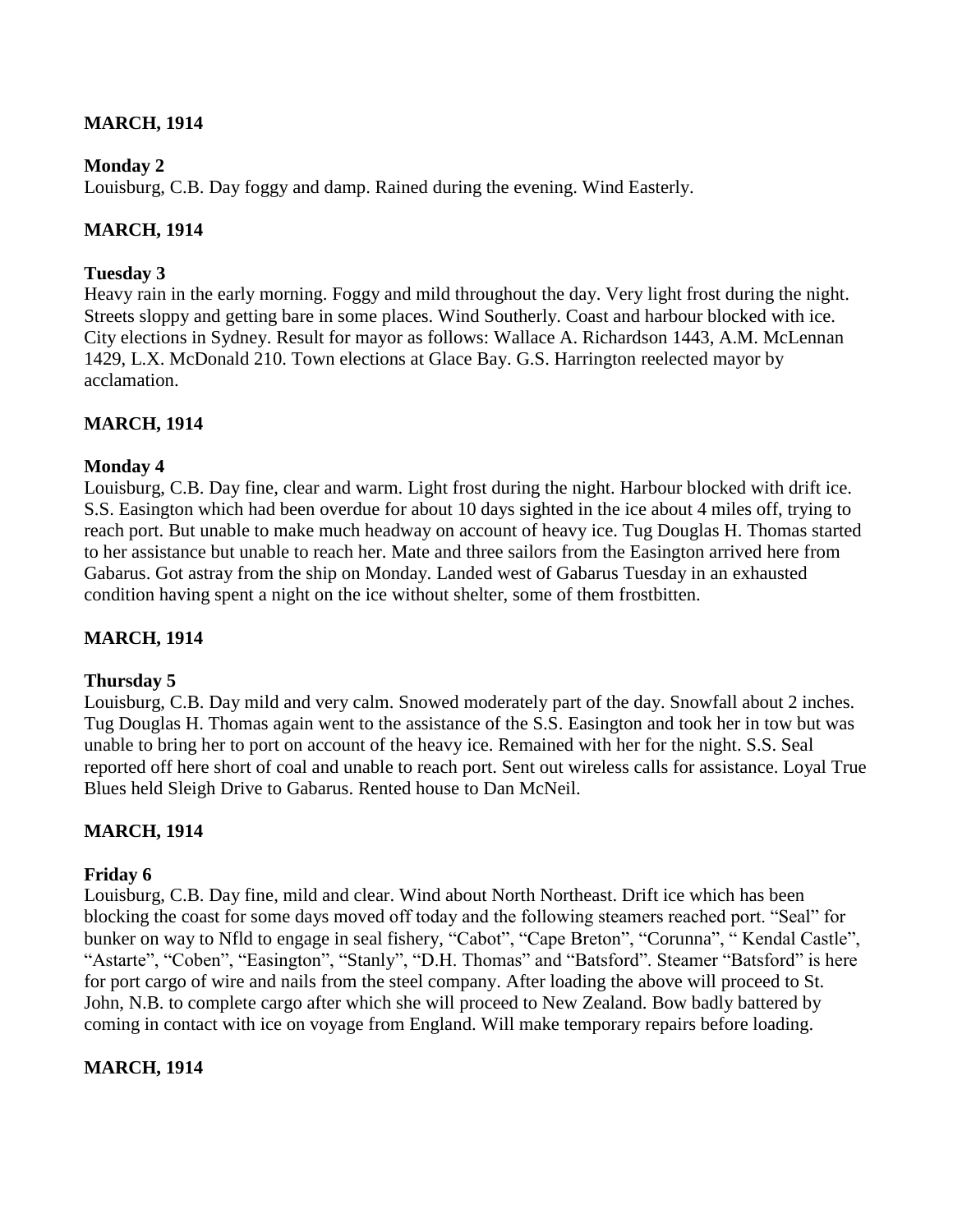## MARCH, 1914

**Monday 2**
Louisburg, C.B. Day foggy and damp. Rained during the evening. Wind Easterly.

## MARCH, 1914

**Tuesday 3**
Heavy rain in the early morning. Foggy and mild throughout the day. Very light frost during the night. Streets sloppy and getting bare in some places. Wind Southerly. Coast and harbour blocked with ice. City elections in Sydney. Result for mayor as follows: Wallace A. Richardson 1443, A.M. McLennan 1429, L.X. McDonald 210. Town elections at Glace Bay. G.S. Harrington reelected mayor by acclamation.

## MARCH, 1914

**Monday 4**
Louisburg, C.B. Day fine, clear and warm. Light frost during the night. Harbour blocked with drift ice. S.S. Easington which had been overdue for about 10 days sighted in the ice about 4 miles off, trying to reach port. But unable to make much headway on account of heavy ice. Tug Douglas H. Thomas started to her assistance but unable to reach her. Mate and three sailors from the Easington arrived here from Gabarus. Got astray from the ship on Monday. Landed west of Gabarus Tuesday in an exhausted condition having spent a night on the ice without shelter, some of them frostbitten.

## MARCH, 1914

**Thursday 5**
Louisburg, C.B. Day mild and very calm. Snowed moderately part of the day. Snowfall about 2 inches. Tug Douglas H. Thomas again went to the assistance of the S.S. Easington and took her in tow but was unable to bring her to port on account of the heavy ice. Remained with her for the night. S.S. Seal reported off here short of coal and unable to reach port. Sent out wireless calls for assistance. Loyal True Blues held Sleigh Drive to Gabarus. Rented house to Dan McNeil.

## MARCH, 1914

**Friday 6**
Louisburg, C.B. Day fine, mild and clear. Wind about North Northeast. Drift ice which has been blocking the coast for some days moved off today and the following steamers reached port. "Seal" for bunker on way to Nfld to engage in seal fishery, "Cabot", "Cape Breton", "Corunna", " Kendal Castle", "Astarte", "Coben", "Easington", "Stanly", "D.H. Thomas" and "Batsford". Steamer "Batsford" is here for port cargo of wire and nails from the steel company. After loading the above will proceed to St. John, N.B. to complete cargo after which she will proceed to New Zealand. Bow badly battered by coming in contact with ice on voyage from England. Will make temporary repairs before loading.

## MARCH, 1914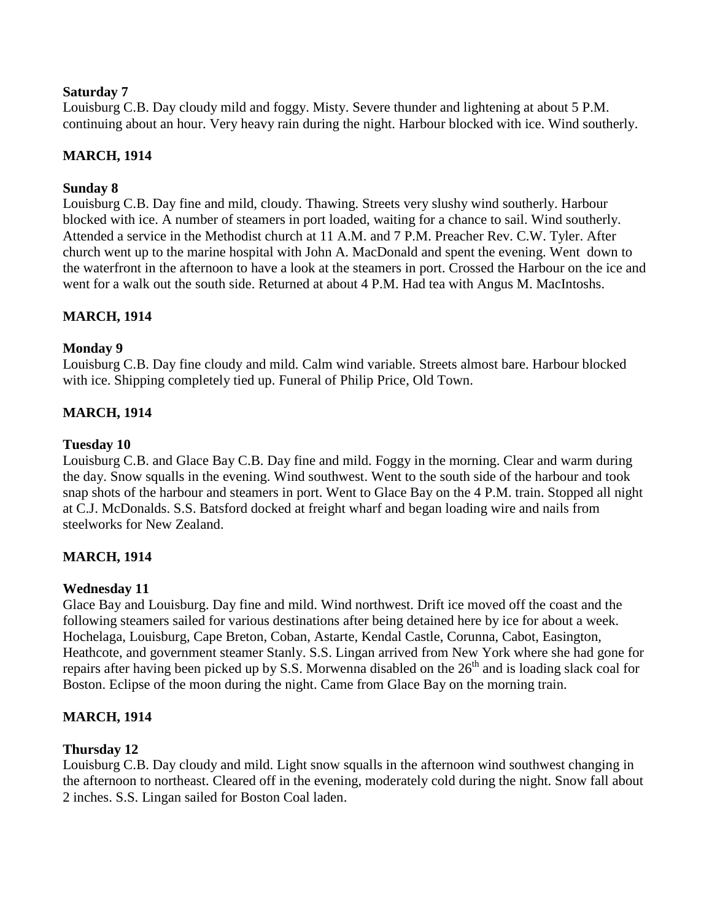**Saturday 7**

Louisburg C.B. Day cloudy mild and foggy. Misty. Severe thunder and lightening at about 5 P.M. continuing about an hour. Very heavy rain during the night. Harbour blocked with ice. Wind southerly.

**MARCH, 1914**

**Sunday 8**

Louisburg C.B. Day fine and mild, cloudy. Thawing. Streets very slushy wind southerly. Harbour blocked with ice. A number of steamers in port loaded, waiting for a chance to sail. Wind southerly. Attended a service in the Methodist church at 11 A.M. and 7 P.M. Preacher Rev. C.W. Tyler. After church went up to the marine hospital with John A. MacDonald and spent the evening. Went down to the waterfront in the afternoon to have a look at the steamers in port. Crossed the Harbour on the ice and went for a walk out the south side. Returned at about 4 P.M. Had tea with Angus M. MacIntoshs.

**MARCH, 1914**

**Monday 9**

Louisburg C.B. Day fine cloudy and mild. Calm wind variable. Streets almost bare. Harbour blocked with ice. Shipping completely tied up. Funeral of Philip Price, Old Town.

**MARCH, 1914**

**Tuesday 10**

Louisburg C.B. and Glace Bay C.B. Day fine and mild. Foggy in the morning. Clear and warm during the day. Snow squalls in the evening. Wind southwest. Went to the south side of the harbour and took snap shots of the harbour and steamers in port. Went to Glace Bay on the 4 P.M. train. Stopped all night at C.J. McDonalds. S.S. Batsford docked at freight wharf and began loading wire and nails from steelworks for New Zealand.

**MARCH, 1914**

**Wednesday 11**

Glace Bay and Louisburg. Day fine and mild. Wind northwest. Drift ice moved off the coast and the following steamers sailed for various destinations after being detained here by ice for about a week. Hochelaga, Louisburg, Cape Breton, Coban, Astarte, Kendal Castle, Corunna, Cabot, Easington, Heathcote, and government steamer Stanly. S.S. Lingan arrived from New York where she had gone for repairs after having been picked up by S.S. Morwenna disabled on the 26th and is loading slack coal for Boston. Eclipse of the moon during the night. Came from Glace Bay on the morning train.

**MARCH, 1914**

**Thursday 12**

Louisburg C.B. Day cloudy and mild. Light snow squalls in the afternoon wind southwest changing in the afternoon to northeast. Cleared off in the evening, moderately cold during the night. Snow fall about 2 inches. S.S. Lingan sailed for Boston Coal laden.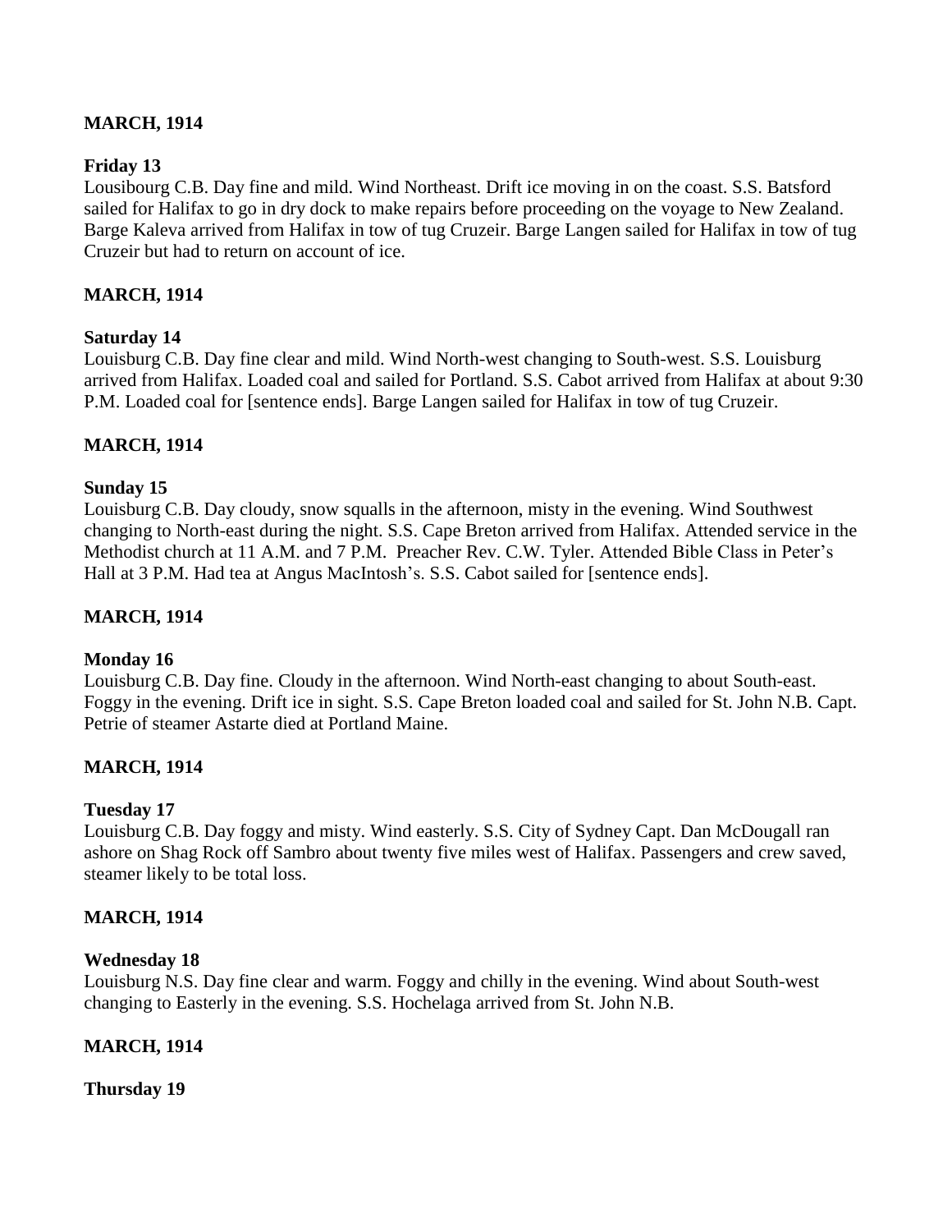**MARCH, 1914**

**Friday 13**

Lousibourg C.B. Day fine and mild. Wind Northeast. Drift ice moving in on the coast. S.S. Batsford sailed for Halifax to go in dry dock to make repairs before proceeding on the voyage to New Zealand. Barge Kaleva arrived from Halifax in tow of tug Cruzeir. Barge Langen sailed for Halifax in tow of tug Cruzeir but had to return on account of ice.

**MARCH, 1914**

**Saturday 14**

Louisburg C.B. Day fine clear and mild. Wind North-west changing to South-west. S.S. Louisburg arrived from Halifax. Loaded coal and sailed for Portland. S.S. Cabot arrived from Halifax at about 9:30 P.M. Loaded coal for [sentence ends]. Barge Langen sailed for Halifax in tow of tug Cruzeir.

**MARCH, 1914**

**Sunday 15**

Louisburg C.B. Day cloudy, snow squalls in the afternoon, misty in the evening. Wind Southwest changing to North-east during the night. S.S. Cape Breton arrived from Halifax. Attended service in the Methodist church at 11 A.M. and 7 P.M. Preacher Rev. C.W. Tyler. Attended Bible Class in Peter's Hall at 3 P.M. Had tea at Angus MacIntosh's. S.S. Cabot sailed for [sentence ends].

**MARCH, 1914**

**Monday 16**

Louisburg C.B. Day fine. Cloudy in the afternoon. Wind North-east changing to about South-east. Foggy in the evening. Drift ice in sight. S.S. Cape Breton loaded coal and sailed for St. John N.B. Capt. Petrie of steamer Astarte died at Portland Maine.

**MARCH, 1914**

**Tuesday 17**

Louisburg C.B. Day foggy and misty. Wind easterly. S.S. City of Sydney Capt. Dan McDougall ran ashore on Shag Rock off Sambro about twenty five miles west of Halifax. Passengers and crew saved, steamer likely to be total loss.

**MARCH, 1914**

**Wednesday 18**

Louisburg N.S. Day fine clear and warm. Foggy and chilly in the evening. Wind about South-west changing to Easterly in the evening. S.S. Hochelaga arrived from St. John N.B.

**MARCH, 1914**

**Thursday 19**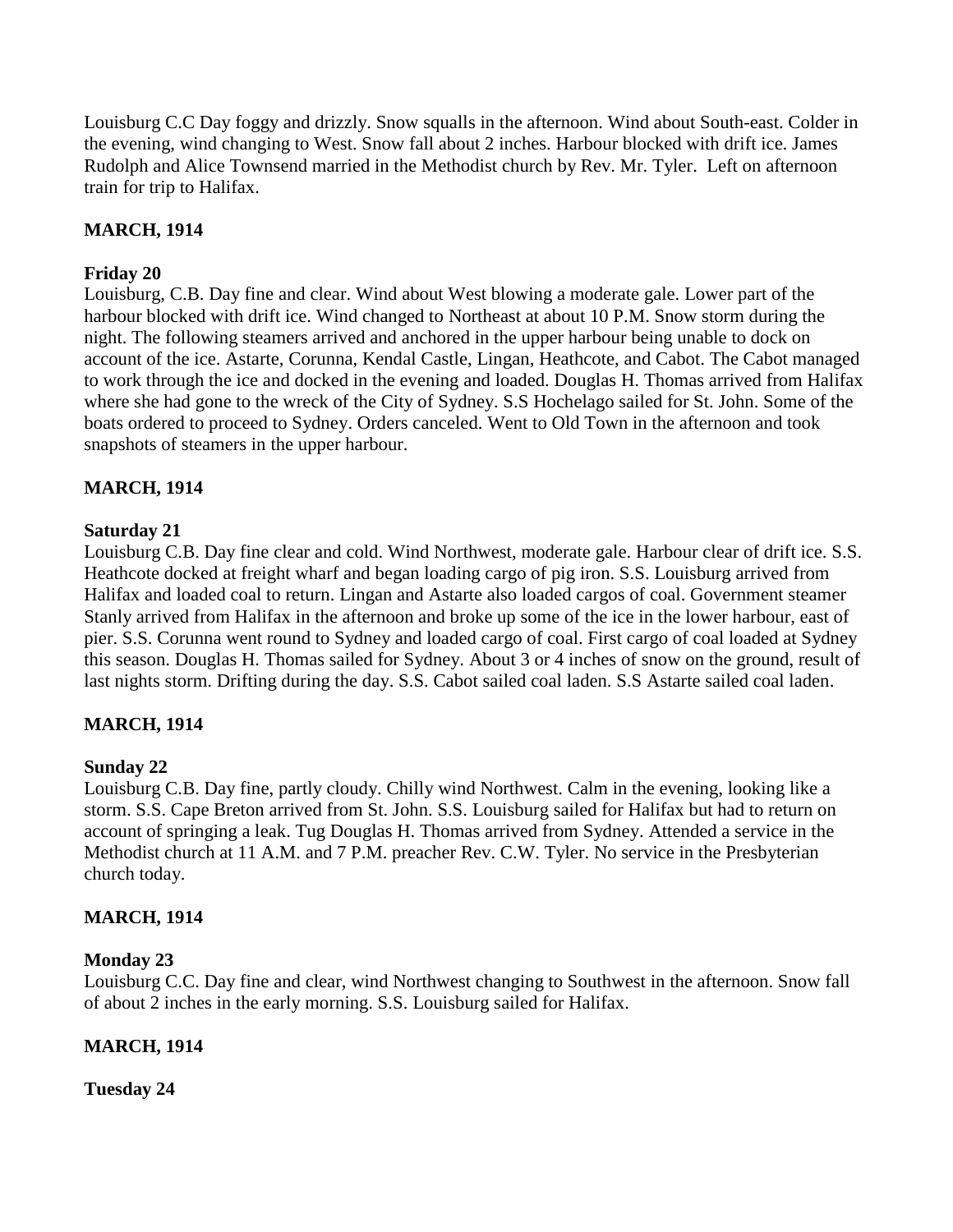Louisburg C.C Day foggy and drizzly. Snow squalls in the afternoon. Wind about South-east. Colder in the evening, wind changing to West. Snow fall about 2 inches. Harbour blocked with drift ice. James Rudolph and Alice Townsend married in the Methodist church by Rev. Mr. Tyler. Left on afternoon train for trip to Halifax.

**MARCH, 1914**

**Friday 20**
Louisburg, C.B. Day fine and clear. Wind about West blowing a moderate gale. Lower part of the harbour blocked with drift ice. Wind changed to Northeast at about 10 P.M. Snow storm during the night. The following steamers arrived and anchored in the upper harbour being unable to dock on account of the ice. Astarte, Corunna, Kendal Castle, Lingan, Heathcote, and Cabot. The Cabot managed to work through the ice and docked in the evening and loaded. Douglas H. Thomas arrived from Halifax where she had gone to the wreck of the City of Sydney. S.S Hochelago sailed for St. John. Some of the boats ordered to proceed to Sydney. Orders canceled. Went to Old Town in the afternoon and took snapshots of steamers in the upper harbour.

**MARCH, 1914**

**Saturday 21**
Louisburg C.B. Day fine clear and cold. Wind Northwest, moderate gale. Harbour clear of drift ice. S.S. Heathcote docked at freight wharf and began loading cargo of pig iron. S.S. Louisburg arrived from Halifax and loaded coal to return. Lingan and Astarte also loaded cargos of coal. Government steamer Stanly arrived from Halifax in the afternoon and broke up some of the ice in the lower harbour, east of pier. S.S. Corunna went round to Sydney and loaded cargo of coal. First cargo of coal loaded at Sydney this season. Douglas H. Thomas sailed for Sydney. About 3 or 4 inches of snow on the ground, result of last nights storm. Drifting during the day. S.S. Cabot sailed coal laden. S.S Astarte sailed coal laden.

**MARCH, 1914**

**Sunday 22**
Louisburg C.B. Day fine, partly cloudy. Chilly wind Northwest. Calm in the evening, looking like a storm. S.S. Cape Breton arrived from St. John. S.S. Louisburg sailed for Halifax but had to return on account of springing a leak. Tug Douglas H. Thomas arrived from Sydney. Attended a service in the Methodist church at 11 A.M. and 7 P.M. preacher Rev. C.W. Tyler. No service in the Presbyterian church today.

**MARCH, 1914**

**Monday 23**
Louisburg C.C. Day fine and clear, wind Northwest changing to Southwest in the afternoon. Snow fall of about 2 inches in the early morning. S.S. Louisburg sailed for Halifax.

**MARCH, 1914**

**Tuesday 24**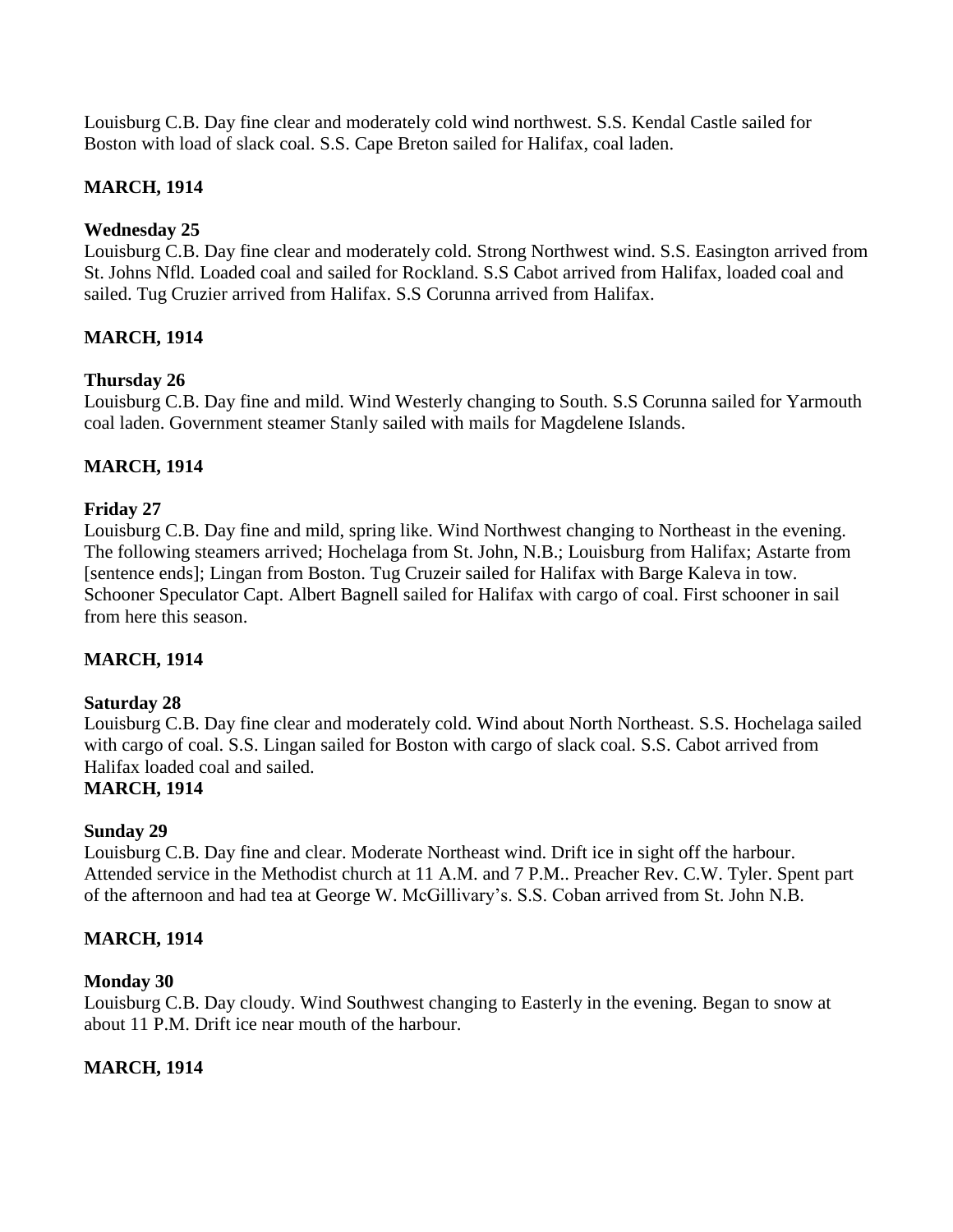Louisburg C.B. Day fine clear and moderately cold wind northwest. S.S. Kendal Castle sailed for Boston with load of slack coal. S.S. Cape Breton sailed for Halifax, coal laden.

**MARCH, 1914**

**Wednesday 25**
Louisburg C.B. Day fine clear and moderately cold. Strong Northwest wind. S.S. Easington arrived from St. Johns Nfld. Loaded coal and sailed for Rockland. S.S Cabot arrived from Halifax, loaded coal and sailed. Tug Cruzier arrived from Halifax. S.S Corunna arrived from Halifax.

**MARCH, 1914**

**Thursday 26**
Louisburg C.B. Day fine and mild. Wind Westerly changing to South. S.S Corunna sailed for Yarmouth coal laden. Government steamer Stanly sailed with mails for Magdelene Islands.

**MARCH, 1914**

**Friday 27**
Louisburg C.B. Day fine and mild, spring like. Wind Northwest changing to Northeast in the evening. The following steamers arrived; Hochelaga from St. John, N.B.; Louisburg from Halifax; Astarte from [sentence ends]; Lingan from Boston. Tug Cruzeir sailed for Halifax with Barge Kaleva in tow. Schooner Speculator Capt. Albert Bagnell sailed for Halifax with cargo of coal. First schooner in sail from here this season.

**MARCH, 1914**

**Saturday 28**
Louisburg C.B. Day fine clear and moderately cold. Wind about North Northeast. S.S. Hochelaga sailed with cargo of coal. S.S. Lingan sailed for Boston with cargo of slack coal. S.S. Cabot arrived from Halifax loaded coal and sailed.

**MARCH, 1914**

**Sunday 29**
Louisburg C.B. Day fine and clear. Moderate Northeast wind. Drift ice in sight off the harbour. Attended service in the Methodist church at 11 A.M. and 7 P.M.. Preacher Rev. C.W. Tyler. Spent part of the afternoon and had tea at George W. McGillivary's. S.S. Coban arrived from St. John N.B.

**MARCH, 1914**

**Monday 30**
Louisburg C.B. Day cloudy. Wind Southwest changing to Easterly in the evening. Began to snow at about 11 P.M. Drift ice near mouth of the harbour.

**MARCH, 1914**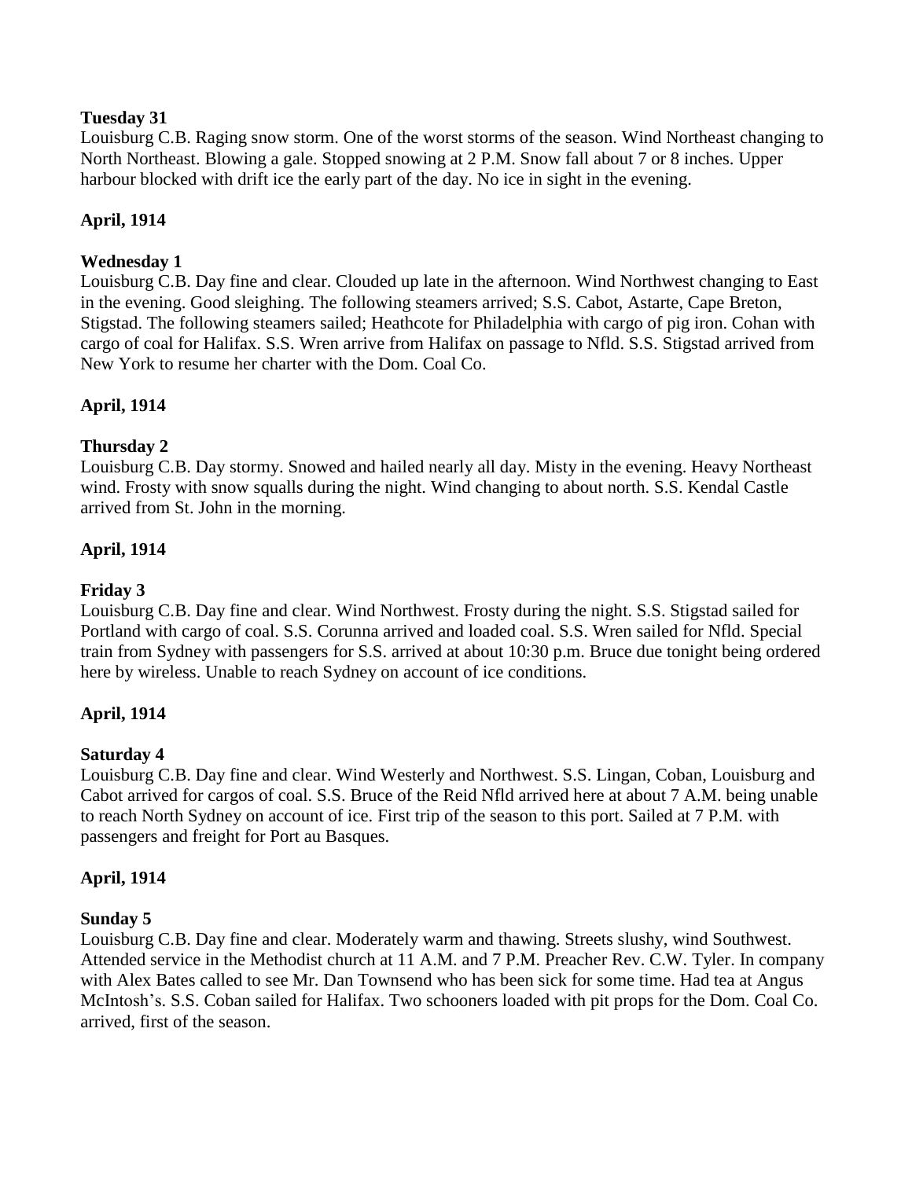**Tuesday 31**

Louisburg C.B. Raging snow storm. One of the worst storms of the season. Wind Northeast changing to North Northeast. Blowing a gale. Stopped snowing at 2 P.M. Snow fall about 7 or 8 inches. Upper harbour blocked with drift ice the early part of the day. No ice in sight in the evening.

**April, 1914**

**Wednesday 1**

Louisburg C.B. Day fine and clear. Clouded up late in the afternoon. Wind Northwest changing to East in the evening. Good sleighing. The following steamers arrived; S.S. Cabot, Astarte, Cape Breton, Stigstad. The following steamers sailed; Heathcote for Philadelphia with cargo of pig iron. Cohan with cargo of coal for Halifax. S.S. Wren arrive from Halifax on passage to Nfld. S.S. Stigstad arrived from New York to resume her charter with the Dom. Coal Co.

**April, 1914**

**Thursday 2**

Louisburg C.B. Day stormy. Snowed and hailed nearly all day. Misty in the evening. Heavy Northeast wind. Frosty with snow squalls during the night. Wind changing to about north. S.S. Kendal Castle arrived from St. John in the morning.

**April, 1914**

**Friday 3**

Louisburg C.B. Day fine and clear. Wind Northwest. Frosty during the night. S.S. Stigstad sailed for Portland with cargo of coal. S.S. Corunna arrived and loaded coal. S.S. Wren sailed for Nfld. Special train from Sydney with passengers for S.S. arrived at about 10:30 p.m. Bruce due tonight being ordered here by wireless. Unable to reach Sydney on account of ice conditions.

**April, 1914**

**Saturday 4**

Louisburg C.B. Day fine and clear. Wind Westerly and Northwest. S.S. Lingan, Coban, Louisburg and Cabot arrived for cargos of coal. S.S. Bruce of the Reid Nfld arrived here at about 7 A.M. being unable to reach North Sydney on account of ice. First trip of the season to this port. Sailed at 7 P.M. with passengers and freight for Port au Basques.

**April, 1914**

**Sunday 5**

Louisburg C.B. Day fine and clear. Moderately warm and thawing. Streets slushy, wind Southwest. Attended service in the Methodist church at 11 A.M. and 7 P.M. Preacher Rev. C.W. Tyler. In company with Alex Bates called to see Mr. Dan Townsend who has been sick for some time. Had tea at Angus McIntosh's. S.S. Coban sailed for Halifax. Two schooners loaded with pit props for the Dom. Coal Co. arrived, first of the season.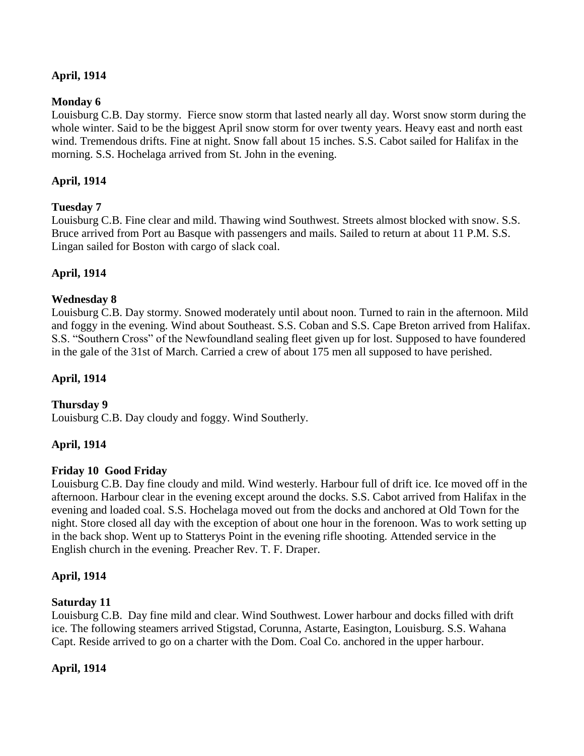**April, 1914**

**Monday 6**
Louisburg C.B. Day stormy. Fierce snow storm that lasted nearly all day. Worst snow storm during the whole winter. Said to be the biggest April snow storm for over twenty years. Heavy east and north east wind. Tremendous drifts. Fine at night. Snow fall about 15 inches. S.S. Cabot sailed for Halifax in the morning. S.S. Hochelaga arrived from St. John in the evening.

**April, 1914**

**Tuesday 7**
Louisburg C.B. Fine clear and mild. Thawing wind Southwest. Streets almost blocked with snow. S.S. Bruce arrived from Port au Basque with passengers and mails. Sailed to return at about 11 P.M. S.S. Lingan sailed for Boston with cargo of slack coal.

**April, 1914**

**Wednesday 8**
Louisburg C.B. Day stormy. Snowed moderately until about noon. Turned to rain in the afternoon. Mild and foggy in the evening. Wind about Southeast. S.S. Coban and S.S. Cape Breton arrived from Halifax. S.S. "Southern Cross" of the Newfoundland sealing fleet given up for lost. Supposed to have foundered in the gale of the 31st of March. Carried a crew of about 175 men all supposed to have perished.

**April, 1914**

**Thursday 9**
Louisburg C.B. Day cloudy and foggy. Wind Southerly.

**April, 1914**

**Friday 10 Good Friday**
Louisburg C.B. Day fine cloudy and mild. Wind westerly. Harbour full of drift ice. Ice moved off in the afternoon. Harbour clear in the evening except around the docks. S.S. Cabot arrived from Halifax in the evening and loaded coal. S.S. Hochelaga moved out from the docks and anchored at Old Town for the night. Store closed all day with the exception of about one hour in the forenoon. Was to work setting up in the back shop. Went up to Statterys Point in the evening rifle shooting. Attended service in the English church in the evening. Preacher Rev. T. F. Draper.

**April, 1914**

**Saturday 11**
Louisburg C.B. Day fine mild and clear. Wind Southwest. Lower harbour and docks filled with drift ice. The following steamers arrived Stigstad, Corunna, Astarte, Easington, Louisburg. S.S. Wahana Capt. Reside arrived to go on a charter with the Dom. Coal Co. anchored in the upper harbour.

**April, 1914**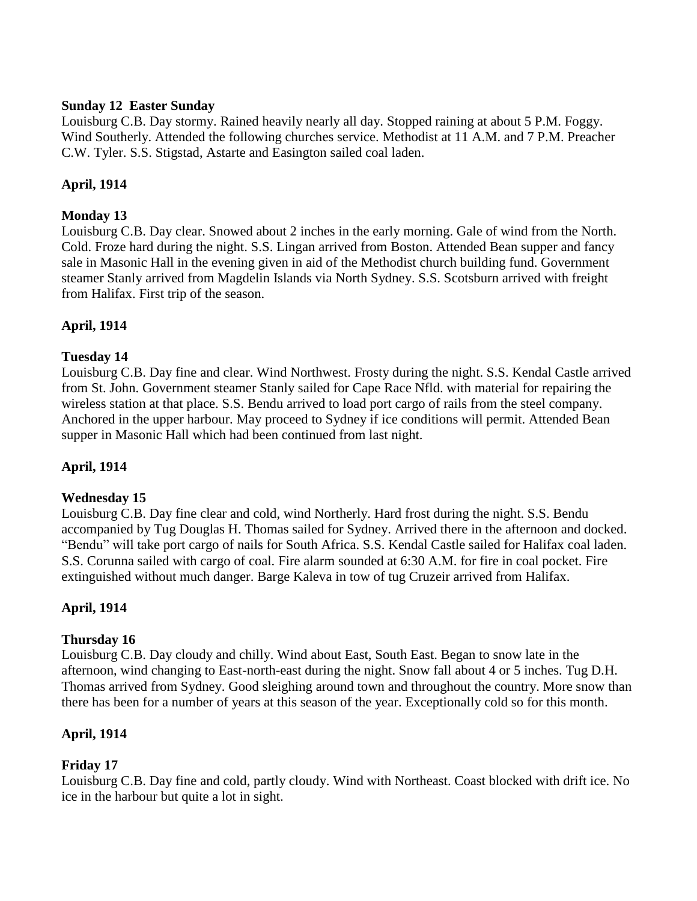**Sunday 12 Easter Sunday**

Louisburg C.B. Day stormy. Rained heavily nearly all day. Stopped raining at about 5 P.M. Foggy. Wind Southerly. Attended the following churches service. Methodist at 11 A.M. and 7 P.M. Preacher C.W. Tyler. S.S. Stigstad, Astarte and Easington sailed coal laden.

**April, 1914**

**Monday 13**

Louisburg C.B. Day clear. Snowed about 2 inches in the early morning. Gale of wind from the North. Cold. Froze hard during the night. S.S. Lingan arrived from Boston. Attended Bean supper and fancy sale in Masonic Hall in the evening given in aid of the Methodist church building fund. Government steamer Stanly arrived from Magdelin Islands via North Sydney. S.S. Scotsburn arrived with freight from Halifax. First trip of the season.

**April, 1914**

**Tuesday 14**

Louisburg C.B. Day fine and clear. Wind Northwest. Frosty during the night. S.S. Kendal Castle arrived from St. John. Government steamer Stanly sailed for Cape Race Nfld. with material for repairing the wireless station at that place. S.S. Bendu arrived to load port cargo of rails from the steel company. Anchored in the upper harbour. May proceed to Sydney if ice conditions will permit. Attended Bean supper in Masonic Hall which had been continued from last night.

**April, 1914**

**Wednesday 15**

Louisburg C.B. Day fine clear and cold, wind Northerly. Hard frost during the night. S.S. Bendu accompanied by Tug Douglas H. Thomas sailed for Sydney. Arrived there in the afternoon and docked. "Bendu" will take port cargo of nails for South Africa. S.S. Kendal Castle sailed for Halifax coal laden. S.S. Corunna sailed with cargo of coal. Fire alarm sounded at 6:30 A.M. for fire in coal pocket. Fire extinguished without much danger. Barge Kaleva in tow of tug Cruzeir arrived from Halifax.

**April, 1914**

**Thursday 16**

Louisburg C.B. Day cloudy and chilly. Wind about East, South East. Began to snow late in the afternoon, wind changing to East-north-east during the night. Snow fall about 4 or 5 inches. Tug D.H. Thomas arrived from Sydney. Good sleighing around town and throughout the country. More snow than there has been for a number of years at this season of the year. Exceptionally cold so for this month.

**April, 1914**

**Friday 17**

Louisburg C.B. Day fine and cold, partly cloudy. Wind with Northeast. Coast blocked with drift ice. No ice in the harbour but quite a lot in sight.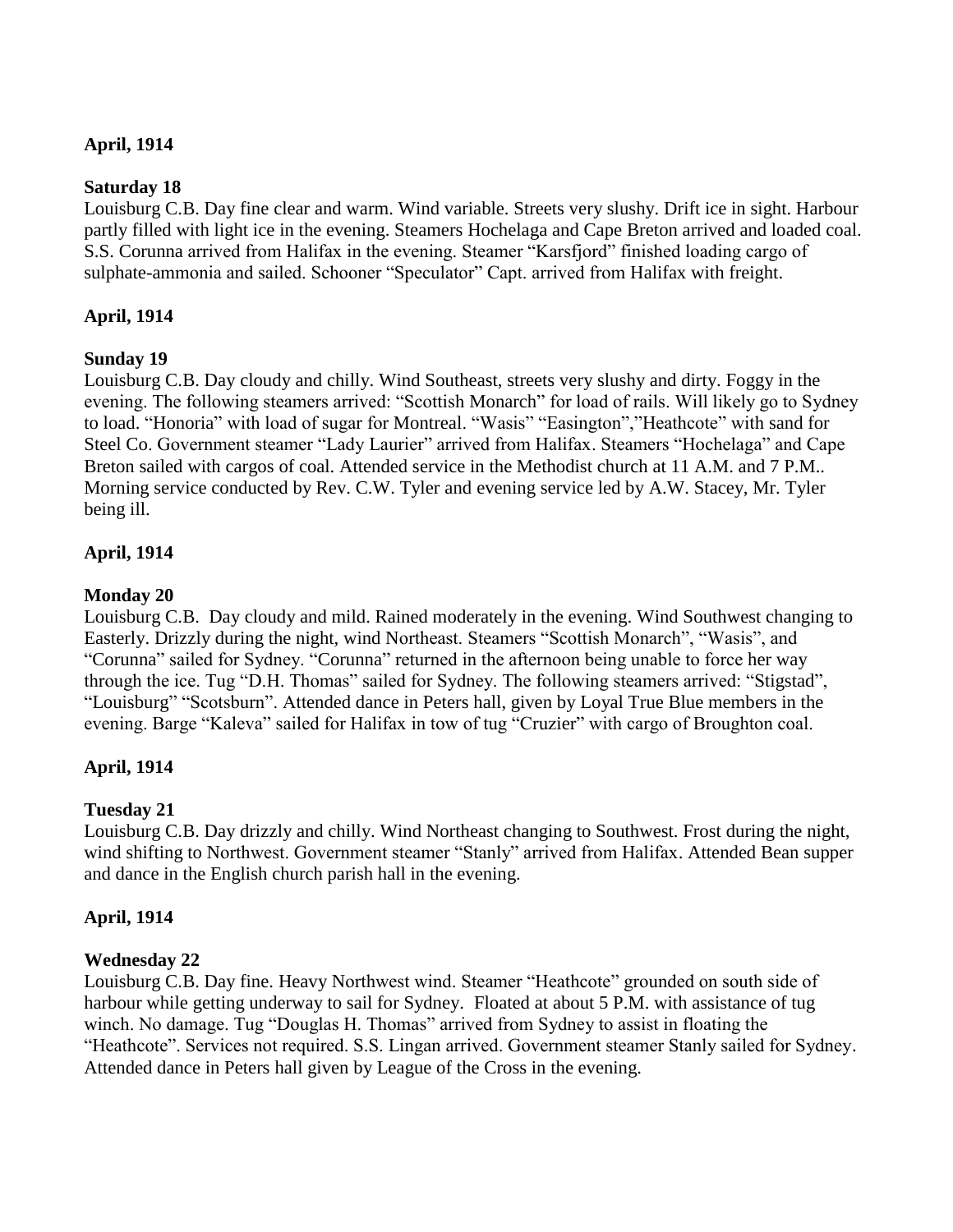**April, 1914**

**Saturday 18**

Louisburg C.B. Day fine clear and warm. Wind variable. Streets very slushy. Drift ice in sight. Harbour partly filled with light ice in the evening. Steamers Hochelaga and Cape Breton arrived and loaded coal. S.S. Corunna arrived from Halifax in the evening. Steamer "Karsfjord" finished loading cargo of sulphate-ammonia and sailed. Schooner "Speculator" Capt. arrived from Halifax with freight.

**April, 1914**

**Sunday 19**

Louisburg C.B. Day cloudy and chilly. Wind Southeast, streets very slushy and dirty. Foggy in the evening. The following steamers arrived: "Scottish Monarch" for load of rails. Will likely go to Sydney to load. "Honoria" with load of sugar for Montreal. "Wasis" "Easington","Heathcote" with sand for Steel Co. Government steamer "Lady Laurier" arrived from Halifax. Steamers "Hochelaga" and Cape Breton sailed with cargos of coal. Attended service in the Methodist church at 11 A.M. and 7 P.M.. Morning service conducted by Rev. C.W. Tyler and evening service led by A.W. Stacey, Mr. Tyler being ill.

**April, 1914**

**Monday 20**

Louisburg C.B. Day cloudy and mild. Rained moderately in the evening. Wind Southwest changing to Easterly. Drizzly during the night, wind Northeast. Steamers "Scottish Monarch", "Wasis", and "Corunna" sailed for Sydney. "Corunna" returned in the afternoon being unable to force her way through the ice. Tug "D.H. Thomas" sailed for Sydney. The following steamers arrived: "Stigstad", "Louisburg" "Scotsburn". Attended dance in Peters hall, given by Loyal True Blue members in the evening. Barge "Kaleva" sailed for Halifax in tow of tug "Cruzier" with cargo of Broughton coal.

**April, 1914**

**Tuesday 21**

Louisburg C.B. Day drizzly and chilly. Wind Northeast changing to Southwest. Frost during the night, wind shifting to Northwest. Government steamer "Stanly" arrived from Halifax. Attended Bean supper and dance in the English church parish hall in the evening.

**April, 1914**

**Wednesday 22**

Louisburg C.B. Day fine. Heavy Northwest wind. Steamer "Heathcote" grounded on south side of harbour while getting underway to sail for Sydney. Floated at about 5 P.M. with assistance of tug winch. No damage. Tug "Douglas H. Thomas" arrived from Sydney to assist in floating the "Heathcote". Services not required. S.S. Lingan arrived. Government steamer Stanly sailed for Sydney. Attended dance in Peters hall given by League of the Cross in the evening.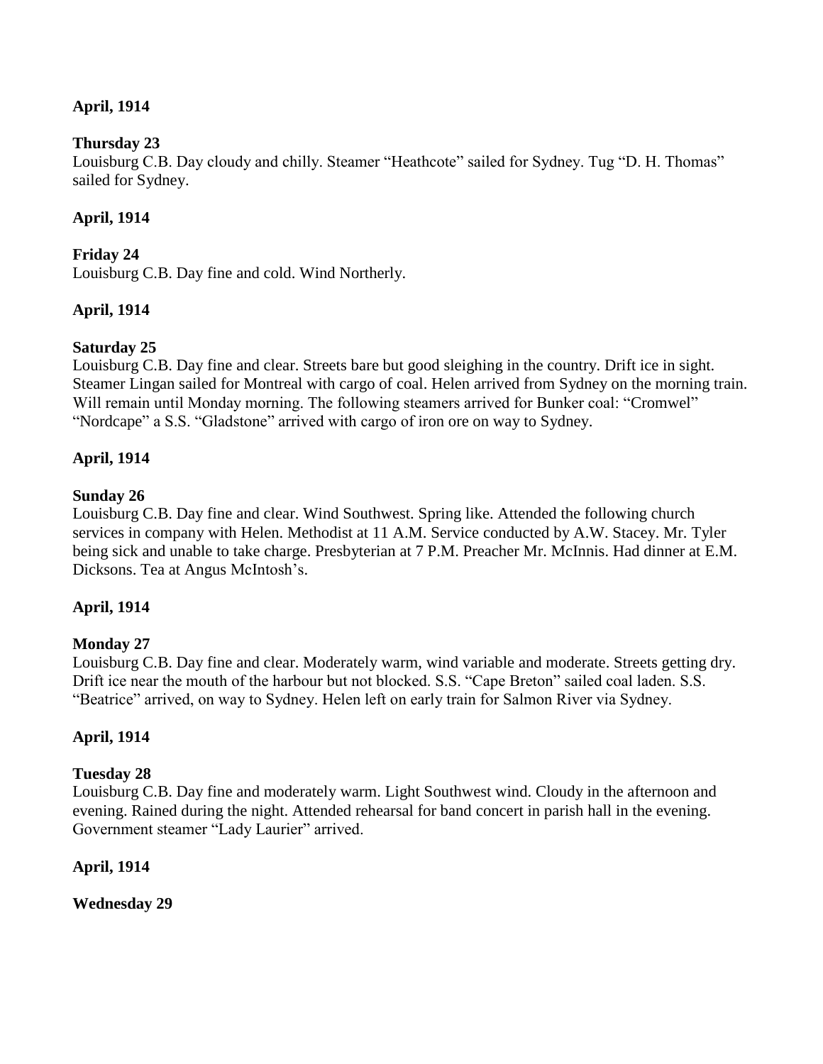**April, 1914**

**Thursday 23**
Louisburg C.B. Day cloudy and chilly. Steamer "Heathcote" sailed for Sydney. Tug "D. H. Thomas" sailed for Sydney.

**April, 1914**

**Friday 24**
Louisburg C.B. Day fine and cold. Wind Northerly.

**April, 1914**

**Saturday 25**
Louisburg C.B. Day fine and clear. Streets bare but good sleighing in the country. Drift ice in sight. Steamer Lingan sailed for Montreal with cargo of coal. Helen arrived from Sydney on the morning train. Will remain until Monday morning. The following steamers arrived for Bunker coal: "Cromwel" "Nordcape" a S.S. "Gladstone" arrived with cargo of iron ore on way to Sydney.

**April, 1914**

**Sunday 26**
Louisburg C.B. Day fine and clear. Wind Southwest. Spring like. Attended the following church services in company with Helen. Methodist at 11 A.M. Service conducted by A.W. Stacey. Mr. Tyler being sick and unable to take charge. Presbyterian at 7 P.M. Preacher Mr. McInnis. Had dinner at E.M. Dicksons. Tea at Angus McIntosh's.

**April, 1914**

**Monday 27**
Louisburg C.B. Day fine and clear. Moderately warm, wind variable and moderate. Streets getting dry. Drift ice near the mouth of the harbour but not blocked. S.S. "Cape Breton" sailed coal laden. S.S. "Beatrice" arrived, on way to Sydney. Helen left on early train for Salmon River via Sydney.

**April, 1914**

**Tuesday 28**
Louisburg C.B. Day fine and moderately warm. Light Southwest wind. Cloudy in the afternoon and evening. Rained during the night. Attended rehearsal for band concert in parish hall in the evening. Government steamer "Lady Laurier" arrived.

**April, 1914**

**Wednesday 29**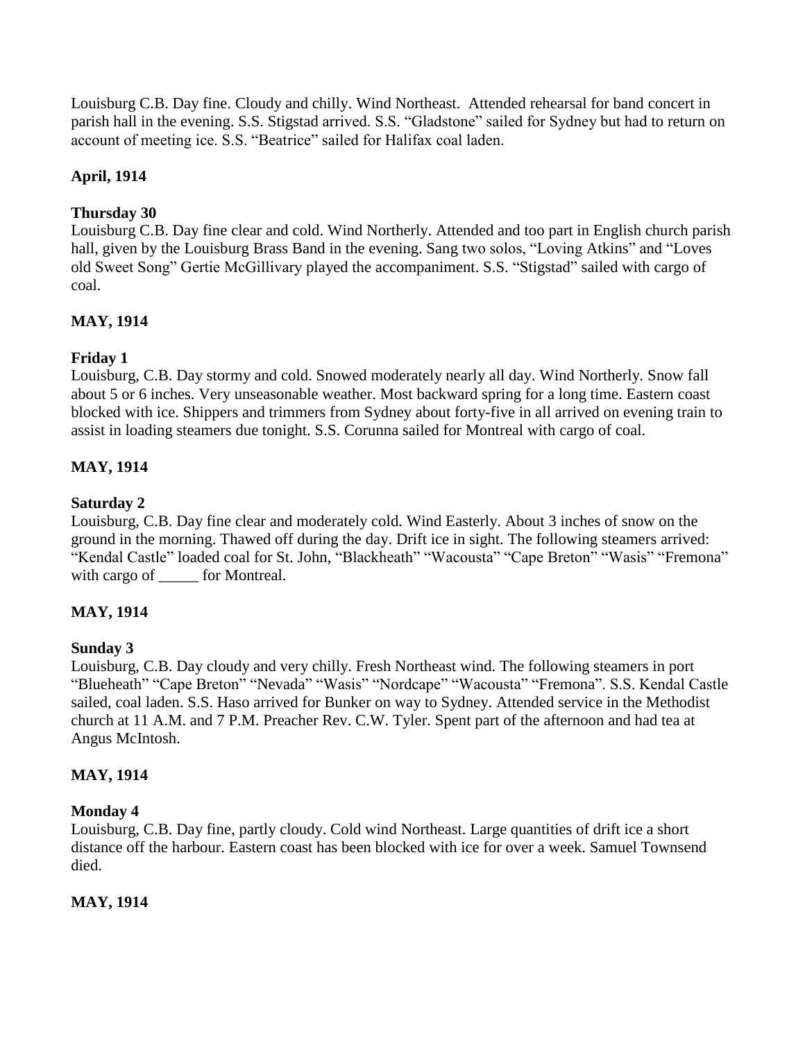Louisburg C.B. Day fine. Cloudy and chilly. Wind Northeast. Attended rehearsal for band concert in parish hall in the evening. S.S. Stigstad arrived. S.S. "Gladstone" sailed for Sydney but had to return on account of meeting ice. S.S. "Beatrice" sailed for Halifax coal laden.

**April, 1914**

**Thursday 30**
Louisburg C.B. Day fine clear and cold. Wind Northerly. Attended and too part in English church parish hall, given by the Louisburg Brass Band in the evening. Sang two solos, "Loving Atkins" and "Loves old Sweet Song" Gertie McGillivary played the accompaniment. S.S. "Stigstad" sailed with cargo of coal.

**MAY, 1914**

**Friday 1**
Louisburg, C.B. Day stormy and cold. Snowed moderately nearly all day. Wind Northerly. Snow fall about 5 or 6 inches. Very unseasonable weather. Most backward spring for a long time. Eastern coast blocked with ice. Shippers and trimmers from Sydney about forty-five in all arrived on evening train to assist in loading steamers due tonight. S.S. Corunna sailed for Montreal with cargo of coal.

**MAY, 1914**

**Saturday 2**
Louisburg, C.B. Day fine clear and moderately cold. Wind Easterly. About 3 inches of snow on the ground in the morning. Thawed off during the day. Drift ice in sight. The following steamers arrived: "Kendal Castle" loaded coal for St. John, "Blackheath" "Wacousta" "Cape Breton" "Wasis" "Fremona" with cargo of _____ for Montreal.

**MAY, 1914**

**Sunday 3**
Louisburg, C.B. Day cloudy and very chilly. Fresh Northeast wind. The following steamers in port "Blueheath" "Cape Breton" "Nevada" "Wasis" "Nordcape" "Wacousta" "Fremona". S.S. Kendal Castle sailed, coal laden. S.S. Haso arrived for Bunker on way to Sydney. Attended service in the Methodist church at 11 A.M. and 7 P.M. Preacher Rev. C.W. Tyler. Spent part of the afternoon and had tea at Angus McIntosh.

**MAY, 1914**

**Monday 4**
Louisburg, C.B. Day fine, partly cloudy. Cold wind Northeast. Large quantities of drift ice a short distance off the harbour. Eastern coast has been blocked with ice for over a week. Samuel Townsend died.

**MAY, 1914**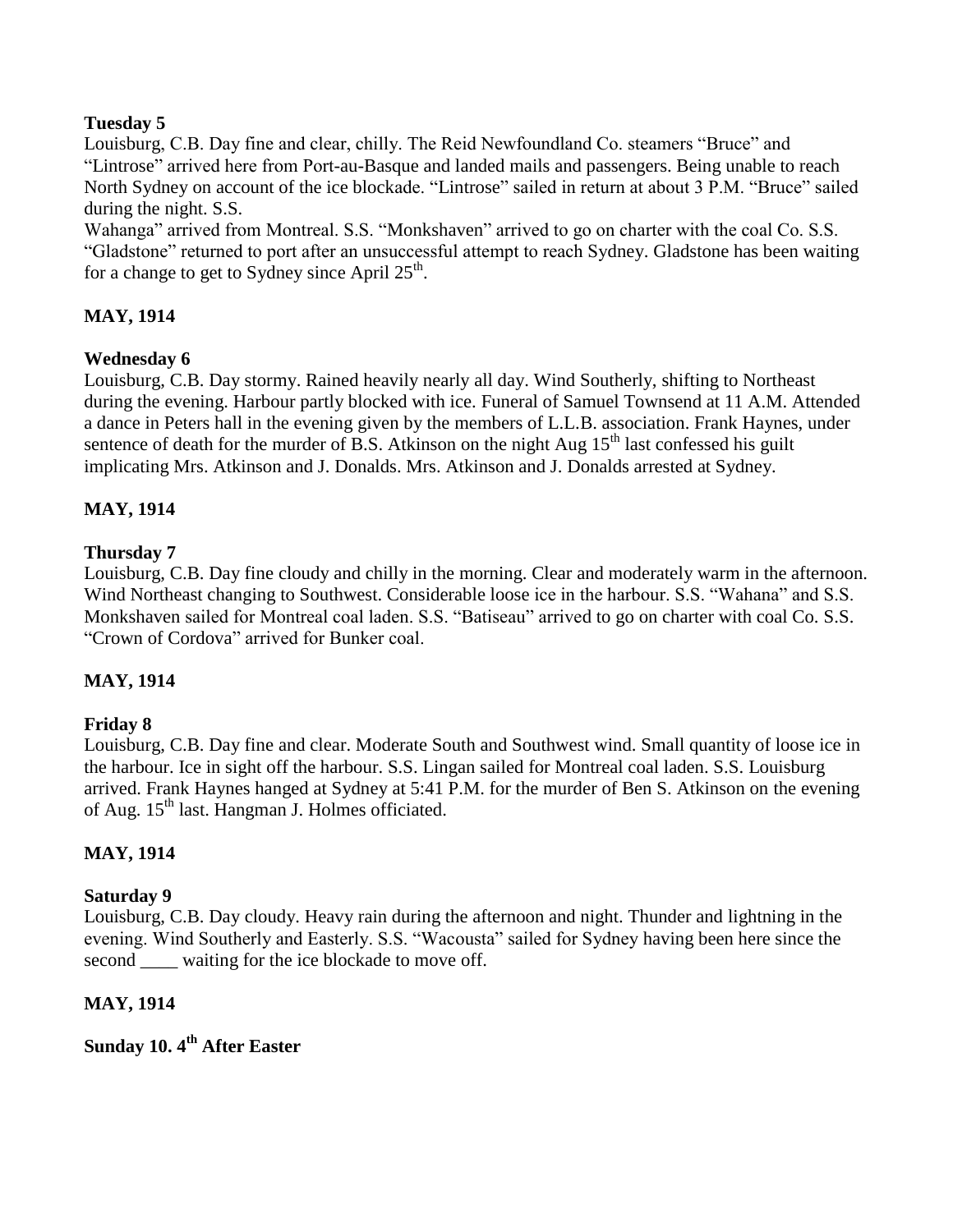**Tuesday 5**

Louisburg, C.B. Day fine and clear, chilly. The Reid Newfoundland Co. steamers "Bruce" and "Lintrose" arrived here from Port-au-Basque and landed mails and passengers. Being unable to reach North Sydney on account of the ice blockade. "Lintrose" sailed in return at about 3 P.M. "Bruce" sailed during the night. S.S. Wahanga" arrived from Montreal. S.S. "Monkshaven" arrived to go on charter with the coal Co. S.S. "Gladstone" returned to port after an unsuccessful attempt to reach Sydney. Gladstone has been waiting for a change to get to Sydney since April 25th.

**MAY, 1914**

**Wednesday 6**

Louisburg, C.B. Day stormy. Rained heavily nearly all day. Wind Southerly, shifting to Northeast during the evening. Harbour partly blocked with ice. Funeral of Samuel Townsend at 11 A.M. Attended a dance in Peters hall in the evening given by the members of L.L.B. association. Frank Haynes, under sentence of death for the murder of B.S. Atkinson on the night Aug 15th last confessed his guilt implicating Mrs. Atkinson and J. Donalds. Mrs. Atkinson and J. Donalds arrested at Sydney.

**MAY, 1914**

**Thursday 7**

Louisburg, C.B. Day fine cloudy and chilly in the morning. Clear and moderately warm in the afternoon. Wind Northeast changing to Southwest. Considerable loose ice in the harbour. S.S. "Wahana" and S.S. Monkshaven sailed for Montreal coal laden. S.S. "Batiseau" arrived to go on charter with coal Co. S.S. "Crown of Cordova" arrived for Bunker coal.

**MAY, 1914**

**Friday 8**

Louisburg, C.B. Day fine and clear. Moderate South and Southwest wind. Small quantity of loose ice in the harbour. Ice in sight off the harbour. S.S. Lingan sailed for Montreal coal laden. S.S. Louisburg arrived. Frank Haynes hanged at Sydney at 5:41 P.M. for the murder of Ben S. Atkinson on the evening of Aug. 15th last. Hangman J. Holmes officiated.

**MAY, 1914**

**Saturday 9**

Louisburg, C.B. Day cloudy. Heavy rain during the afternoon and night. Thunder and lightning in the evening. Wind Southerly and Easterly. S.S. "Wacousta" sailed for Sydney having been here since the second ____ waiting for the ice blockade to move off.

**MAY, 1914**

**Sunday 10. 4th After Easter**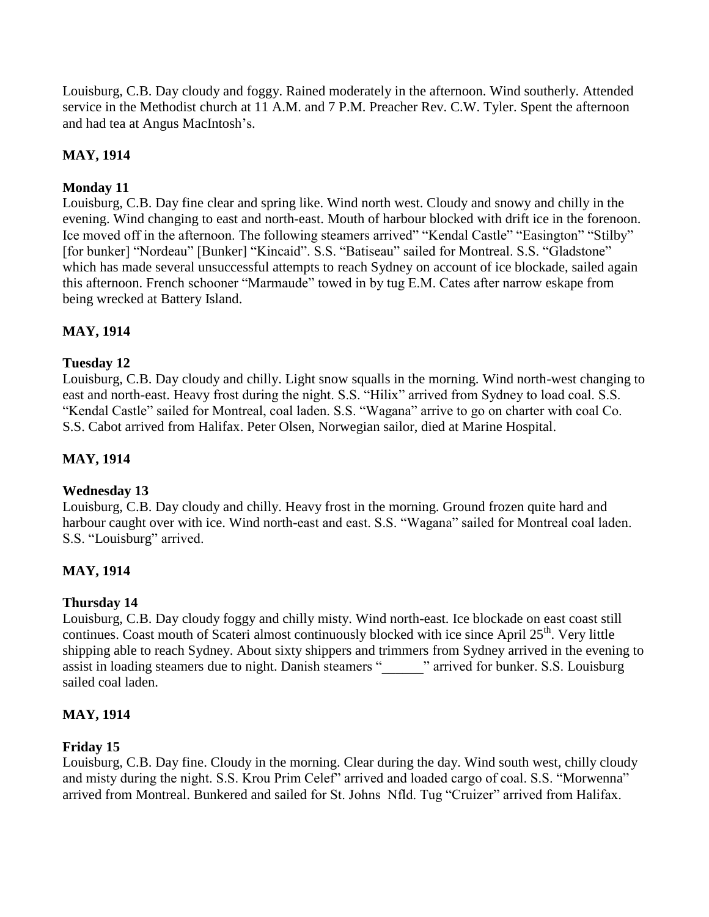Louisburg, C.B. Day cloudy and foggy. Rained moderately in the afternoon. Wind southerly. Attended service in the Methodist church at 11 A.M. and 7 P.M. Preacher Rev. C.W. Tyler. Spent the afternoon and had tea at Angus MacIntosh's.

**MAY, 1914**

**Monday 11**

Louisburg, C.B. Day fine clear and spring like. Wind north west. Cloudy and snowy and chilly in the evening. Wind changing to east and north-east. Mouth of harbour blocked with drift ice in the forenoon. Ice moved off in the afternoon. The following steamers arrived" "Kendal Castle" "Easington" "Stilby" [for bunker] "Nordeau" [Bunker] "Kincaid". S.S. "Batiseau" sailed for Montreal. S.S. "Gladstone" which has made several unsuccessful attempts to reach Sydney on account of ice blockade, sailed again this afternoon. French schooner "Marmaude" towed in by tug E.M. Cates after narrow eskape from being wrecked at Battery Island.

**MAY, 1914**

**Tuesday 12**

Louisburg, C.B. Day cloudy and chilly. Light snow squalls in the morning. Wind north-west changing to east and north-east. Heavy frost during the night. S.S. "Hilix" arrived from Sydney to load coal. S.S. "Kendal Castle" sailed for Montreal, coal laden. S.S. "Wagana" arrive to go on charter with coal Co. S.S. Cabot arrived from Halifax. Peter Olsen, Norwegian sailor, died at Marine Hospital.

**MAY, 1914**

**Wednesday 13**

Louisburg, C.B. Day cloudy and chilly. Heavy frost in the morning. Ground frozen quite hard and harbour caught over with ice. Wind north-east and east. S.S. "Wagana" sailed for Montreal coal laden. S.S. "Louisburg" arrived.

**MAY, 1914**

**Thursday 14**

Louisburg, C.B. Day cloudy foggy and chilly misty. Wind north-east. Ice blockade on east coast still continues. Coast mouth of Scateri almost continuously blocked with ice since April 25th. Very little shipping able to reach Sydney. About sixty shippers and trimmers from Sydney arrived in the evening to assist in loading steamers due to night. Danish steamers "______" arrived for bunker. S.S. Louisburg sailed coal laden.

**MAY, 1914**

**Friday 15**

Louisburg, C.B. Day fine. Cloudy in the morning. Clear during the day. Wind south west, chilly cloudy and misty during the night. S.S. Krou Prim Celef" arrived and loaded cargo of coal. S.S. "Morwenna" arrived from Montreal. Bunkered and sailed for St. Johns Nfld. Tug "Cruizer" arrived from Halifax.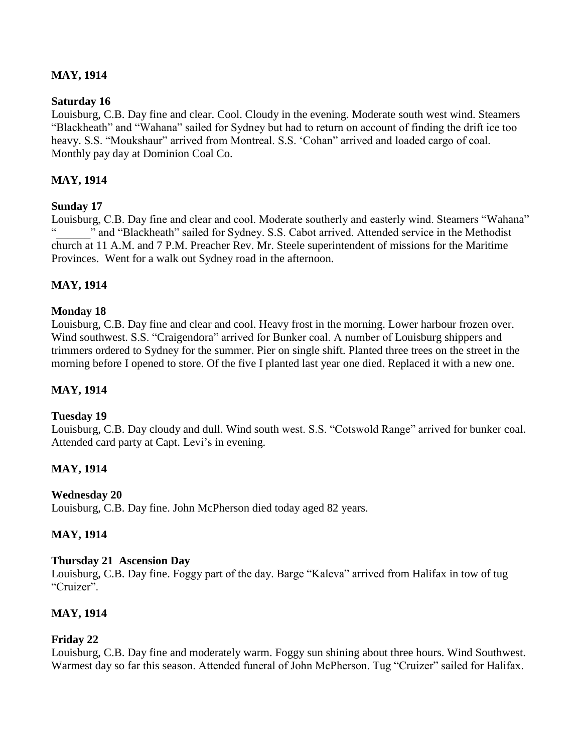**MAY, 1914**

**Saturday 16**

Louisburg, C.B. Day fine and clear. Cool. Cloudy in the evening. Moderate south west wind. Steamers "Blackheath" and "Wahana" sailed for Sydney but had to return on account of finding the drift ice too heavy. S.S. "Moukshaur" arrived from Montreal. S.S. 'Cohan" arrived and loaded cargo of coal. Monthly pay day at Dominion Coal Co.

**MAY, 1914**

**Sunday 17**

Louisburg, C.B. Day fine and clear and cool. Moderate southerly and easterly wind. Steamers "Wahana" "______" and "Blackheath" sailed for Sydney. S.S. Cabot arrived. Attended service in the Methodist church at 11 A.M. and 7 P.M. Preacher Rev. Mr. Steele superintendent of missions for the Maritime Provinces. Went for a walk out Sydney road in the afternoon.

**MAY, 1914**

**Monday 18**

Louisburg, C.B. Day fine and clear and cool. Heavy frost in the morning. Lower harbour frozen over. Wind southwest. S.S. "Craigendora" arrived for Bunker coal. A number of Louisburg shippers and trimmers ordered to Sydney for the summer. Pier on single shift. Planted three trees on the street in the morning before I opened to store. Of the five I planted last year one died. Replaced it with a new one.

**MAY, 1914**

**Tuesday 19**

Louisburg, C.B. Day cloudy and dull. Wind south west. S.S. "Cotswold Range" arrived for bunker coal. Attended card party at Capt. Levi's in evening.

**MAY, 1914**

**Wednesday 20**

Louisburg, C.B. Day fine. John McPherson died today aged 82 years.

**MAY, 1914**

**Thursday 21 Ascension Day**

Louisburg, C.B. Day fine. Foggy part of the day. Barge "Kaleva" arrived from Halifax in tow of tug "Cruizer".

**MAY, 1914**

**Friday 22**

Louisburg, C.B. Day fine and moderately warm. Foggy sun shining about three hours. Wind Southwest. Warmest day so far this season. Attended funeral of John McPherson. Tug "Cruizer" sailed for Halifax.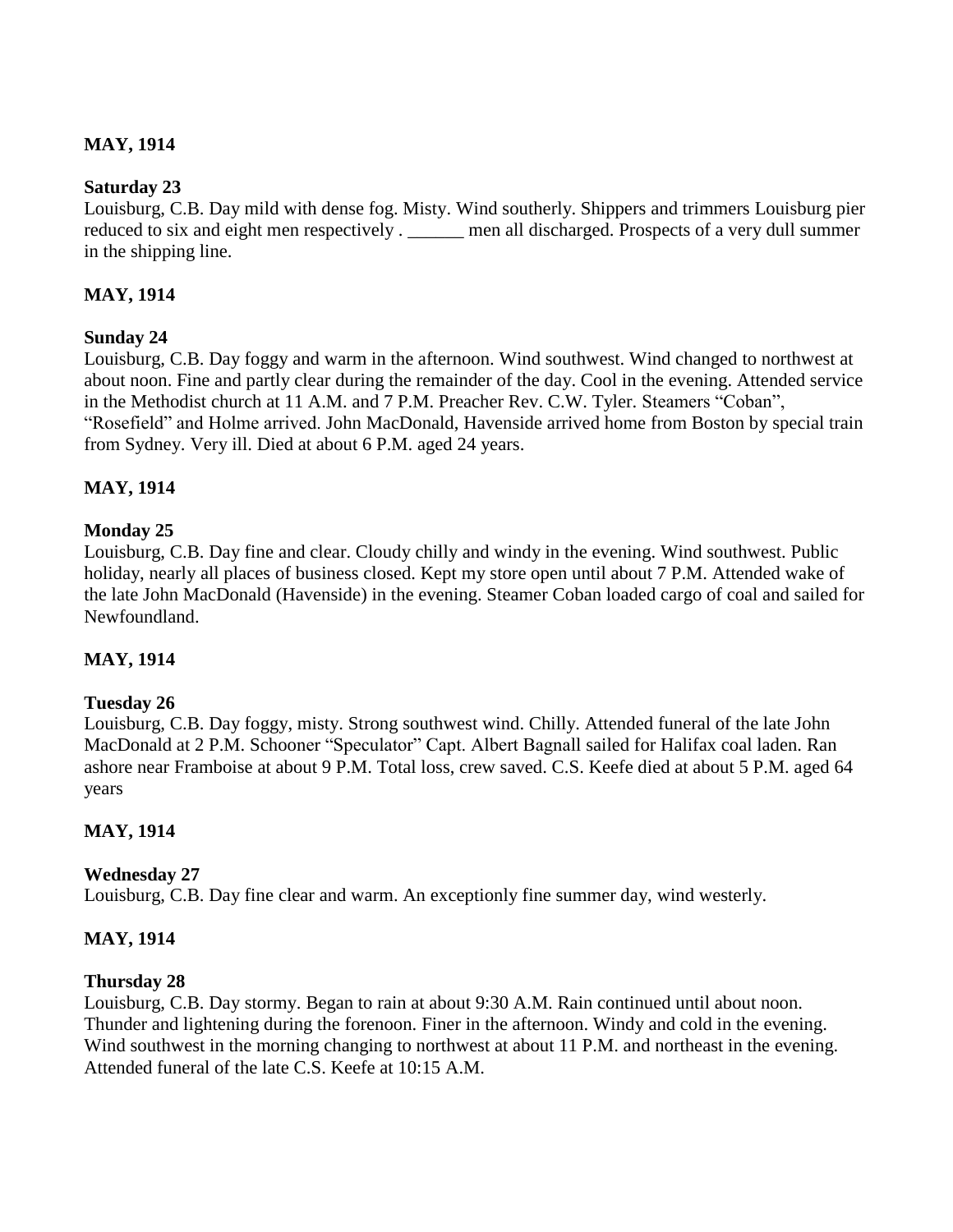**MAY, 1914**

**Saturday 23**

Louisburg, C.B. Day mild with dense fog. Misty. Wind southerly. Shippers and trimmers Louisburg pier reduced to six and eight men respectively . ______ men all discharged. Prospects of a very dull summer in the shipping line.

**MAY, 1914**

**Sunday 24**

Louisburg, C.B. Day foggy and warm in the afternoon. Wind southwest. Wind changed to northwest at about noon. Fine and partly clear during the remainder of the day. Cool in the evening. Attended service in the Methodist church at 11 A.M. and 7 P.M. Preacher Rev. C.W. Tyler. Steamers "Coban", "Rosefield" and Holme arrived. John MacDonald, Havenside arrived home from Boston by special train from Sydney. Very ill. Died at about 6 P.M. aged 24 years.

**MAY, 1914**

**Monday 25**

Louisburg, C.B. Day fine and clear. Cloudy chilly and windy in the evening. Wind southwest. Public holiday, nearly all places of business closed. Kept my store open until about 7 P.M. Attended wake of the late John MacDonald (Havenside) in the evening. Steamer Coban loaded cargo of coal and sailed for Newfoundland.

**MAY, 1914**

**Tuesday 26**

Louisburg, C.B. Day foggy, misty. Strong southwest wind. Chilly. Attended funeral of the late John MacDonald at 2 P.M. Schooner "Speculator" Capt. Albert Bagnall sailed for Halifax coal laden. Ran ashore near Framboise at about 9 P.M. Total loss, crew saved. C.S. Keefe died at about 5 P.M. aged 64 years

**MAY, 1914**

**Wednesday 27**

Louisburg, C.B. Day fine clear and warm. An exceptionly fine summer day, wind westerly.

**MAY, 1914**

**Thursday 28**

Louisburg, C.B. Day stormy. Began to rain at about 9:30 A.M. Rain continued until about noon. Thunder and lightening during the forenoon. Finer in the afternoon. Windy and cold in the evening. Wind southwest in the morning changing to northwest at about 11 P.M. and northeast in the evening. Attended funeral of the late C.S. Keefe at 10:15 A.M.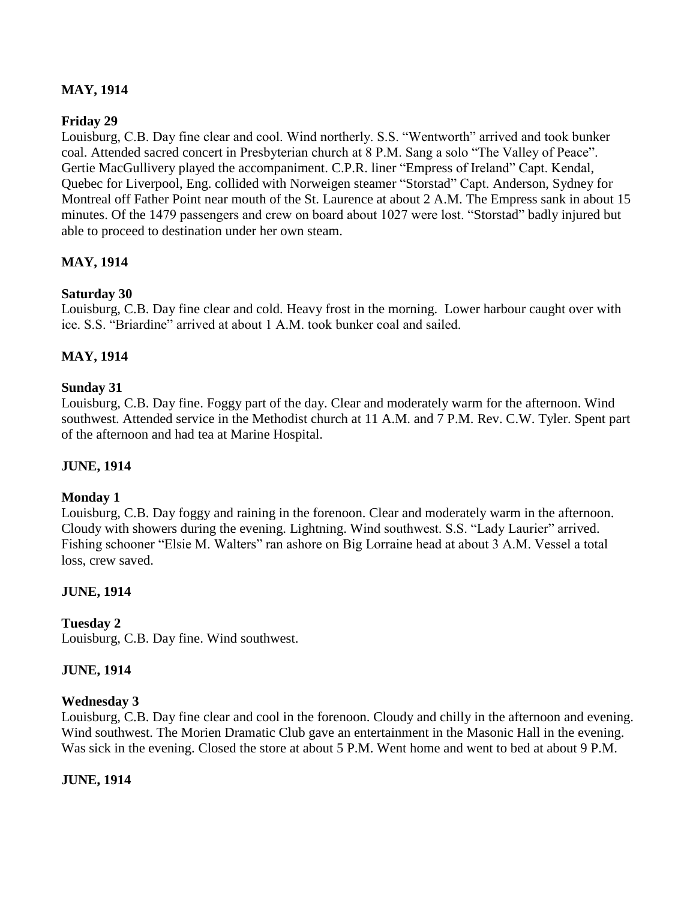**MAY, 1914**

**Friday 29**

Louisburg, C.B. Day fine clear and cool. Wind northerly. S.S. "Wentworth" arrived and took bunker coal. Attended sacred concert in Presbyterian church at 8 P.M. Sang a solo "The Valley of Peace". Gertie MacGullivery played the accompaniment. C.P.R. liner "Empress of Ireland" Capt. Kendal, Quebec for Liverpool, Eng. collided with Norweigen steamer "Storstad" Capt. Anderson, Sydney for Montreal off Father Point near mouth of the St. Laurence at about 2 A.M. The Empress sank in about 15 minutes. Of the 1479 passengers and crew on board about 1027 were lost. "Storstad" badly injured but able to proceed to destination under her own steam.

**MAY, 1914**

**Saturday 30**

Louisburg, C.B. Day fine clear and cold. Heavy frost in the morning. Lower harbour caught over with ice. S.S. "Briardine" arrived at about 1 A.M. took bunker coal and sailed.

**MAY, 1914**

**Sunday 31**

Louisburg, C.B. Day fine. Foggy part of the day. Clear and moderately warm for the afternoon. Wind southwest. Attended service in the Methodist church at 11 A.M. and 7 P.M. Rev. C.W. Tyler. Spent part of the afternoon and had tea at Marine Hospital.

**JUNE, 1914**

**Monday 1**

Louisburg, C.B. Day foggy and raining in the forenoon. Clear and moderately warm in the afternoon. Cloudy with showers during the evening. Lightning. Wind southwest. S.S. "Lady Laurier" arrived. Fishing schooner "Elsie M. Walters" ran ashore on Big Lorraine head at about 3 A.M. Vessel a total loss, crew saved.

**JUNE, 1914**

**Tuesday 2**

Louisburg, C.B. Day fine. Wind southwest.

**JUNE, 1914**

**Wednesday 3**

Louisburg, C.B. Day fine clear and cool in the forenoon. Cloudy and chilly in the afternoon and evening. Wind southwest. The Morien Dramatic Club gave an entertainment in the Masonic Hall in the evening. Was sick in the evening. Closed the store at about 5 P.M. Went home and went to bed at about 9 P.M.

**JUNE, 1914**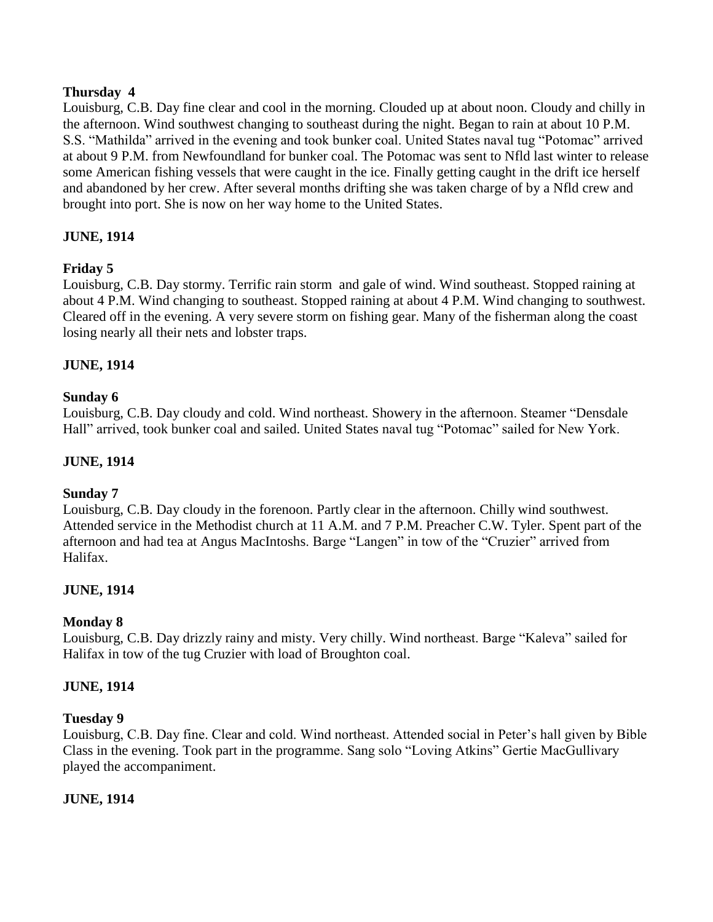**Thursday 4**
Louisburg, C.B. Day fine clear and cool in the morning. Clouded up at about noon. Cloudy and chilly in the afternoon. Wind southwest changing to southeast during the night. Began to rain at about 10 P.M. S.S. "Mathilda" arrived in the evening and took bunker coal. United States naval tug "Potomac" arrived at about 9 P.M. from Newfoundland for bunker coal. The Potomac was sent to Nfld last winter to release some American fishing vessels that were caught in the ice. Finally getting caught in the drift ice herself and abandoned by her crew. After several months drifting she was taken charge of by a Nfld crew and brought into port. She is now on her way home to the United States.

**JUNE, 1914**

**Friday 5**
Louisburg, C.B. Day stormy. Terrific rain storm and gale of wind. Wind southeast. Stopped raining at about 4 P.M. Wind changing to southeast. Stopped raining at about 4 P.M. Wind changing to southwest. Cleared off in the evening. A very severe storm on fishing gear. Many of the fisherman along the coast losing nearly all their nets and lobster traps.

**JUNE, 1914**

**Sunday 6**
Louisburg, C.B. Day cloudy and cold. Wind northeast. Showery in the afternoon. Steamer "Densdale Hall" arrived, took bunker coal and sailed. United States naval tug "Potomac" sailed for New York.

**JUNE, 1914**

**Sunday 7**
Louisburg, C.B. Day cloudy in the forenoon. Partly clear in the afternoon. Chilly wind southwest. Attended service in the Methodist church at 11 A.M. and 7 P.M. Preacher C.W. Tyler. Spent part of the afternoon and had tea at Angus MacIntoshs. Barge "Langen" in tow of the "Cruzier" arrived from Halifax.

**JUNE, 1914**

**Monday 8**
Louisburg, C.B. Day drizzly rainy and misty. Very chilly. Wind northeast. Barge "Kaleva" sailed for Halifax in tow of the tug Cruzier with load of Broughton coal.

**JUNE, 1914**

**Tuesday 9**
Louisburg, C.B. Day fine. Clear and cold. Wind northeast. Attended social in Peter's hall given by Bible Class in the evening. Took part in the programme. Sang solo "Loving Atkins" Gertie MacGullivary played the accompaniment.

**JUNE, 1914**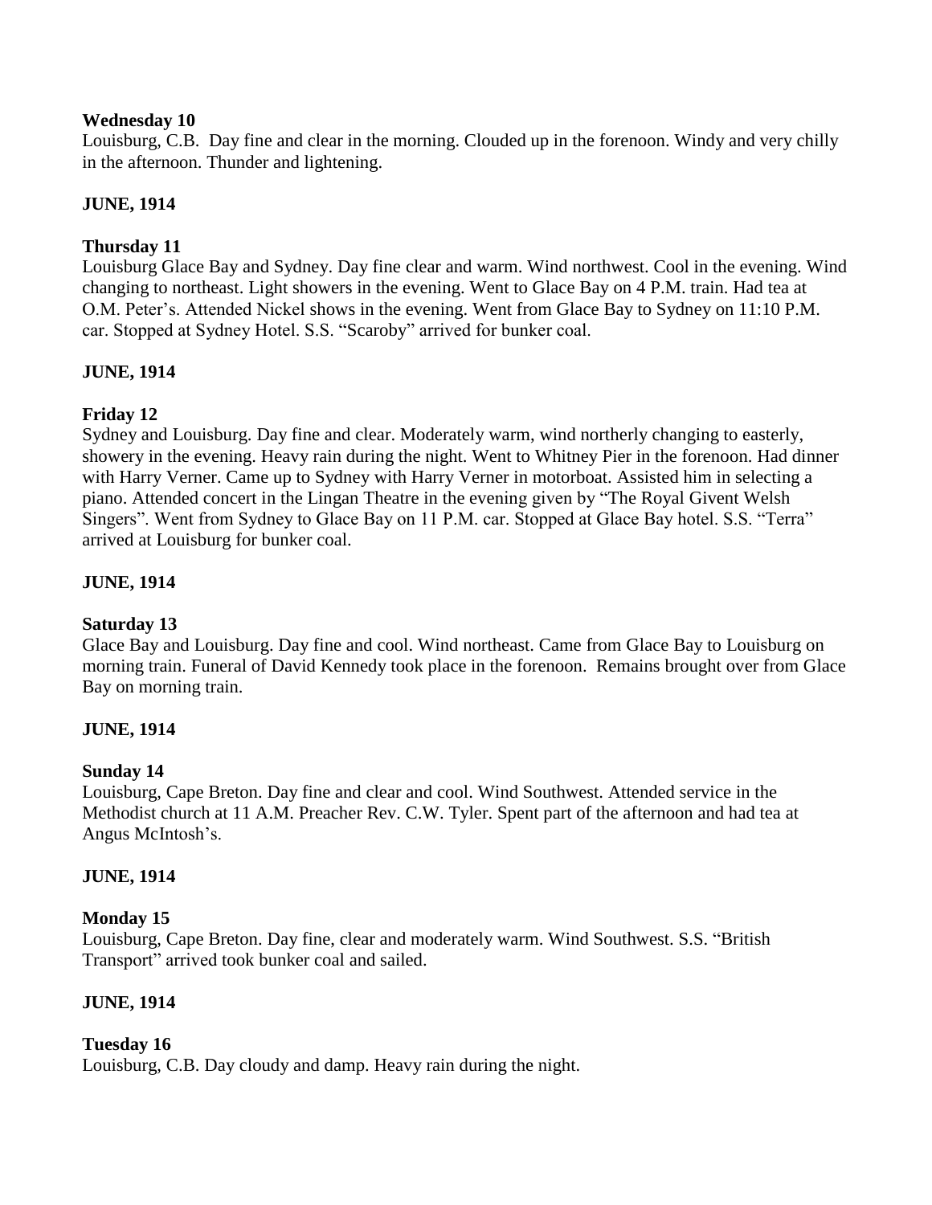**Wednesday 10**

Louisburg, C.B. Day fine and clear in the morning. Clouded up in the forenoon. Windy and very chilly in the afternoon. Thunder and lightening.

**JUNE, 1914**

**Thursday 11**

Louisburg Glace Bay and Sydney. Day fine clear and warm. Wind northwest. Cool in the evening. Wind changing to northeast. Light showers in the evening. Went to Glace Bay on 4 P.M. train. Had tea at O.M. Peter's. Attended Nickel shows in the evening. Went from Glace Bay to Sydney on 11:10 P.M. car. Stopped at Sydney Hotel. S.S. "Scaroby" arrived for bunker coal.

**JUNE, 1914**

**Friday 12**

Sydney and Louisburg. Day fine and clear. Moderately warm, wind northerly changing to easterly, showery in the evening. Heavy rain during the night. Went to Whitney Pier in the forenoon. Had dinner with Harry Verner. Came up to Sydney with Harry Verner in motorboat. Assisted him in selecting a piano. Attended concert in the Lingan Theatre in the evening given by "The Royal Givent Welsh Singers". Went from Sydney to Glace Bay on 11 P.M. car. Stopped at Glace Bay hotel. S.S. "Terra" arrived at Louisburg for bunker coal.

**JUNE, 1914**

**Saturday 13**

Glace Bay and Louisburg. Day fine and cool. Wind northeast. Came from Glace Bay to Louisburg on morning train. Funeral of David Kennedy took place in the forenoon. Remains brought over from Glace Bay on morning train.

**JUNE, 1914**

**Sunday 14**

Louisburg, Cape Breton. Day fine and clear and cool. Wind Southwest. Attended service in the Methodist church at 11 A.M. Preacher Rev. C.W. Tyler. Spent part of the afternoon and had tea at Angus McIntosh's.

**JUNE, 1914**

**Monday 15**

Louisburg, Cape Breton. Day fine, clear and moderately warm. Wind Southwest. S.S. "British Transport" arrived took bunker coal and sailed.

**JUNE, 1914**

**Tuesday 16**

Louisburg, C.B. Day cloudy and damp. Heavy rain during the night.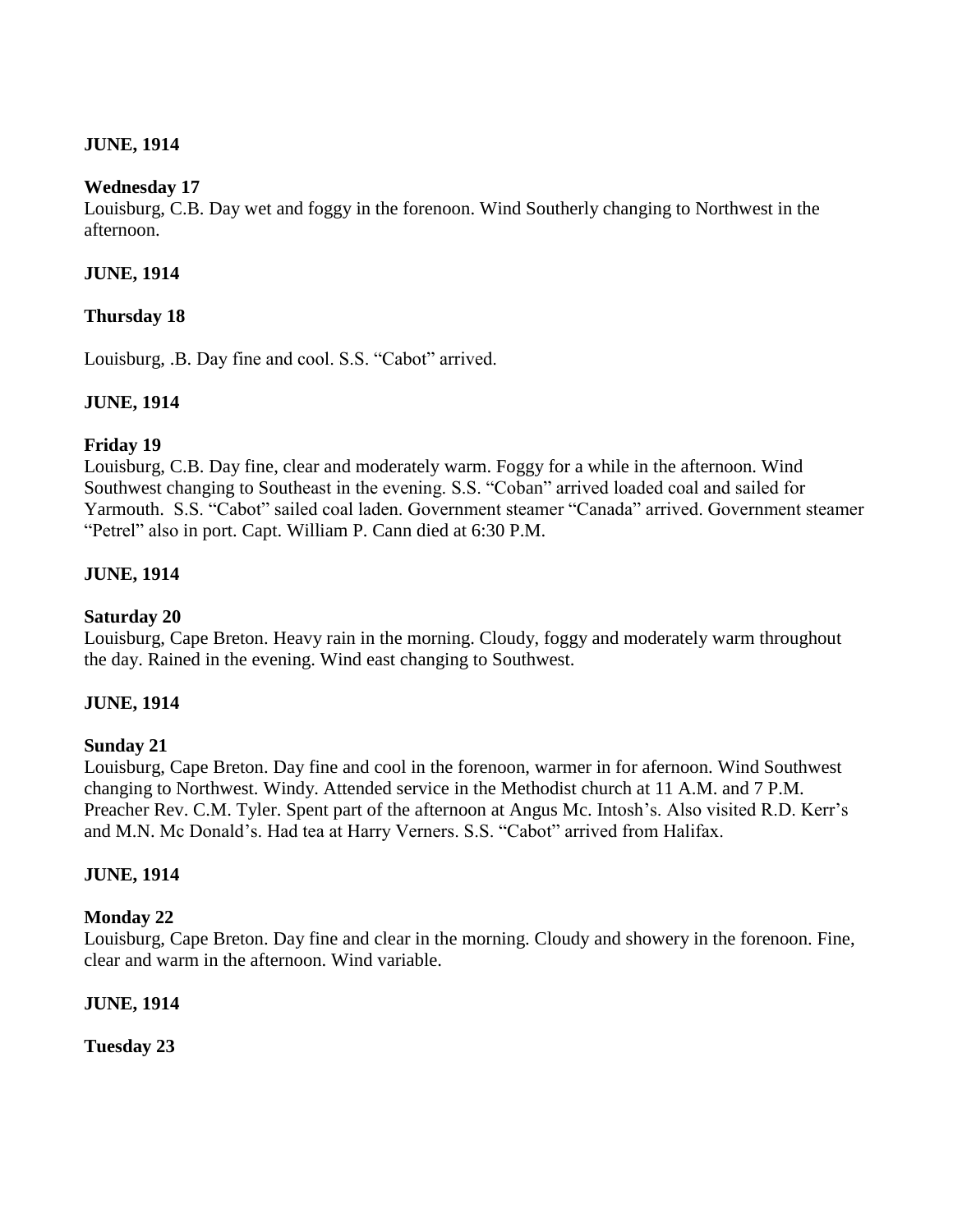**JUNE, 1914**

**Wednesday 17**

Louisburg, C.B. Day wet and foggy in the forenoon. Wind Southerly changing to Northwest in the afternoon.

**JUNE, 1914**

**Thursday 18**

Louisburg, .B. Day fine and cool. S.S. "Cabot" arrived.

**JUNE, 1914**

**Friday 19**

Louisburg, C.B. Day fine, clear and moderately warm. Foggy for a while in the afternoon. Wind Southwest changing to Southeast in the evening. S.S. "Coban" arrived loaded coal and sailed for Yarmouth. S.S. "Cabot" sailed coal laden. Government steamer "Canada" arrived. Government steamer "Petrel" also in port. Capt. William P. Cann died at 6:30 P.M.

**JUNE, 1914**

**Saturday 20**

Louisburg, Cape Breton. Heavy rain in the morning. Cloudy, foggy and moderately warm throughout the day. Rained in the evening. Wind east changing to Southwest.

**JUNE, 1914**

**Sunday 21**

Louisburg, Cape Breton. Day fine and cool in the forenoon, warmer in for afernoon. Wind Southwest changing to Northwest. Windy. Attended service in the Methodist church at 11 A.M. and 7 P.M. Preacher Rev. C.M. Tyler. Spent part of the afternoon at Angus Mc. Intosh's. Also visited R.D. Kerr's and M.N. Mc Donald's. Had tea at Harry Verners. S.S. "Cabot" arrived from Halifax.

**JUNE, 1914**

**Monday 22**

Louisburg, Cape Breton. Day fine and clear in the morning. Cloudy and showery in the forenoon. Fine, clear and warm in the afternoon. Wind variable.

**JUNE, 1914**

**Tuesday 23**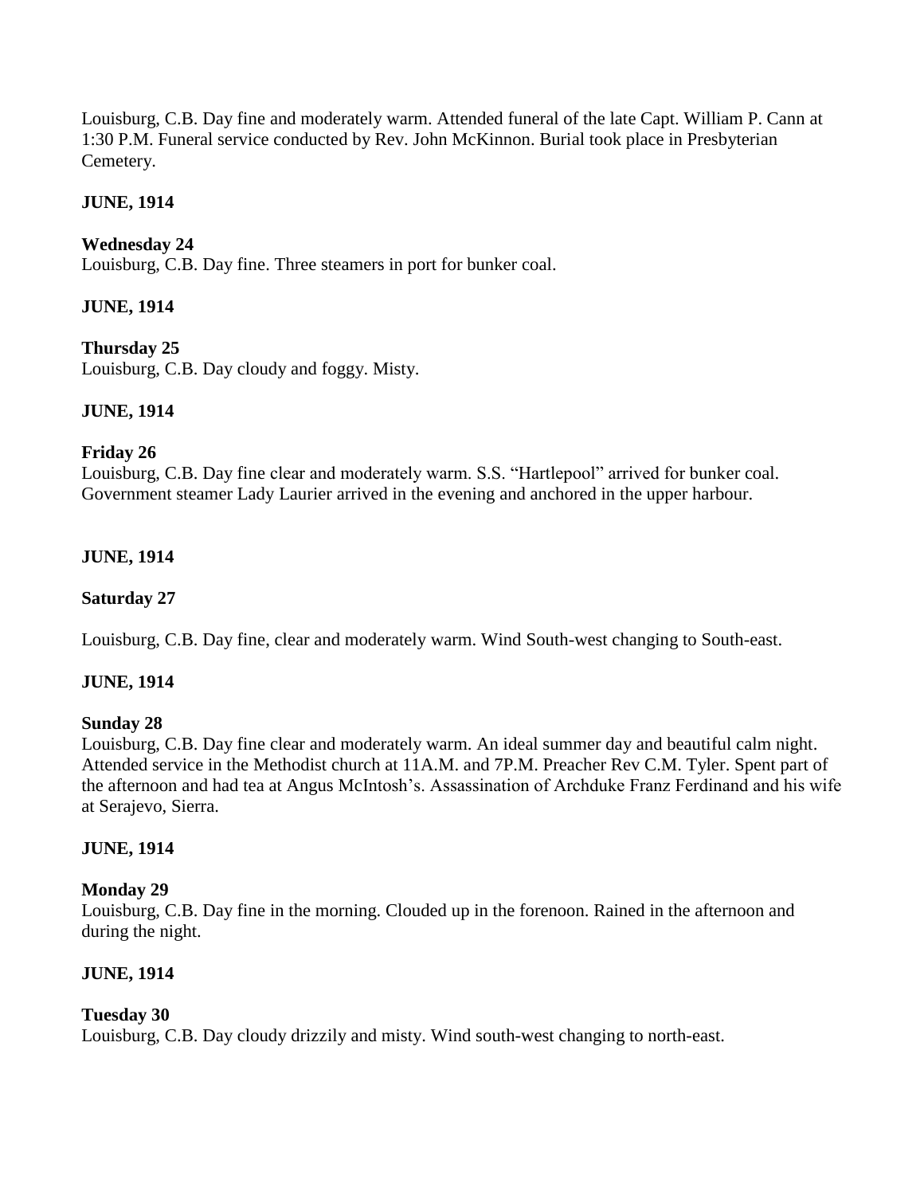Louisburg, C.B. Day fine and moderately warm. Attended funeral of the late Capt. William P. Cann at 1:30 P.M. Funeral service conducted by Rev. John McKinnon. Burial took place in Presbyterian Cemetery.

**JUNE, 1914**

**Wednesday 24**
Louisburg, C.B. Day fine. Three steamers in port for bunker coal.

**JUNE, 1914**

**Thursday 25**
Louisburg, C.B. Day cloudy and foggy. Misty.

**JUNE, 1914**

**Friday 26**
Louisburg, C.B. Day fine clear and moderately warm. S.S. "Hartlepool" arrived for bunker coal. Government steamer Lady Laurier arrived in the evening and anchored in the upper harbour.

**JUNE, 1914**

**Saturday 27**

Louisburg, C.B. Day fine, clear and moderately warm. Wind South-west changing to South-east.

**JUNE, 1914**

**Sunday 28**
Louisburg, C.B. Day fine clear and moderately warm. An ideal summer day and beautiful calm night. Attended service in the Methodist church at 11A.M. and 7P.M. Preacher Rev C.M. Tyler. Spent part of the afternoon and had tea at Angus McIntosh's. Assassination of Archduke Franz Ferdinand and his wife at Serajevo, Sierra.

**JUNE, 1914**

**Monday 29**
Louisburg, C.B. Day fine in the morning. Clouded up in the forenoon. Rained in the afternoon and during the night.

**JUNE, 1914**

**Tuesday 30**
Louisburg, C.B. Day cloudy drizzily and misty. Wind south-west changing to north-east.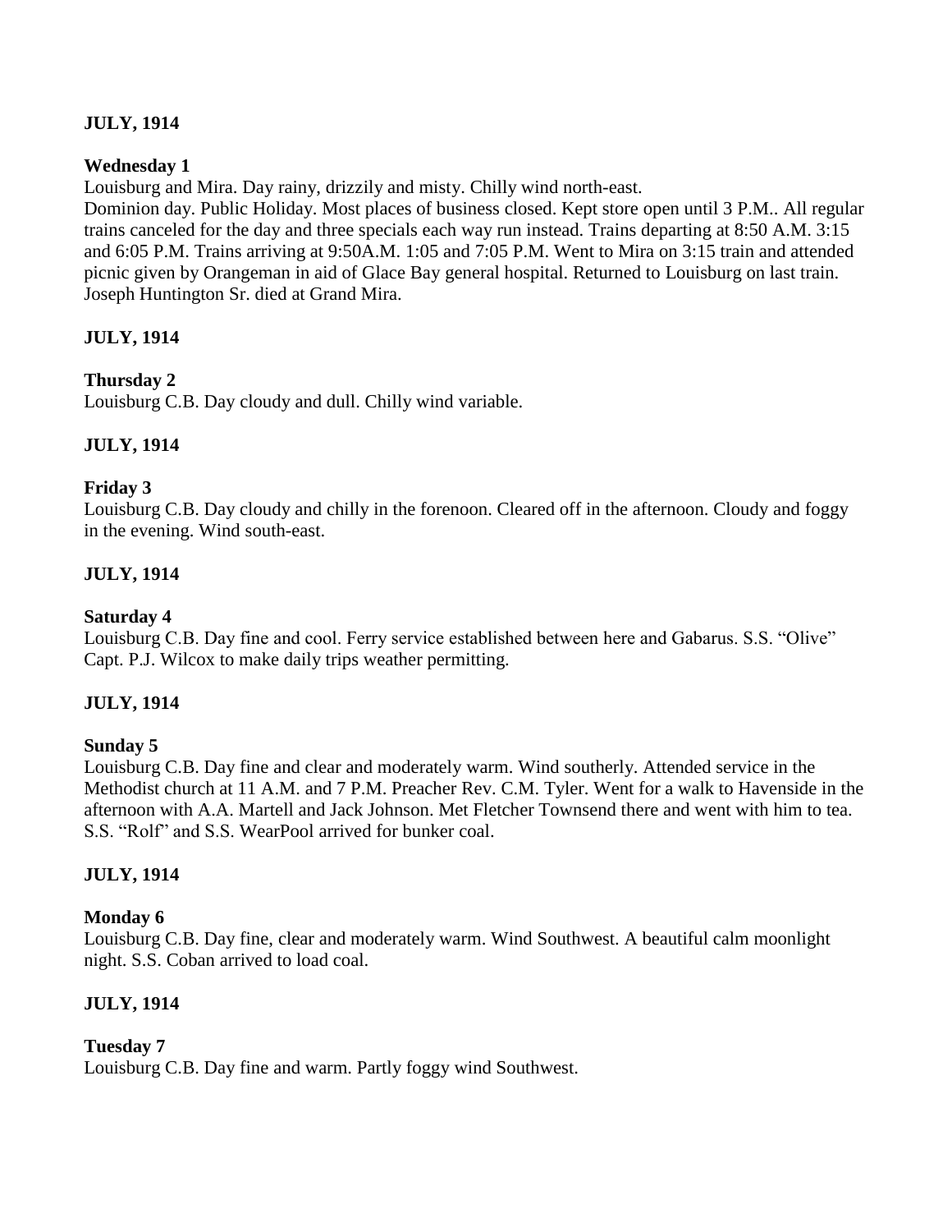**JULY, 1914**

**Wednesday 1**

Louisburg and Mira. Day rainy, drizzily and misty. Chilly wind north-east.
Dominion day. Public Holiday. Most places of business closed. Kept store open until 3 P.M.. All regular trains canceled for the day and three specials each way run instead. Trains departing at 8:50 A.M. 3:15 and 6:05 P.M. Trains arriving at 9:50A.M. 1:05 and 7:05 P.M. Went to Mira on 3:15 train and attended picnic given by Orangeman in aid of Glace Bay general hospital. Returned to Louisburg on last train. Joseph Huntington Sr. died at Grand Mira.

**JULY, 1914**

**Thursday 2**

Louisburg C.B. Day cloudy and dull. Chilly wind variable.

**JULY, 1914**

**Friday 3**

Louisburg C.B. Day cloudy and chilly in the forenoon. Cleared off in the afternoon. Cloudy and foggy in the evening. Wind south-east.

**JULY, 1914**

**Saturday 4**

Louisburg C.B. Day fine and cool. Ferry service established between here and Gabarus. S.S. "Olive" Capt. P.J. Wilcox to make daily trips weather permitting.

**JULY, 1914**

**Sunday 5**

Louisburg C.B. Day fine and clear and moderately warm. Wind southerly. Attended service in the Methodist church at 11 A.M. and 7 P.M. Preacher Rev. C.M. Tyler. Went for a walk to Havenside in the afternoon with A.A. Martell and Jack Johnson. Met Fletcher Townsend there and went with him to tea. S.S. "Rolf" and S.S. WearPool arrived for bunker coal.

**JULY, 1914**

**Monday 6**

Louisburg C.B. Day fine, clear and moderately warm. Wind Southwest. A beautiful calm moonlight night. S.S. Coban arrived to load coal.

**JULY, 1914**

**Tuesday 7**

Louisburg C.B. Day fine and warm. Partly foggy wind Southwest.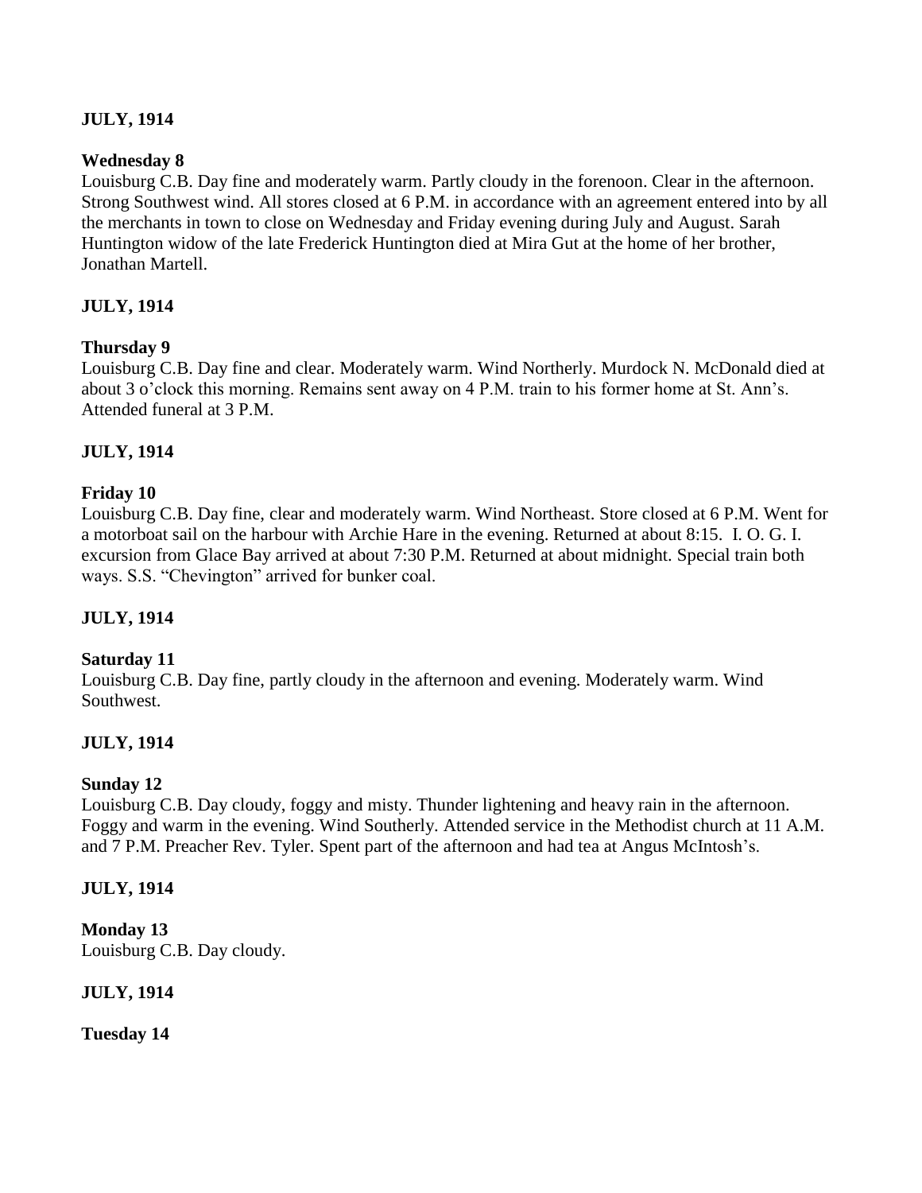**JULY, 1914**

**Wednesday 8**

Louisburg C.B. Day fine and moderately warm. Partly cloudy in the forenoon. Clear in the afternoon. Strong Southwest wind. All stores closed at 6 P.M. in accordance with an agreement entered into by all the merchants in town to close on Wednesday and Friday evening during July and August. Sarah Huntington widow of the late Frederick Huntington died at Mira Gut at the home of her brother, Jonathan Martell.

**JULY, 1914**

**Thursday 9**

Louisburg C.B. Day fine and clear. Moderately warm. Wind Northerly. Murdock N. McDonald died at about 3 o'clock this morning. Remains sent away on 4 P.M. train to his former home at St. Ann's. Attended funeral at 3 P.M.

**JULY, 1914**

**Friday 10**

Louisburg C.B. Day fine, clear and moderately warm. Wind Northeast. Store closed at 6 P.M. Went for a motorboat sail on the harbour with Archie Hare in the evening. Returned at about 8:15. I. O. G. I. excursion from Glace Bay arrived at about 7:30 P.M. Returned at about midnight. Special train both ways. S.S. "Chevington" arrived for bunker coal.

**JULY, 1914**

**Saturday 11**

Louisburg C.B. Day fine, partly cloudy in the afternoon and evening. Moderately warm. Wind Southwest.

**JULY, 1914**

**Sunday 12**

Louisburg C.B. Day cloudy, foggy and misty. Thunder lightening and heavy rain in the afternoon. Foggy and warm in the evening. Wind Southerly. Attended service in the Methodist church at 11 A.M. and 7 P.M. Preacher Rev. Tyler. Spent part of the afternoon and had tea at Angus McIntosh's.

**JULY, 1914**

**Monday 13**

Louisburg C.B. Day cloudy.

**JULY, 1914**

**Tuesday 14**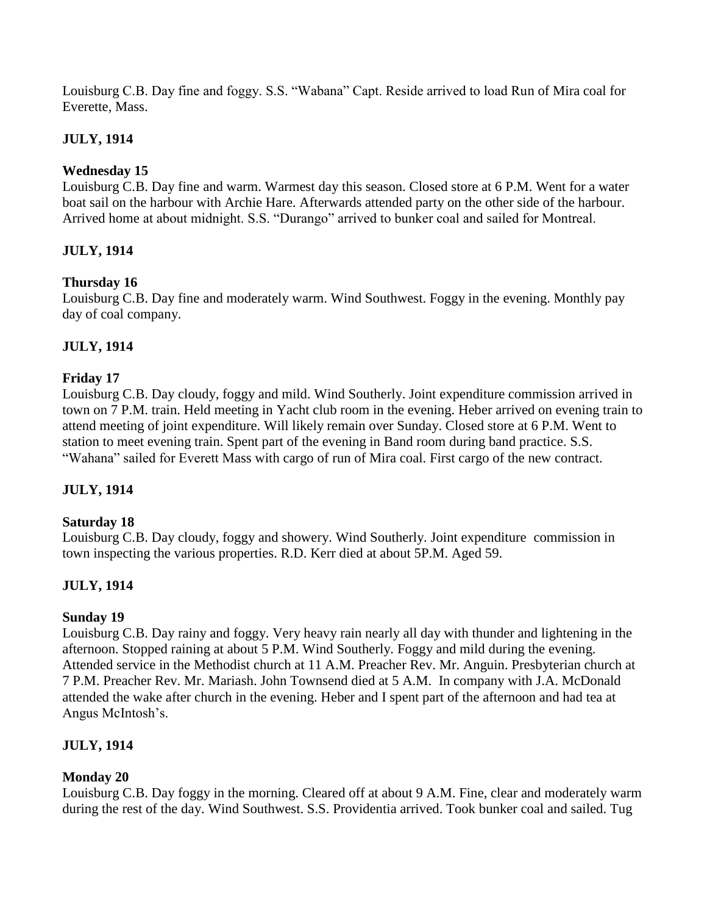Louisburg C.B. Day fine and foggy. S.S. "Wabana" Capt. Reside arrived to load Run of Mira coal for Everette, Mass.

**JULY, 1914**

**Wednesday 15**
Louisburg C.B. Day fine and warm. Warmest day this season. Closed store at 6 P.M. Went for a water boat sail on the harbour with Archie Hare. Afterwards attended party on the other side of the harbour. Arrived home at about midnight. S.S. "Durango" arrived to bunker coal and sailed for Montreal.

**JULY, 1914**

**Thursday 16**
Louisburg C.B. Day fine and moderately warm. Wind Southwest. Foggy in the evening. Monthly pay day of coal company.

**JULY, 1914**

**Friday 17**
Louisburg C.B. Day cloudy, foggy and mild. Wind Southerly. Joint expenditure commission arrived in town on 7 P.M. train. Held meeting in Yacht club room in the evening. Heber arrived on evening train to attend meeting of joint expenditure. Will likely remain over Sunday. Closed store at 6 P.M. Went to station to meet evening train. Spent part of the evening in Band room during band practice. S.S. "Wahana" sailed for Everett Mass with cargo of run of Mira coal. First cargo of the new contract.

**JULY, 1914**

**Saturday 18**
Louisburg C.B. Day cloudy, foggy and showery. Wind Southerly. Joint expenditure commission in town inspecting the various properties. R.D. Kerr died at about 5P.M. Aged 59.

**JULY, 1914**

**Sunday 19**
Louisburg C.B. Day rainy and foggy. Very heavy rain nearly all day with thunder and lightening in the afternoon. Stopped raining at about 5 P.M. Wind Southerly. Foggy and mild during the evening. Attended service in the Methodist church at 11 A.M. Preacher Rev. Mr. Anguin. Presbyterian church at 7 P.M. Preacher Rev. Mr. Mariash. John Townsend died at 5 A.M. In company with J.A. McDonald attended the wake after church in the evening. Heber and I spent part of the afternoon and had tea at Angus McIntosh's.

**JULY, 1914**

**Monday 20**
Louisburg C.B. Day foggy in the morning. Cleared off at about 9 A.M. Fine, clear and moderately warm during the rest of the day. Wind Southwest. S.S. Providentia arrived. Took bunker coal and sailed. Tug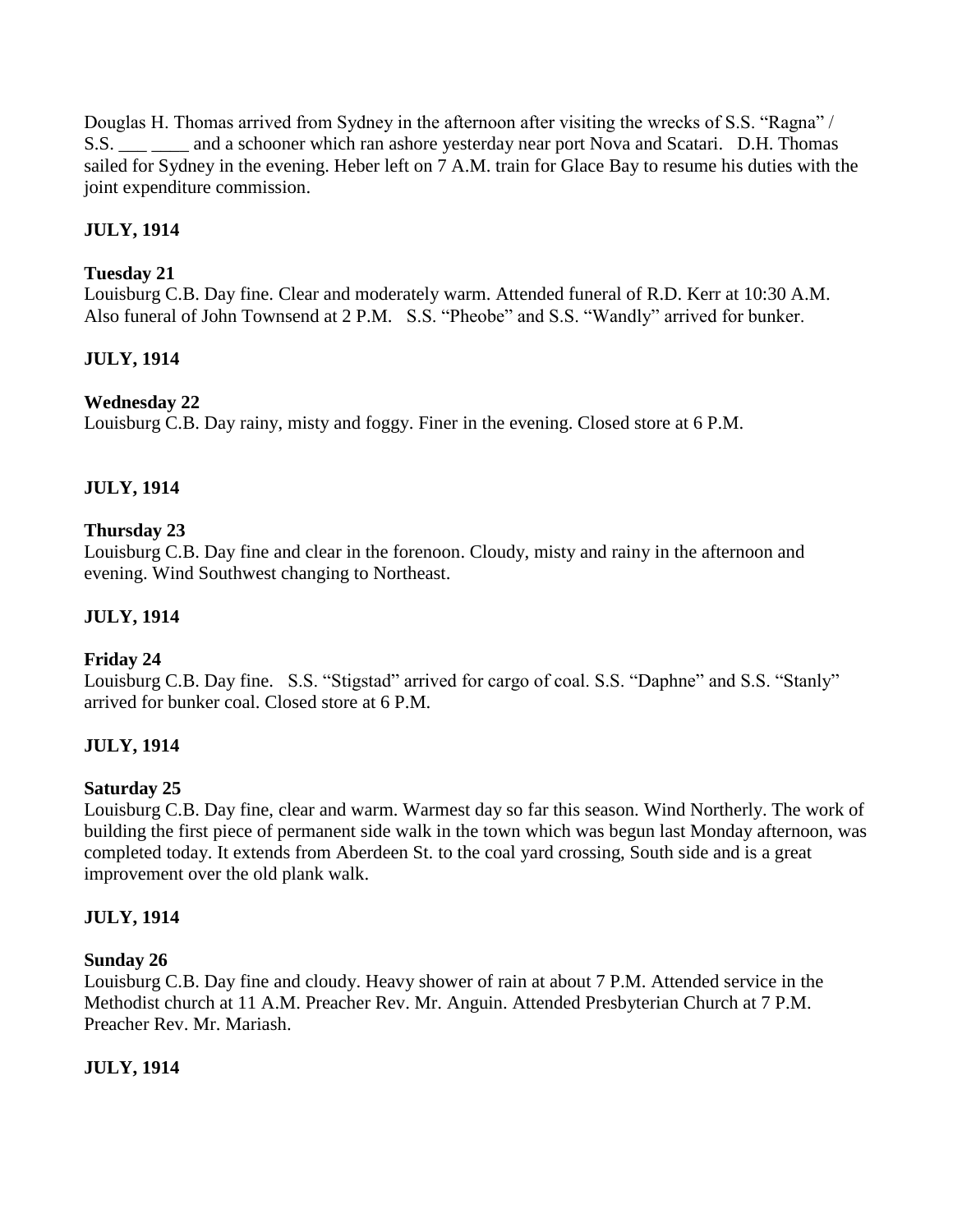Douglas H. Thomas arrived from Sydney in the afternoon after visiting the wrecks of S.S. "Ragna" / S.S. ___ ____ and a schooner which ran ashore yesterday near port Nova and Scatari. D.H. Thomas sailed for Sydney in the evening. Heber left on 7 A.M. train for Glace Bay to resume his duties with the joint expenditure commission.

**JULY, 1914**

**Tuesday 21**

Louisburg C.B. Day fine. Clear and moderately warm. Attended funeral of R.D. Kerr at 10:30 A.M. Also funeral of John Townsend at 2 P.M. S.S. "Pheobe" and S.S. "Wandly" arrived for bunker.

**JULY, 1914**

**Wednesday 22**

Louisburg C.B. Day rainy, misty and foggy. Finer in the evening. Closed store at 6 P.M.

**JULY, 1914**

**Thursday 23**

Louisburg C.B. Day fine and clear in the forenoon. Cloudy, misty and rainy in the afternoon and evening. Wind Southwest changing to Northeast.

**JULY, 1914**

**Friday 24**

Louisburg C.B. Day fine. S.S. "Stigstad" arrived for cargo of coal. S.S. "Daphne" and S.S. "Stanly" arrived for bunker coal. Closed store at 6 P.M.

**JULY, 1914**

**Saturday 25**

Louisburg C.B. Day fine, clear and warm. Warmest day so far this season. Wind Northerly. The work of building the first piece of permanent side walk in the town which was begun last Monday afternoon, was completed today. It extends from Aberdeen St. to the coal yard crossing, South side and is a great improvement over the old plank walk.

**JULY, 1914**

**Sunday 26**

Louisburg C.B. Day fine and cloudy. Heavy shower of rain at about 7 P.M. Attended service in the Methodist church at 11 A.M. Preacher Rev. Mr. Anguin. Attended Presbyterian Church at 7 P.M. Preacher Rev. Mr. Mariash.

**JULY, 1914**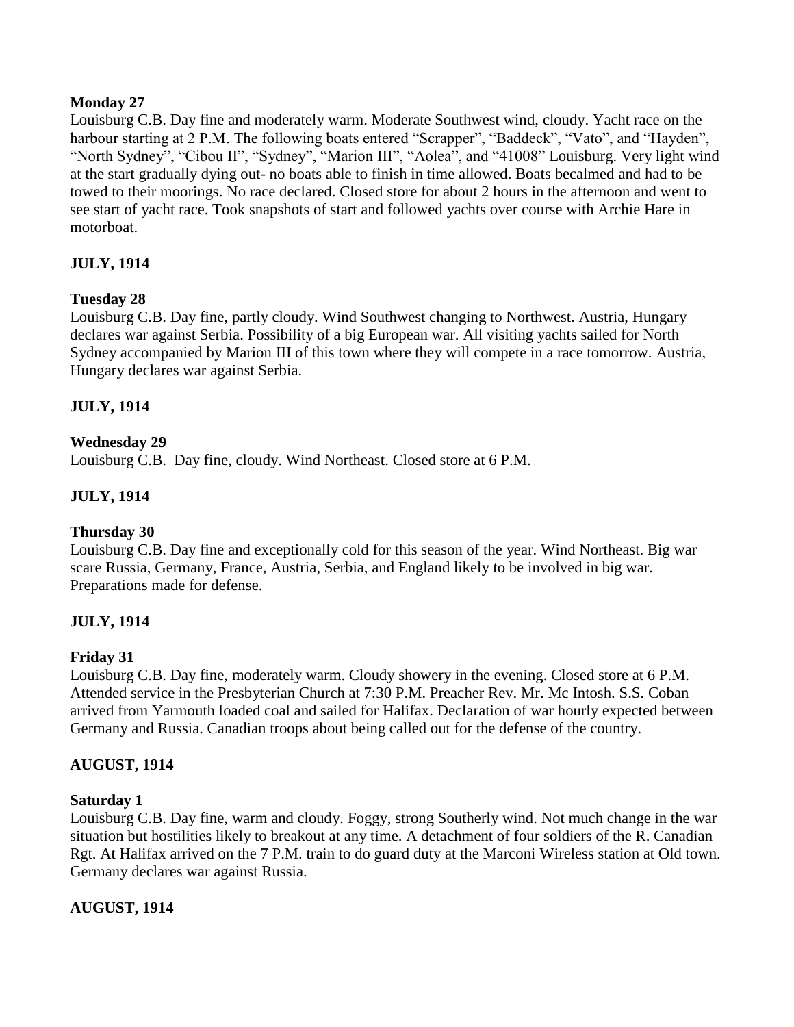**Monday 27**

Louisburg C.B. Day fine and moderately warm. Moderate Southwest wind, cloudy. Yacht race on the harbour starting at 2 P.M. The following boats entered "Scrapper", "Baddeck", "Vato", and "Hayden", "North Sydney", "Cibou II", "Sydney", "Marion III", "Aolea", and "41008" Louisburg. Very light wind at the start gradually dying out- no boats able to finish in time allowed. Boats becalmed and had to be towed to their moorings. No race declared. Closed store for about 2 hours in the afternoon and went to see start of yacht race. Took snapshots of start and followed yachts over course with Archie Hare in motorboat.

**JULY, 1914**

**Tuesday 28**

Louisburg C.B. Day fine, partly cloudy. Wind Southwest changing to Northwest. Austria, Hungary declares war against Serbia. Possibility of a big European war. All visiting yachts sailed for North Sydney accompanied by Marion III of this town where they will compete in a race tomorrow. Austria, Hungary declares war against Serbia.

**JULY, 1914**

**Wednesday 29**

Louisburg C.B. Day fine, cloudy. Wind Northeast. Closed store at 6 P.M.

**JULY, 1914**

**Thursday 30**

Louisburg C.B. Day fine and exceptionally cold for this season of the year. Wind Northeast. Big war scare Russia, Germany, France, Austria, Serbia, and England likely to be involved in big war. Preparations made for defense.

**JULY, 1914**

**Friday 31**

Louisburg C.B. Day fine, moderately warm. Cloudy showery in the evening. Closed store at 6 P.M. Attended service in the Presbyterian Church at 7:30 P.M. Preacher Rev. Mr. Mc Intosh. S.S. Coban arrived from Yarmouth loaded coal and sailed for Halifax. Declaration of war hourly expected between Germany and Russia. Canadian troops about being called out for the defense of the country.

**AUGUST, 1914**

**Saturday 1**

Louisburg C.B. Day fine, warm and cloudy. Foggy, strong Southerly wind. Not much change in the war situation but hostilities likely to breakout at any time. A detachment of four soldiers of the R. Canadian Rgt. At Halifax arrived on the 7 P.M. train to do guard duty at the Marconi Wireless station at Old town. Germany declares war against Russia.

**AUGUST, 1914**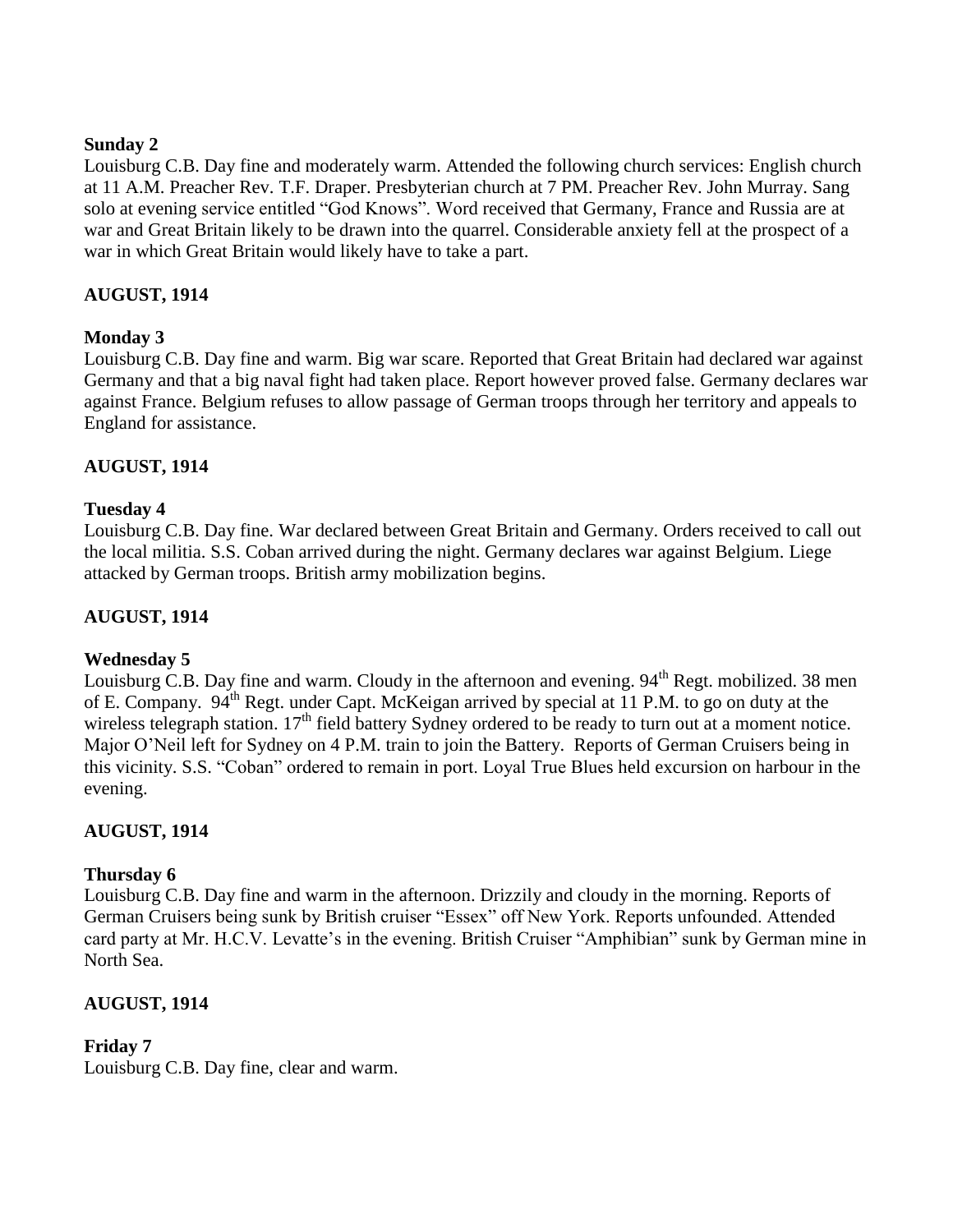**Sunday 2**

Louisburg C.B. Day fine and moderately warm. Attended the following church services: English church at 11 A.M. Preacher Rev. T.F. Draper. Presbyterian church at 7 PM. Preacher Rev. John Murray. Sang solo at evening service entitled "God Knows". Word received that Germany, France and Russia are at war and Great Britain likely to be drawn into the quarrel. Considerable anxiety fell at the prospect of a war in which Great Britain would likely have to take a part.

**AUGUST, 1914**

**Monday 3**

Louisburg C.B. Day fine and warm. Big war scare. Reported that Great Britain had declared war against Germany and that a big naval fight had taken place. Report however proved false. Germany declares war against France. Belgium refuses to allow passage of German troops through her territory and appeals to England for assistance.

**AUGUST, 1914**

**Tuesday 4**

Louisburg C.B. Day fine. War declared between Great Britain and Germany. Orders received to call out the local militia. S.S. Coban arrived during the night. Germany declares war against Belgium. Liege attacked by German troops. British army mobilization begins.

**AUGUST, 1914**

**Wednesday 5**

Louisburg C.B. Day fine and warm. Cloudy in the afternoon and evening. 94th Regt. mobilized. 38 men of E. Company. 94th Regt. under Capt. McKeigan arrived by special at 11 P.M. to go on duty at the wireless telegraph station. 17th field battery Sydney ordered to be ready to turn out at a moment notice. Major O'Neil left for Sydney on 4 P.M. train to join the Battery. Reports of German Cruisers being in this vicinity. S.S. "Coban" ordered to remain in port. Loyal True Blues held excursion on harbour in the evening.

**AUGUST, 1914**

**Thursday 6**

Louisburg C.B. Day fine and warm in the afternoon. Drizzily and cloudy in the morning. Reports of German Cruisers being sunk by British cruiser "Essex" off New York. Reports unfounded. Attended card party at Mr. H.C.V. Levatte's in the evening. British Cruiser "Amphibian" sunk by German mine in North Sea.

**AUGUST, 1914**

**Friday 7**

Louisburg C.B. Day fine, clear and warm.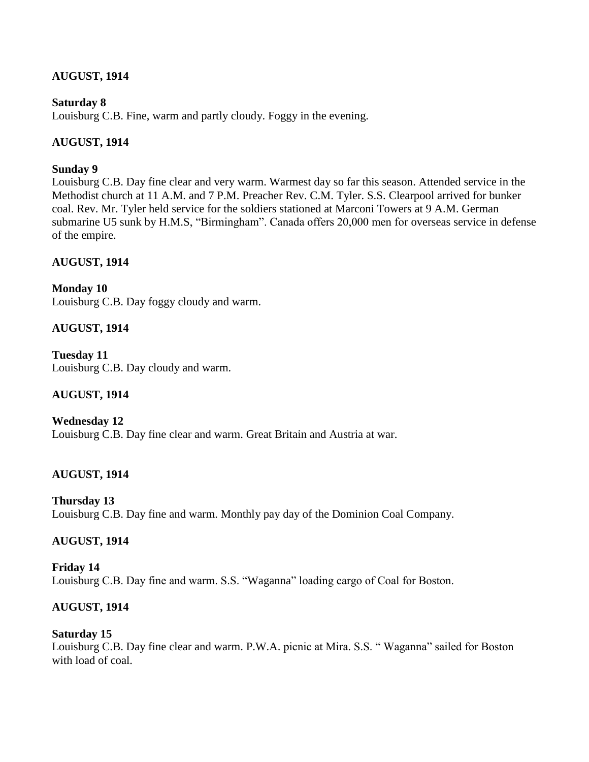**AUGUST, 1914**

**Saturday 8**
Louisburg C.B. Fine, warm and partly cloudy. Foggy in the evening.

**AUGUST, 1914**

**Sunday 9**
Louisburg C.B. Day fine clear and very warm. Warmest day so far this season. Attended service in the Methodist church at 11 A.M. and 7 P.M. Preacher Rev. C.M. Tyler. S.S. Clearpool arrived for bunker coal. Rev. Mr. Tyler held service for the soldiers stationed at Marconi Towers at 9 A.M. German submarine U5 sunk by H.M.S, "Birmingham". Canada offers 20,000 men for overseas service in defense of the empire.

**AUGUST, 1914**

**Monday 10**
Louisburg C.B. Day foggy cloudy and warm.

**AUGUST, 1914**

**Tuesday 11**
Louisburg C.B. Day cloudy and warm.

**AUGUST, 1914**

**Wednesday 12**
Louisburg C.B. Day fine clear and warm. Great Britain and Austria at war.

**AUGUST, 1914**

**Thursday 13**
Louisburg C.B. Day fine and warm. Monthly pay day of the Dominion Coal Company.

**AUGUST, 1914**

**Friday 14**
Louisburg C.B. Day fine and warm. S.S. "Waganna" loading cargo of Coal for Boston.

**AUGUST, 1914**

**Saturday 15**
Louisburg C.B. Day fine clear and warm. P.W.A. picnic at Mira. S.S. " Waganna" sailed for Boston with load of coal.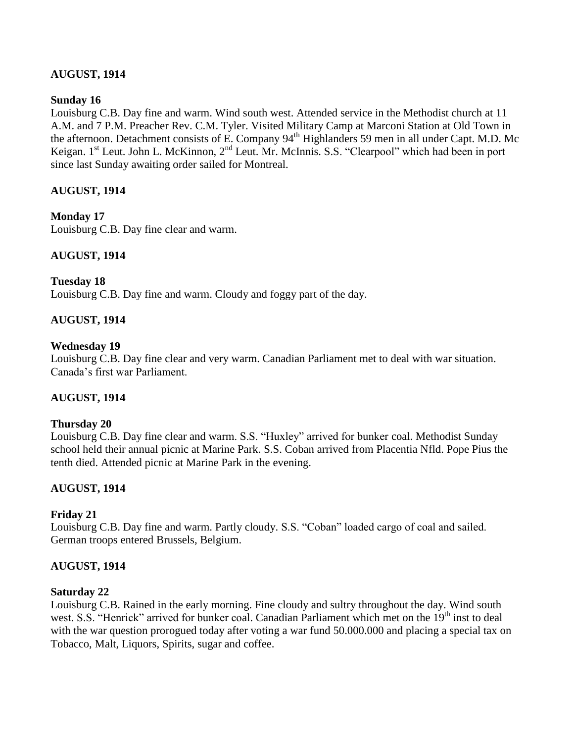**AUGUST, 1914**

**Sunday 16**

Louisburg C.B. Day fine and warm. Wind south west. Attended service in the Methodist church at 11 A.M. and 7 P.M. Preacher Rev. C.M. Tyler. Visited Military Camp at Marconi Station at Old Town in the afternoon. Detachment consists of E. Company 94th Highlanders 59 men in all under Capt. M.D. Mc Keigan. 1st Leut. John L. McKinnon, 2nd Leut. Mr. McInnis. S.S. "Clearpool" which had been in port since last Sunday awaiting order sailed for Montreal.

**AUGUST, 1914**

**Monday 17**

Louisburg C.B. Day fine clear and warm.

**AUGUST, 1914**

**Tuesday 18**

Louisburg C.B. Day fine and warm. Cloudy and foggy part of the day.

**AUGUST, 1914**

**Wednesday 19**

Louisburg C.B. Day fine clear and very warm. Canadian Parliament met to deal with war situation. Canada's first war Parliament.

**AUGUST, 1914**

**Thursday 20**

Louisburg C.B. Day fine clear and warm. S.S. "Huxley" arrived for bunker coal. Methodist Sunday school held their annual picnic at Marine Park. S.S. Coban arrived from Placentia Nfld. Pope Pius the tenth died. Attended picnic at Marine Park in the evening.

**AUGUST, 1914**

**Friday 21**

Louisburg C.B. Day fine and warm. Partly cloudy. S.S. "Coban" loaded cargo of coal and sailed. German troops entered Brussels, Belgium.

**AUGUST, 1914**

**Saturday 22**

Louisburg C.B. Rained in the early morning. Fine cloudy and sultry throughout the day. Wind south west. S.S. "Henrick" arrived for bunker coal. Canadian Parliament which met on the 19th inst to deal with the war question prorogued today after voting a war fund 50.000.000 and placing a special tax on Tobacco, Malt, Liquors, Spirits, sugar and coffee.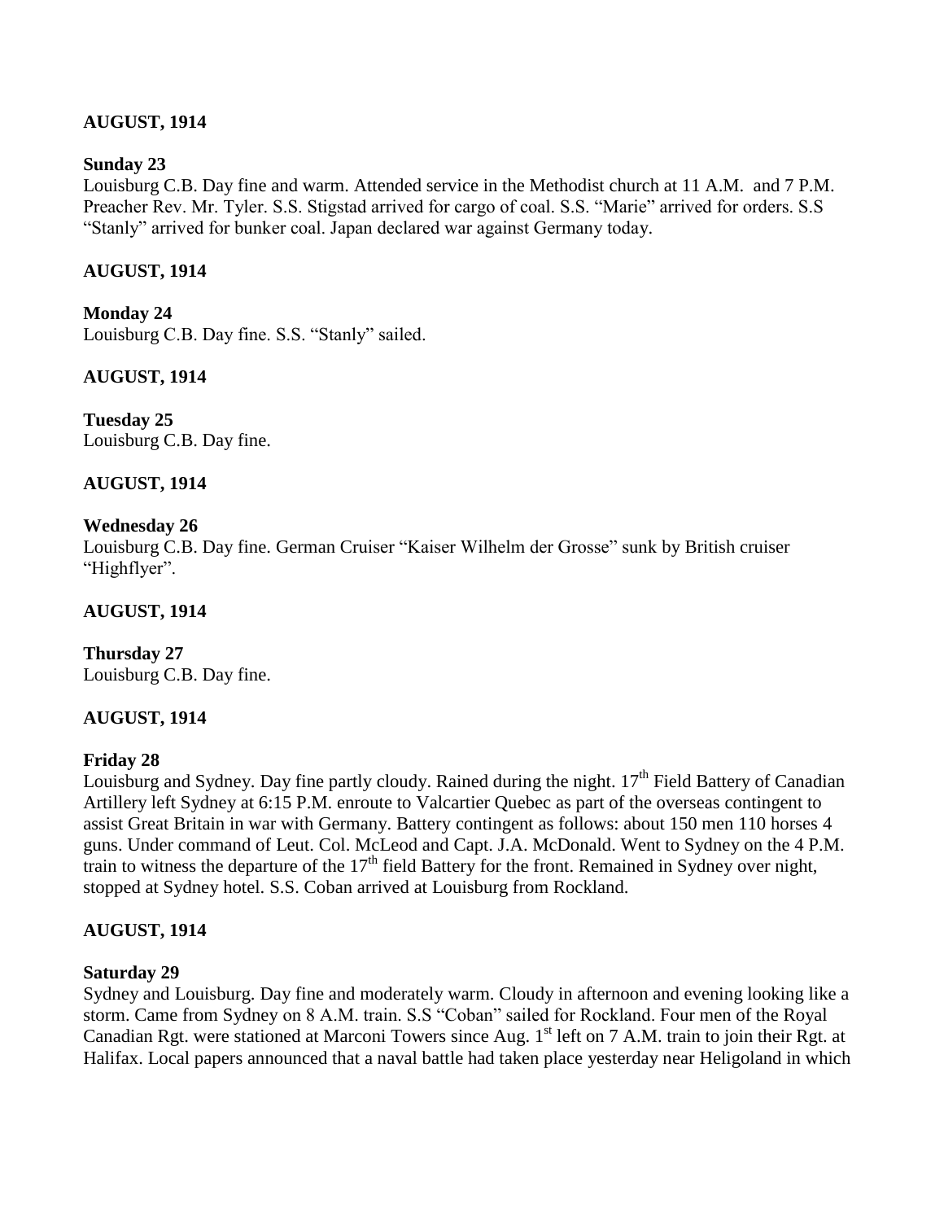**AUGUST, 1914**

**Sunday 23**

Louisburg C.B. Day fine and warm. Attended service in the Methodist church at 11 A.M. and 7 P.M. Preacher Rev. Mr. Tyler. S.S. Stigstad arrived for cargo of coal. S.S. "Marie" arrived for orders. S.S "Stanly" arrived for bunker coal. Japan declared war against Germany today.

**AUGUST, 1914**

**Monday 24**

Louisburg C.B. Day fine. S.S. "Stanly" sailed.

**AUGUST, 1914**

**Tuesday 25**

Louisburg C.B. Day fine.

**AUGUST, 1914**

**Wednesday 26**

Louisburg C.B. Day fine. German Cruiser "Kaiser Wilhelm der Grosse" sunk by British cruiser "Highflyer".

**AUGUST, 1914**

**Thursday 27**

Louisburg C.B. Day fine.

**AUGUST, 1914**

**Friday 28**

Louisburg and Sydney. Day fine partly cloudy. Rained during the night. 17th Field Battery of Canadian Artillery left Sydney at 6:15 P.M. enroute to Valcartier Quebec as part of the overseas contingent to assist Great Britain in war with Germany. Battery contingent as follows: about 150 men 110 horses 4 guns. Under command of Leut. Col. McLeod and Capt. J.A. McDonald. Went to Sydney on the 4 P.M. train to witness the departure of the 17th field Battery for the front. Remained in Sydney over night, stopped at Sydney hotel. S.S. Coban arrived at Louisburg from Rockland.

**AUGUST, 1914**

**Saturday 29**

Sydney and Louisburg. Day fine and moderately warm. Cloudy in afternoon and evening looking like a storm. Came from Sydney on 8 A.M. train. S.S "Coban" sailed for Rockland. Four men of the Royal Canadian Rgt. were stationed at Marconi Towers since Aug. 1st left on 7 A.M. train to join their Rgt. at Halifax. Local papers announced that a naval battle had taken place yesterday near Heligoland in which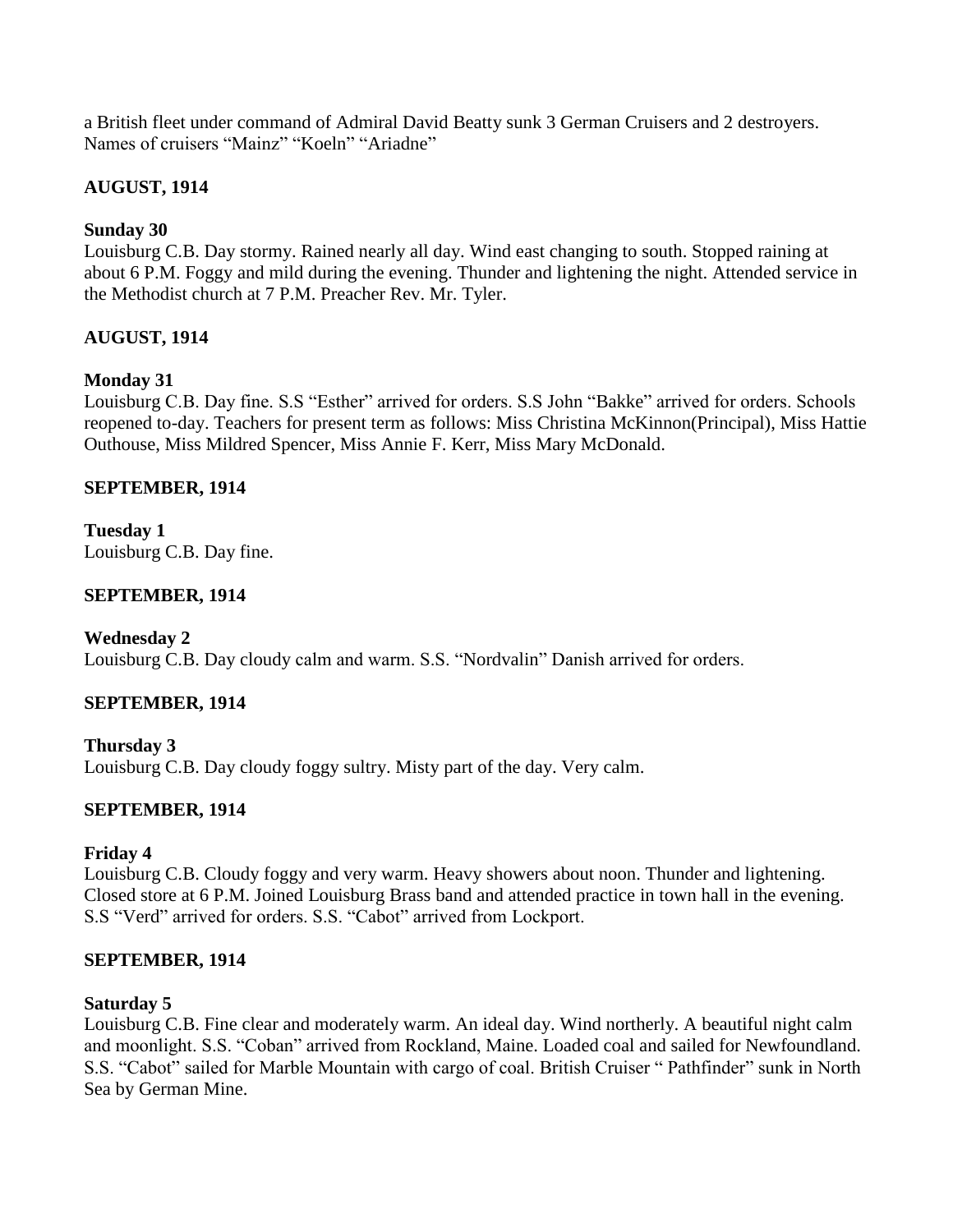a British fleet under command of Admiral David Beatty sunk 3 German Cruisers and 2 destroyers. Names of cruisers "Mainz" "Koeln" "Ariadne"

**AUGUST, 1914**

**Sunday 30**
Louisburg C.B. Day stormy. Rained nearly all day. Wind east changing to south. Stopped raining at about 6 P.M. Foggy and mild during the evening. Thunder and lightening the night. Attended service in the Methodist church at 7 P.M. Preacher Rev. Mr. Tyler.

**AUGUST, 1914**

**Monday 31**
Louisburg C.B. Day fine. S.S "Esther" arrived for orders. S.S John "Bakke" arrived for orders. Schools reopened to-day. Teachers for present term as follows: Miss Christina McKinnon(Principal), Miss Hattie Outhouse, Miss Mildred Spencer, Miss Annie F. Kerr, Miss Mary McDonald.

**SEPTEMBER, 1914**

**Tuesday 1**
Louisburg C.B. Day fine.

**SEPTEMBER, 1914**

**Wednesday 2**
Louisburg C.B. Day cloudy calm and warm. S.S. "Nordvalin" Danish arrived for orders.

**SEPTEMBER, 1914**

**Thursday 3**
Louisburg C.B. Day cloudy foggy sultry. Misty part of the day. Very calm.

**SEPTEMBER, 1914**

**Friday 4**
Louisburg C.B. Cloudy foggy and very warm. Heavy showers about noon. Thunder and lightening. Closed store at 6 P.M. Joined Louisburg Brass band and attended practice in town hall in the evening. S.S "Verd" arrived for orders. S.S. "Cabot" arrived from Lockport.

**SEPTEMBER, 1914**

**Saturday 5**
Louisburg C.B. Fine clear and moderately warm. An ideal day. Wind northerly. A beautiful night calm and moonlight. S.S. "Coban" arrived from Rockland, Maine. Loaded coal and sailed for Newfoundland. S.S. "Cabot" sailed for Marble Mountain with cargo of coal. British Cruiser " Pathfinder" sunk in North Sea by German Mine.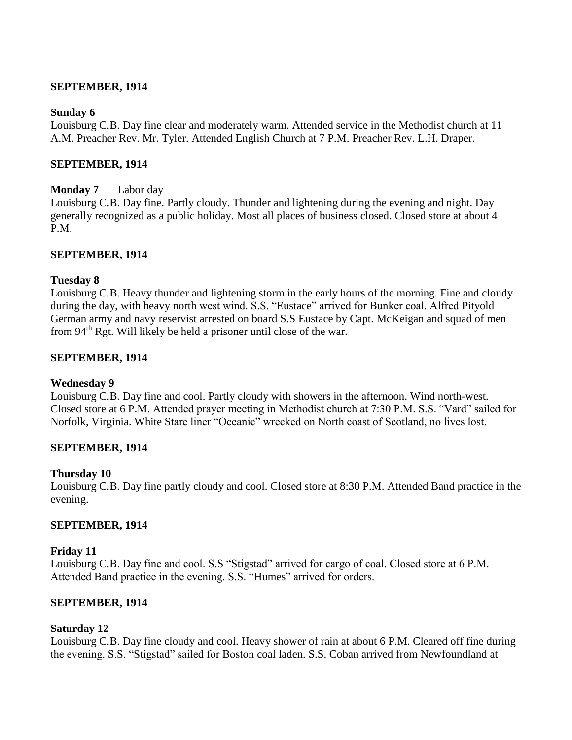**SEPTEMBER, 1914**

**Sunday 6**

Louisburg C.B. Day fine clear and moderately warm. Attended service in the Methodist church at 11 A.M. Preacher Rev. Mr. Tyler. Attended English Church at 7 P.M. Preacher Rev. L.H. Draper.

**SEPTEMBER, 1914**

**Monday 7** Labor day

Louisburg C.B. Day fine. Partly cloudy. Thunder and lightening during the evening and night. Day generally recognized as a public holiday. Most all places of business closed. Closed store at about 4 P.M.

**SEPTEMBER, 1914**

**Tuesday 8**

Louisburg C.B. Heavy thunder and lightening storm in the early hours of the morning. Fine and cloudy during the day, with heavy north west wind. S.S. "Eustace" arrived for Bunker coal. Alfred Pityold German army and navy reservist arrested on board S.S Eustace by Capt. McKeigan and squad of men from 94th Rgt. Will likely be held a prisoner until close of the war.

**SEPTEMBER, 1914**

**Wednesday 9**

Louisburg C.B. Day fine and cool. Partly cloudy with showers in the afternoon. Wind north-west. Closed store at 6 P.M. Attended prayer meeting in Methodist church at 7:30 P.M. S.S. "Vard" sailed for Norfolk, Virginia. White Stare liner "Oceanic" wrecked on North coast of Scotland, no lives lost.

**SEPTEMBER, 1914**

**Thursday 10**

Louisburg C.B. Day fine partly cloudy and cool. Closed store at 8:30 P.M. Attended Band practice in the evening.

**SEPTEMBER, 1914**

**Friday 11**

Louisburg C.B. Day fine and cool. S.S "Stigstad" arrived for cargo of coal. Closed store at 6 P.M. Attended Band practice in the evening. S.S. "Humes" arrived for orders.

**SEPTEMBER, 1914**

**Saturday 12**

Louisburg C.B. Day fine cloudy and cool. Heavy shower of rain at about 6 P.M. Cleared off fine during the evening. S.S. "Stigstad" sailed for Boston coal laden. S.S. Coban arrived from Newfoundland at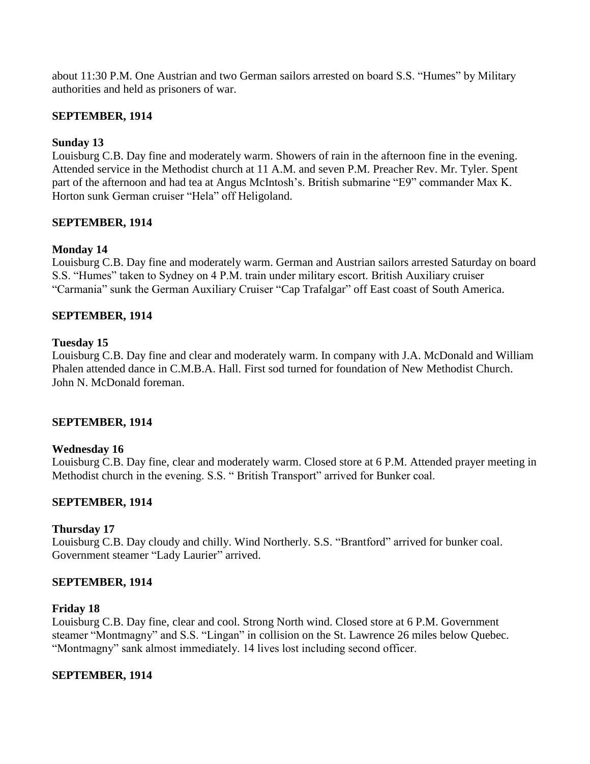about 11:30 P.M. One Austrian and two German sailors arrested on board S.S. "Humes" by Military authorities and held as prisoners of war.

**SEPTEMBER, 1914**

**Sunday 13**
Louisburg C.B. Day fine and moderately warm. Showers of rain in the afternoon fine in the evening. Attended service in the Methodist church at 11 A.M. and seven P.M. Preacher Rev. Mr. Tyler. Spent part of the afternoon and had tea at Angus McIntosh's. British submarine "E9" commander Max K. Horton sunk German cruiser "Hela" off Heligoland.

**SEPTEMBER, 1914**

**Monday 14**
Louisburg C.B. Day fine and moderately warm. German and Austrian sailors arrested Saturday on board S.S. "Humes" taken to Sydney on 4 P.M. train under military escort. British Auxiliary cruiser "Carmania" sunk the German Auxiliary Cruiser "Cap Trafalgar" off East coast of South America.

**SEPTEMBER, 1914**

**Tuesday 15**
Louisburg C.B. Day fine and clear and moderately warm. In company with J.A. McDonald and William Phalen attended dance in C.M.B.A. Hall. First sod turned for foundation of New Methodist Church. John N. McDonald foreman.

**SEPTEMBER, 1914**

**Wednesday 16**
Louisburg C.B. Day fine, clear and moderately warm. Closed store at 6 P.M. Attended prayer meeting in Methodist church in the evening. S.S. " British Transport" arrived for Bunker coal.

**SEPTEMBER, 1914**

**Thursday 17**
Louisburg C.B. Day cloudy and chilly. Wind Northerly. S.S. "Brantford" arrived for bunker coal. Government steamer "Lady Laurier" arrived.

**SEPTEMBER, 1914**

**Friday 18**
Louisburg C.B. Day fine, clear and cool. Strong North wind. Closed store at 6 P.M. Government steamer "Montmagny" and S.S. "Lingan" in collision on the St. Lawrence 26 miles below Quebec. "Montmagny" sank almost immediately. 14 lives lost including second officer.

**SEPTEMBER, 1914**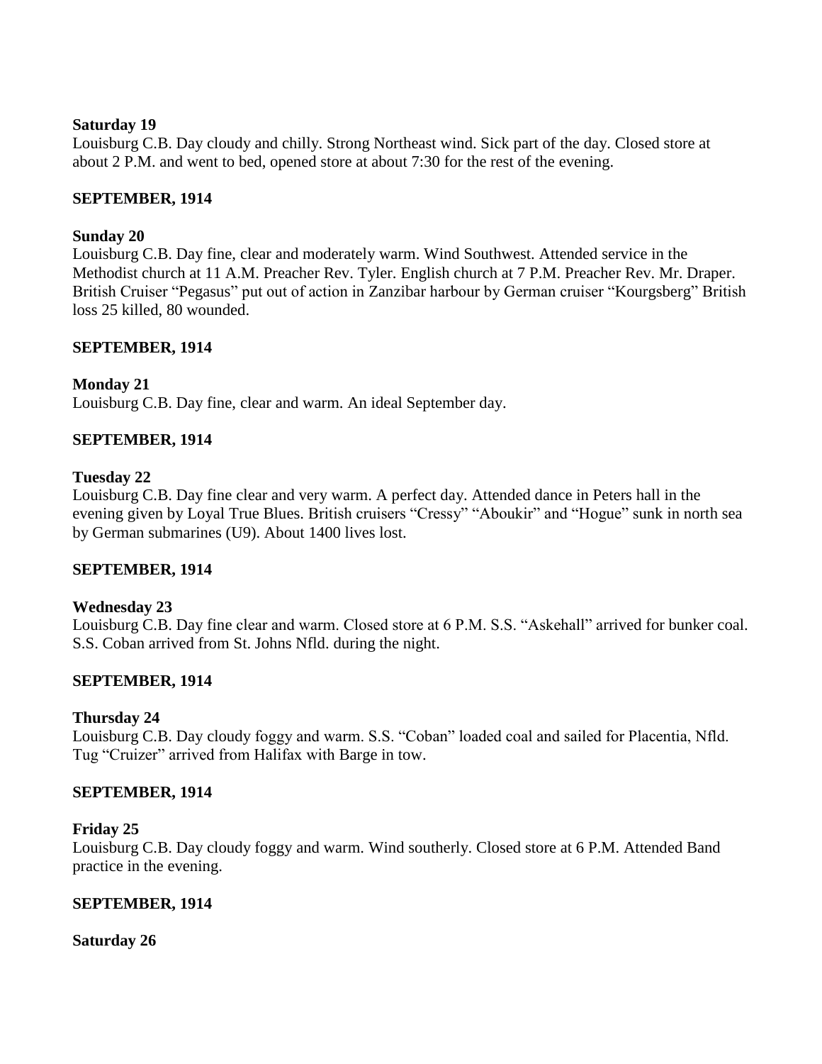**Saturday 19**

Louisburg C.B. Day cloudy and chilly. Strong Northeast wind. Sick part of the day. Closed store at about 2 P.M. and went to bed, opened store at about 7:30 for the rest of the evening.

**SEPTEMBER, 1914**

**Sunday 20**

Louisburg C.B. Day fine, clear and moderately warm. Wind Southwest. Attended service in the Methodist church at 11 A.M. Preacher Rev. Tyler. English church at 7 P.M. Preacher Rev. Mr. Draper. British Cruiser "Pegasus" put out of action in Zanzibar harbour by German cruiser "Kourgsberg" British loss 25 killed, 80 wounded.

**SEPTEMBER, 1914**

**Monday 21**

Louisburg C.B. Day fine, clear and warm. An ideal September day.

**SEPTEMBER, 1914**

**Tuesday 22**

Louisburg C.B. Day fine clear and very warm. A perfect day. Attended dance in Peters hall in the evening given by Loyal True Blues. British cruisers "Cressy" "Aboukir" and "Hogue" sunk in north sea by German submarines (U9). About 1400 lives lost.

**SEPTEMBER, 1914**

**Wednesday 23**

Louisburg C.B. Day fine clear and warm. Closed store at 6 P.M. S.S. "Askehall" arrived for bunker coal. S.S. Coban arrived from St. Johns Nfld. during the night.

**SEPTEMBER, 1914**

**Thursday 24**

Louisburg C.B. Day cloudy foggy and warm. S.S. "Coban" loaded coal and sailed for Placentia, Nfld. Tug "Cruizer" arrived from Halifax with Barge in tow.

**SEPTEMBER, 1914**

**Friday 25**

Louisburg C.B. Day cloudy foggy and warm. Wind southerly. Closed store at 6 P.M. Attended Band practice in the evening.

**SEPTEMBER, 1914**

**Saturday 26**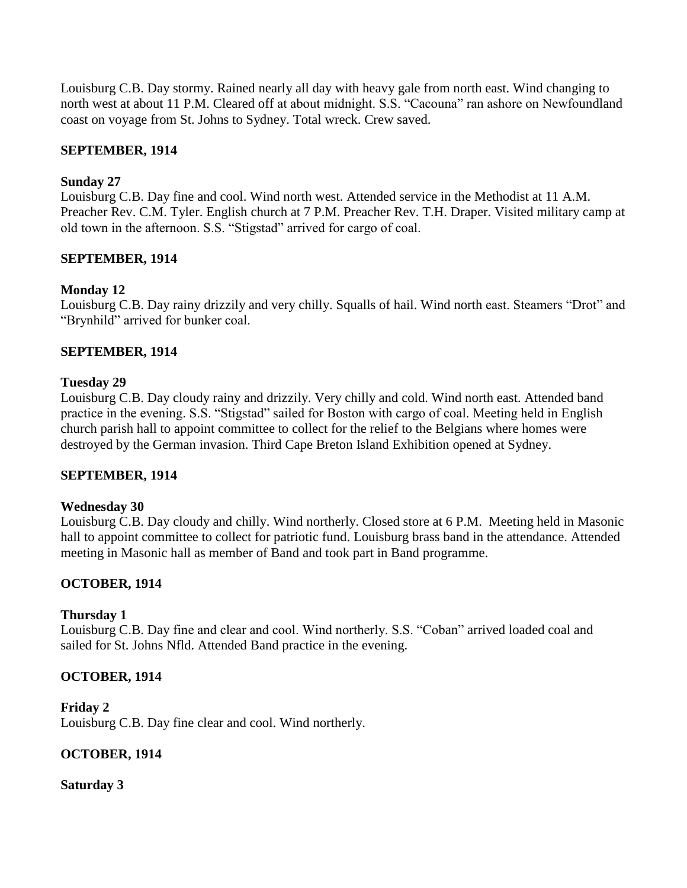Louisburg C.B. Day stormy. Rained nearly all day with heavy gale from north east. Wind changing to north west at about 11 P.M. Cleared off at about midnight. S.S. "Cacouna" ran ashore on Newfoundland coast on voyage from St. Johns to Sydney. Total wreck. Crew saved.

**SEPTEMBER, 1914**

**Sunday 27**
Louisburg C.B. Day fine and cool. Wind north west. Attended service in the Methodist at 11 A.M. Preacher Rev. C.M. Tyler. English church at 7 P.M. Preacher Rev. T.H. Draper. Visited military camp at old town in the afternoon. S.S. "Stigstad" arrived for cargo of coal.

**SEPTEMBER, 1914**

**Monday 12**
Louisburg C.B. Day rainy drizzily and very chilly. Squalls of hail. Wind north east. Steamers "Drot" and "Brynhild" arrived for bunker coal.

**SEPTEMBER, 1914**

**Tuesday 29**
Louisburg C.B. Day cloudy rainy and drizzily. Very chilly and cold. Wind north east. Attended band practice in the evening. S.S. "Stigstad" sailed for Boston with cargo of coal. Meeting held in English church parish hall to appoint committee to collect for the relief to the Belgians where homes were destroyed by the German invasion. Third Cape Breton Island Exhibition opened at Sydney.

**SEPTEMBER, 1914**

**Wednesday 30**
Louisburg C.B. Day cloudy and chilly. Wind northerly. Closed store at 6 P.M. Meeting held in Masonic hall to appoint committee to collect for patriotic fund. Louisburg brass band in the attendance. Attended meeting in Masonic hall as member of Band and took part in Band programme.

**OCTOBER, 1914**

**Thursday 1**
Louisburg C.B. Day fine and clear and cool. Wind northerly. S.S. "Coban" arrived loaded coal and sailed for St. Johns Nfld. Attended Band practice in the evening.

**OCTOBER, 1914**

**Friday 2**
Louisburg C.B. Day fine clear and cool. Wind northerly.

**OCTOBER, 1914**

**Saturday 3**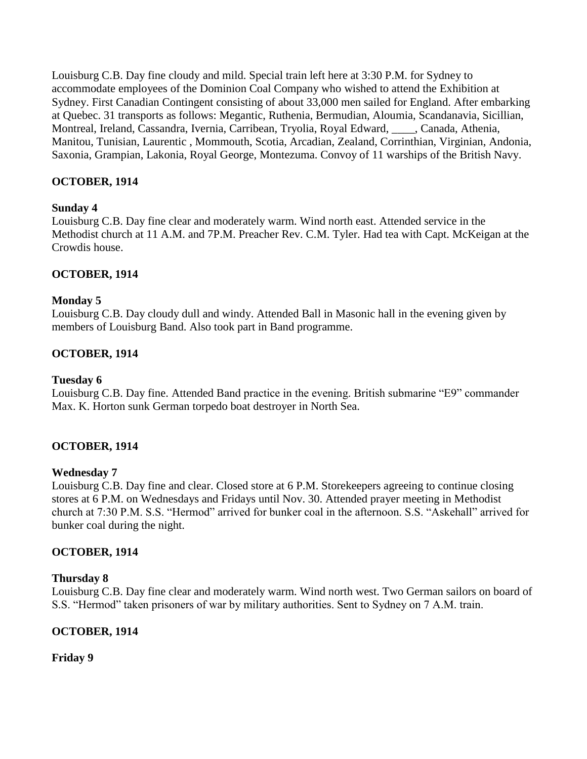Louisburg C.B. Day fine cloudy and mild. Special train left here at 3:30 P.M. for Sydney to accommodate employees of the Dominion Coal Company who wished to attend the Exhibition at Sydney. First Canadian Contingent consisting of about 33,000 men sailed for England. After embarking at Quebec. 31 transports as follows: Megantic, Ruthenia, Bermudian, Aloumia, Scandanavia, Sicillian, Montreal, Ireland, Cassandra, Ivernia, Carribean, Tryolia, Royal Edward, ____, Canada, Athenia, Manitou, Tunisian, Laurentic , Mommouth, Scotia, Arcadian, Zealand, Corrinthian, Virginian, Andonia, Saxonia, Grampian, Lakonia, Royal George, Montezuma. Convoy of 11 warships of the British Navy.

**OCTOBER, 1914**

**Sunday 4**

Louisburg C.B. Day fine clear and moderately warm. Wind north east. Attended service in the Methodist church at 11 A.M. and 7P.M. Preacher Rev. C.M. Tyler. Had tea with Capt. McKeigan at the Crowdis house.

**OCTOBER, 1914**

**Monday 5**

Louisburg C.B. Day cloudy dull and windy. Attended Ball in Masonic hall in the evening given by members of Louisburg Band. Also took part in Band programme.

**OCTOBER, 1914**

**Tuesday 6**

Louisburg C.B. Day fine. Attended Band practice in the evening. British submarine "E9" commander Max. K. Horton sunk German torpedo boat destroyer in North Sea.

**OCTOBER, 1914**

**Wednesday 7**

Louisburg C.B. Day fine and clear. Closed store at 6 P.M. Storekeepers agreeing to continue closing stores at 6 P.M. on Wednesdays and Fridays until Nov. 30. Attended prayer meeting in Methodist church at 7:30 P.M. S.S. "Hermod" arrived for bunker coal in the afternoon. S.S. "Askehall" arrived for bunker coal during the night.

**OCTOBER, 1914**

**Thursday 8**

Louisburg C.B. Day fine clear and moderately warm. Wind north west. Two German sailors on board of S.S. "Hermod" taken prisoners of war by military authorities. Sent to Sydney on 7 A.M. train.

**OCTOBER, 1914**

**Friday 9**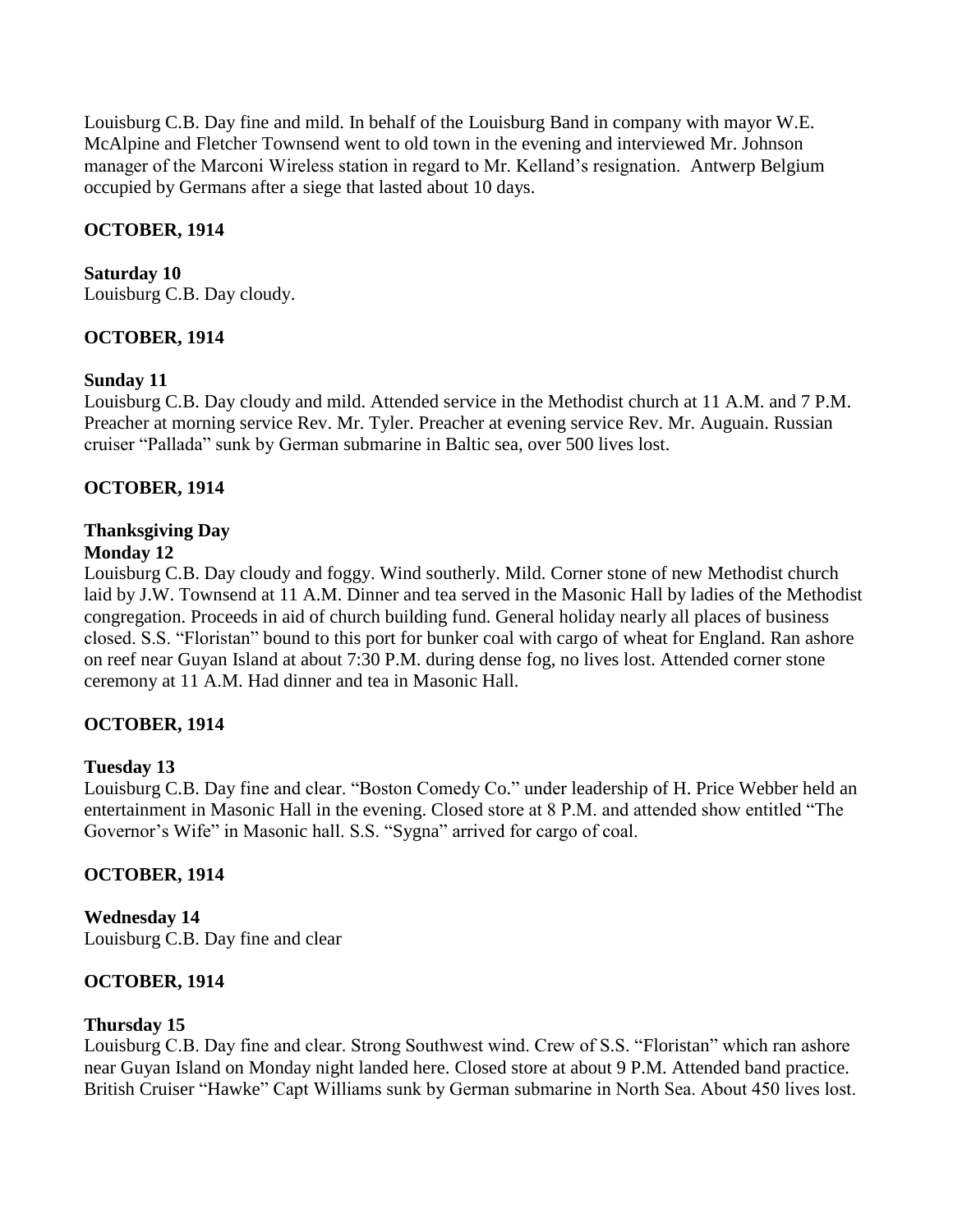Louisburg C.B. Day fine and mild. In behalf of the Louisburg Band in company with mayor W.E. McAlpine and Fletcher Townsend went to old town in the evening and interviewed Mr. Johnson manager of the Marconi Wireless station in regard to Mr. Kelland's resignation. Antwerp Belgium occupied by Germans after a siege that lasted about 10 days.

**OCTOBER, 1914**

**Saturday 10**
Louisburg C.B. Day cloudy.

**OCTOBER, 1914**

**Sunday 11**
Louisburg C.B. Day cloudy and mild. Attended service in the Methodist church at 11 A.M. and 7 P.M. Preacher at morning service Rev. Mr. Tyler. Preacher at evening service Rev. Mr. Auguain. Russian cruiser "Pallada" sunk by German submarine in Baltic sea, over 500 lives lost.

**OCTOBER, 1914**

**Thanksgiving Day**
**Monday 12**
Louisburg C.B. Day cloudy and foggy. Wind southerly. Mild. Corner stone of new Methodist church laid by J.W. Townsend at 11 A.M. Dinner and tea served in the Masonic Hall by ladies of the Methodist congregation. Proceeds in aid of church building fund. General holiday nearly all places of business closed. S.S. "Floristan" bound to this port for bunker coal with cargo of wheat for England. Ran ashore on reef near Guyan Island at about 7:30 P.M. during dense fog, no lives lost. Attended corner stone ceremony at 11 A.M. Had dinner and tea in Masonic Hall.

**OCTOBER, 1914**

**Tuesday 13**
Louisburg C.B. Day fine and clear. "Boston Comedy Co." under leadership of H. Price Webber held an entertainment in Masonic Hall in the evening. Closed store at 8 P.M. and attended show entitled "The Governor's Wife" in Masonic hall. S.S. "Sygna" arrived for cargo of coal.

**OCTOBER, 1914**

**Wednesday 14**
Louisburg C.B. Day fine and clear

**OCTOBER, 1914**

**Thursday 15**
Louisburg C.B. Day fine and clear. Strong Southwest wind. Crew of S.S. "Floristan" which ran ashore near Guyan Island on Monday night landed here. Closed store at about 9 P.M. Attended band practice. British Cruiser "Hawke" Capt Williams sunk by German submarine in North Sea. About 450 lives lost.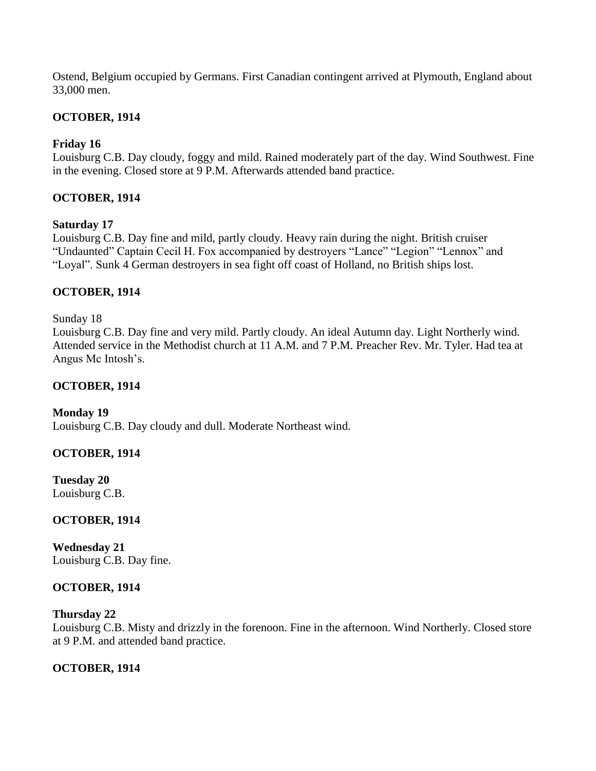Ostend, Belgium occupied by Germans. First Canadian contingent arrived at Plymouth, England about 33,000 men.

**OCTOBER, 1914**

**Friday 16**
Louisburg C.B. Day cloudy, foggy and mild. Rained moderately part of the day. Wind Southwest. Fine in the evening. Closed store at 9 P.M. Afterwards attended band practice.

**OCTOBER, 1914**

**Saturday 17**
Louisburg C.B. Day fine and mild, partly cloudy. Heavy rain during the night. British cruiser "Undaunted" Captain Cecil H. Fox accompanied by destroyers "Lance" "Legion" "Lennox" and "Loyal". Sunk 4 German destroyers in sea fight off coast of Holland, no British ships lost.

**OCTOBER, 1914**

Sunday 18
Louisburg C.B. Day fine and very mild. Partly cloudy. An ideal Autumn day. Light Northerly wind. Attended service in the Methodist church at 11 A.M. and 7 P.M. Preacher Rev. Mr. Tyler. Had tea at Angus Mc Intosh's.

**OCTOBER, 1914**

**Monday 19**
Louisburg C.B. Day cloudy and dull. Moderate Northeast wind.

**OCTOBER, 1914**

**Tuesday 20**
Louisburg C.B.

**OCTOBER, 1914**

**Wednesday 21**
Louisburg C.B. Day fine.

**OCTOBER, 1914**

**Thursday 22**
Louisburg C.B. Misty and drizzly in the forenoon. Fine in the afternoon. Wind Northerly. Closed store at 9 P.M. and attended band practice.

**OCTOBER, 1914**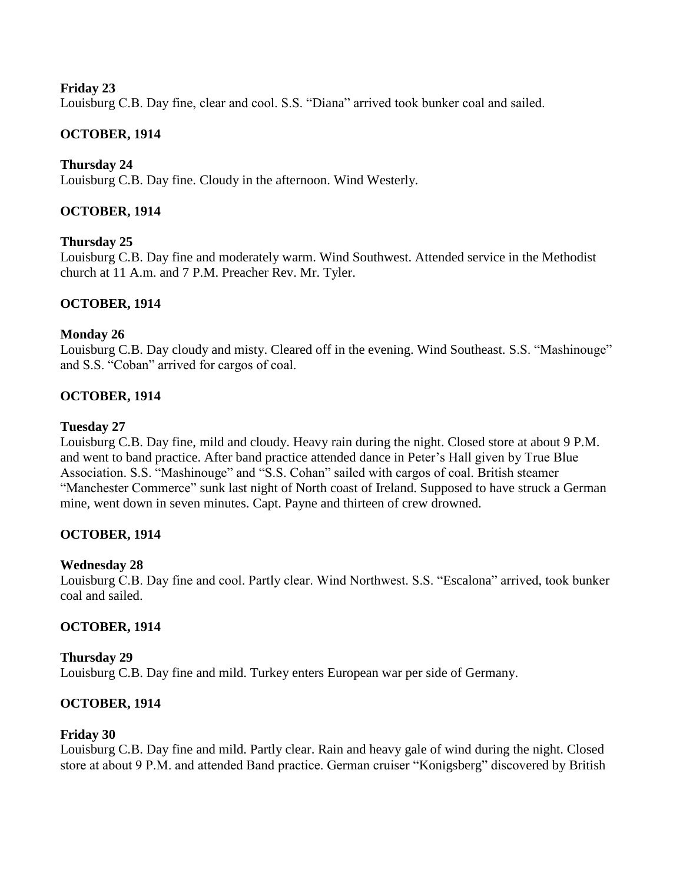**Friday 23**
Louisburg C.B. Day fine, clear and cool. S.S. "Diana" arrived took bunker coal and sailed.

**OCTOBER, 1914**

**Thursday 24**
Louisburg C.B. Day fine. Cloudy in the afternoon. Wind Westerly.

**OCTOBER, 1914**

**Thursday 25**
Louisburg C.B. Day fine and moderately warm. Wind Southwest. Attended service in the Methodist church at 11 A.m. and 7 P.M. Preacher Rev. Mr. Tyler.

**OCTOBER, 1914**

**Monday 26**
Louisburg C.B. Day cloudy and misty. Cleared off in the evening. Wind Southeast. S.S. "Mashinouge" and S.S. "Coban" arrived for cargos of coal.

**OCTOBER, 1914**

**Tuesday 27**
Louisburg C.B. Day fine, mild and cloudy. Heavy rain during the night. Closed store at about 9 P.M. and went to band practice. After band practice attended dance in Peter's Hall given by True Blue Association. S.S. "Mashinouge" and "S.S. Cohan" sailed with cargos of coal. British steamer "Manchester Commerce" sunk last night of North coast of Ireland. Supposed to have struck a German mine, went down in seven minutes. Capt. Payne and thirteen of crew drowned.

**OCTOBER, 1914**

**Wednesday 28**
Louisburg C.B. Day fine and cool. Partly clear. Wind Northwest. S.S. "Escalona" arrived, took bunker coal and sailed.

**OCTOBER, 1914**

**Thursday 29**
Louisburg C.B. Day fine and mild. Turkey enters European war per side of Germany.

**OCTOBER, 1914**

**Friday 30**
Louisburg C.B. Day fine and mild. Partly clear. Rain and heavy gale of wind during the night. Closed store at about 9 P.M. and attended Band practice. German cruiser "Konigsberg" discovered by British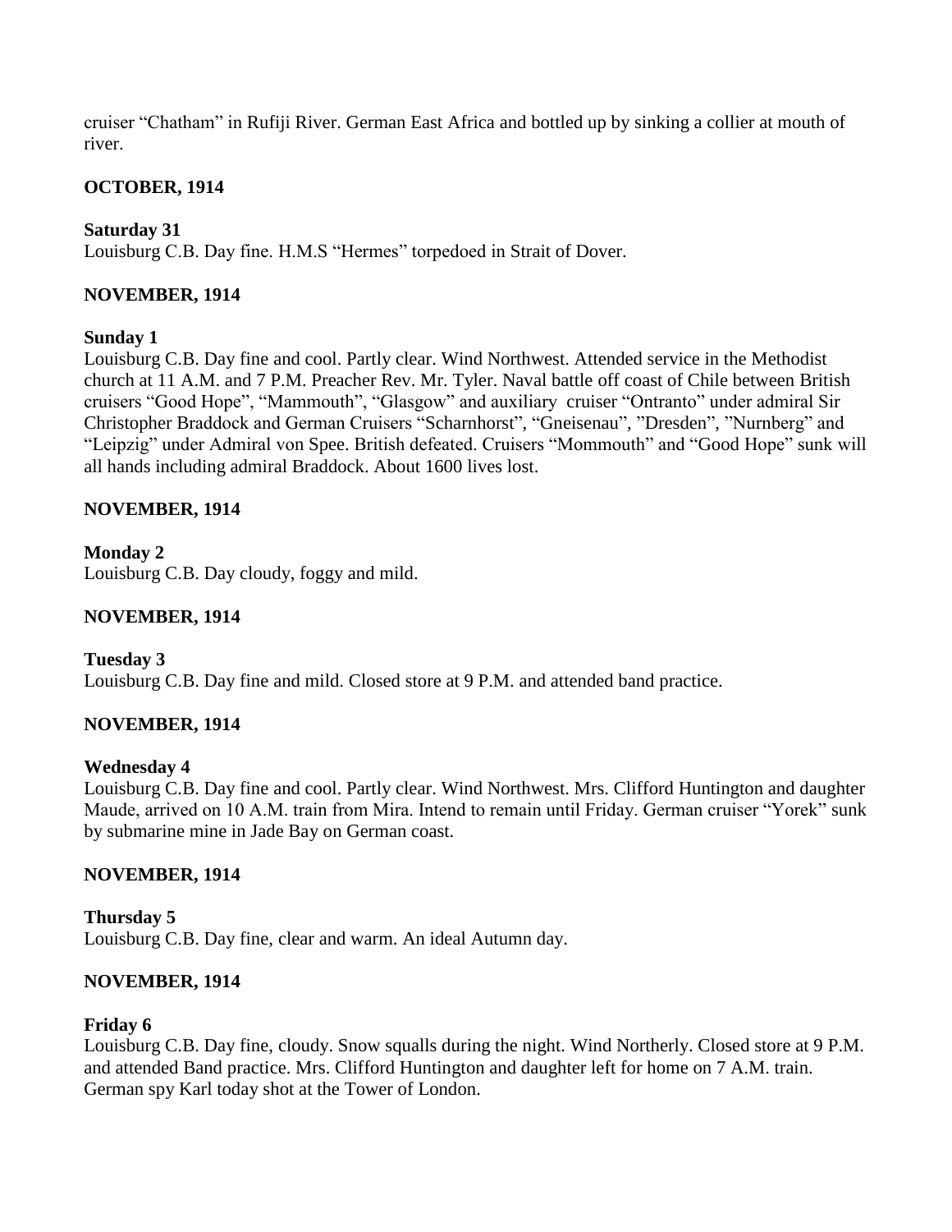cruiser "Chatham" in Rufiji River. German East Africa and bottled up by sinking a collier at mouth of river.

**OCTOBER, 1914**

**Saturday 31**
Louisburg C.B. Day fine. H.M.S "Hermes" torpedoed in Strait of Dover.

**NOVEMBER, 1914**

**Sunday 1**
Louisburg C.B. Day fine and cool. Partly clear. Wind Northwest. Attended service in the Methodist church at 11 A.M. and 7 P.M. Preacher Rev. Mr. Tyler. Naval battle off coast of Chile between British cruisers "Good Hope", "Mammouth", "Glasgow" and auxiliary cruiser "Ontranto" under admiral Sir Christopher Braddock and German Cruisers "Scharnhorst", "Gneisenau", "Dresden", "Nurnberg" and "Leipzig" under Admiral von Spee. British defeated. Cruisers "Mommouth" and "Good Hope" sunk will all hands including admiral Braddock. About 1600 lives lost.

**NOVEMBER, 1914**

**Monday 2**
Louisburg C.B. Day cloudy, foggy and mild.

**NOVEMBER, 1914**

**Tuesday 3**
Louisburg C.B. Day fine and mild. Closed store at 9 P.M. and attended band practice.

**NOVEMBER, 1914**

**Wednesday 4**
Louisburg C.B. Day fine and cool. Partly clear. Wind Northwest. Mrs. Clifford Huntington and daughter Maude, arrived on 10 A.M. train from Mira. Intend to remain until Friday. German cruiser "Yorek" sunk by submarine mine in Jade Bay on German coast.

**NOVEMBER, 1914**

**Thursday 5**
Louisburg C.B. Day fine, clear and warm. An ideal Autumn day.

**NOVEMBER, 1914**

**Friday 6**
Louisburg C.B. Day fine, cloudy. Snow squalls during the night. Wind Northerly. Closed store at 9 P.M. and attended Band practice. Mrs. Clifford Huntington and daughter left for home on 7 A.M. train. German spy Karl today shot at the Tower of London.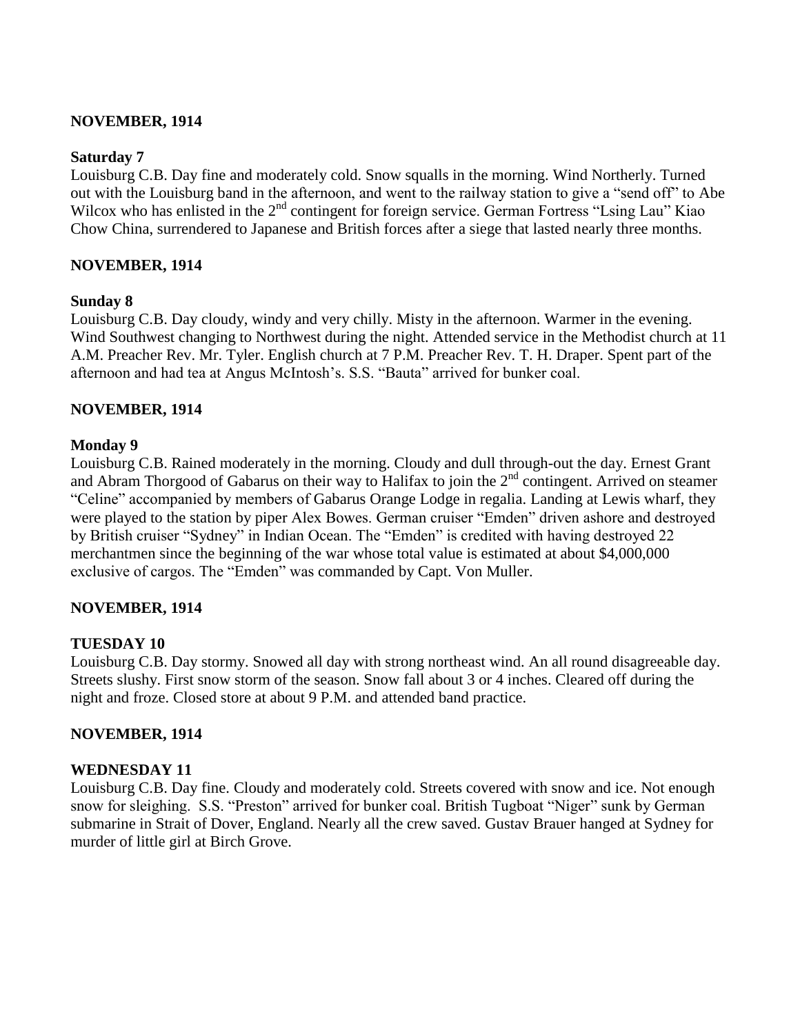**NOVEMBER, 1914**

**Saturday 7**

Louisburg C.B. Day fine and moderately cold. Snow squalls in the morning. Wind Northerly. Turned out with the Louisburg band in the afternoon, and went to the railway station to give a "send off" to Abe Wilcox who has enlisted in the 2nd contingent for foreign service. German Fortress "Lsing Lau" Kiao Chow China, surrendered to Japanese and British forces after a siege that lasted nearly three months.

**NOVEMBER, 1914**

**Sunday 8**

Louisburg C.B. Day cloudy, windy and very chilly. Misty in the afternoon. Warmer in the evening. Wind Southwest changing to Northwest during the night. Attended service in the Methodist church at 11 A.M. Preacher Rev. Mr. Tyler. English church at 7 P.M. Preacher Rev. T. H. Draper. Spent part of the afternoon and had tea at Angus McIntosh's. S.S. "Bauta" arrived for bunker coal.

**NOVEMBER, 1914**

**Monday 9**

Louisburg C.B. Rained moderately in the morning. Cloudy and dull through-out the day. Ernest Grant and Abram Thorgood of Gabarus on their way to Halifax to join the 2nd contingent. Arrived on steamer "Celine" accompanied by members of Gabarus Orange Lodge in regalia. Landing at Lewis wharf, they were played to the station by piper Alex Bowes. German cruiser "Emden" driven ashore and destroyed by British cruiser "Sydney" in Indian Ocean. The "Emden" is credited with having destroyed 22 merchantmen since the beginning of the war whose total value is estimated at about $4,000,000 exclusive of cargos. The "Emden" was commanded by Capt. Von Muller.

**NOVEMBER, 1914**

**TUESDAY 10**

Louisburg C.B. Day stormy. Snowed all day with strong northeast wind. An all round disagreeable day. Streets slushy. First snow storm of the season. Snow fall about 3 or 4 inches. Cleared off during the night and froze. Closed store at about 9 P.M. and attended band practice.

**NOVEMBER, 1914**

**WEDNESDAY 11**

Louisburg C.B. Day fine. Cloudy and moderately cold. Streets covered with snow and ice. Not enough snow for sleighing. S.S. "Preston" arrived for bunker coal. British Tugboat "Niger" sunk by German submarine in Strait of Dover, England. Nearly all the crew saved. Gustav Brauer hanged at Sydney for murder of little girl at Birch Grove.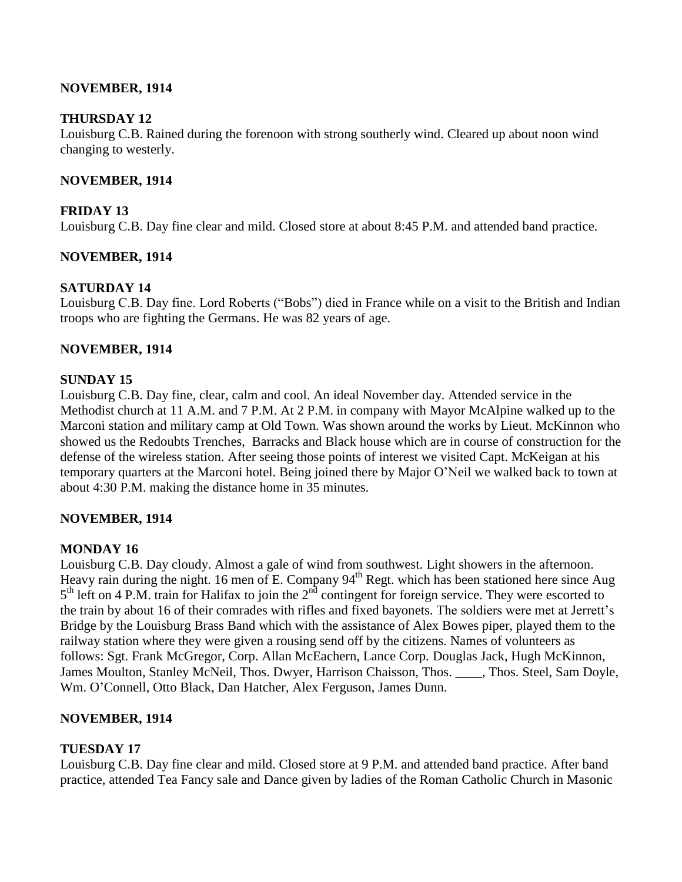**NOVEMBER, 1914**

**THURSDAY 12**
Louisburg C.B. Rained during the forenoon with strong southerly wind. Cleared up about noon wind changing to westerly.

**NOVEMBER, 1914**

**FRIDAY 13**
Louisburg C.B. Day fine clear and mild. Closed store at about 8:45 P.M. and attended band practice.

**NOVEMBER, 1914**

**SATURDAY 14**
Louisburg C.B. Day fine. Lord Roberts ("Bobs") died in France while on a visit to the British and Indian troops who are fighting the Germans. He was 82 years of age.

**NOVEMBER, 1914**

**SUNDAY 15**
Louisburg C.B. Day fine, clear, calm and cool. An ideal November day. Attended service in the Methodist church at 11 A.M. and 7 P.M. At 2 P.M. in company with Mayor McAlpine walked up to the Marconi station and military camp at Old Town. Was shown around the works by Lieut. McKinnon who showed us the Redoubts Trenches, Barracks and Black house which are in course of construction for the defense of the wireless station. After seeing those points of interest we visited Capt. McKeigan at his temporary quarters at the Marconi hotel. Being joined there by Major O'Neil we walked back to town at about 4:30 P.M. making the distance home in 35 minutes.

**NOVEMBER, 1914**

**MONDAY 16**
Louisburg C.B. Day cloudy. Almost a gale of wind from southwest. Light showers in the afternoon. Heavy rain during the night. 16 men of E. Company 94th Regt. which has been stationed here since Aug 5th left on 4 P.M. train for Halifax to join the 2nd contingent for foreign service. They were escorted to the train by about 16 of their comrades with rifles and fixed bayonets. The soldiers were met at Jerrett's Bridge by the Louisburg Brass Band which with the assistance of Alex Bowes piper, played them to the railway station where they were given a rousing send off by the citizens. Names of volunteers as follows: Sgt. Frank McGregor, Corp. Allan McEachern, Lance Corp. Douglas Jack, Hugh McKinnon, James Moulton, Stanley McNeil, Thos. Dwyer, Harrison Chaisson, Thos. ____, Thos. Steel, Sam Doyle, Wm. O'Connell, Otto Black, Dan Hatcher, Alex Ferguson, James Dunn.

**NOVEMBER, 1914**

**TUESDAY 17**
Louisburg C.B. Day fine clear and mild. Closed store at 9 P.M. and attended band practice. After band practice, attended Tea Fancy sale and Dance given by ladies of the Roman Catholic Church in Masonic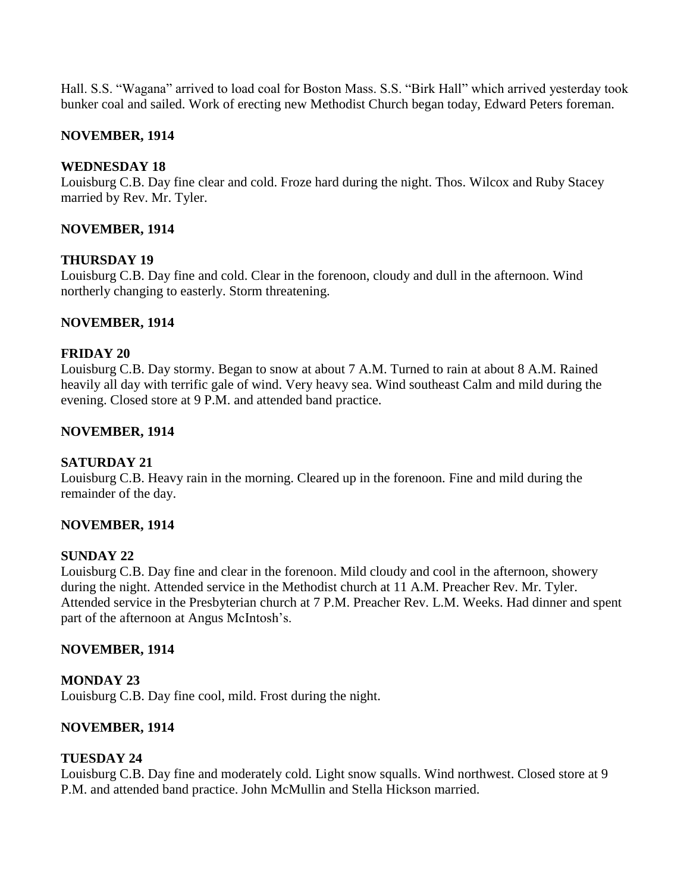Hall. S.S. "Wagana" arrived to load coal for Boston Mass. S.S. "Birk Hall" which arrived yesterday took bunker coal and sailed. Work of erecting new Methodist Church began today, Edward Peters foreman.

**NOVEMBER, 1914**

**WEDNESDAY 18**
Louisburg C.B. Day fine clear and cold. Froze hard during the night. Thos. Wilcox and Ruby Stacey married by Rev. Mr. Tyler.

**NOVEMBER, 1914**

**THURSDAY 19**
Louisburg C.B. Day fine and cold. Clear in the forenoon, cloudy and dull in the afternoon. Wind northerly changing to easterly. Storm threatening.

**NOVEMBER, 1914**

**FRIDAY 20**
Louisburg C.B. Day stormy. Began to snow at about 7 A.M. Turned to rain at about 8 A.M. Rained heavily all day with terrific gale of wind. Very heavy sea. Wind southeast Calm and mild during the evening. Closed store at 9 P.M. and attended band practice.

**NOVEMBER, 1914**

**SATURDAY 21**
Louisburg C.B. Heavy rain in the morning. Cleared up in the forenoon. Fine and mild during the remainder of the day.

**NOVEMBER, 1914**

**SUNDAY 22**
Louisburg C.B. Day fine and clear in the forenoon. Mild cloudy and cool in the afternoon, showery during the night. Attended service in the Methodist church at 11 A.M. Preacher Rev. Mr. Tyler. Attended service in the Presbyterian church at 7 P.M. Preacher Rev. L.M. Weeks. Had dinner and spent part of the afternoon at Angus McIntosh's.

**NOVEMBER, 1914**

**MONDAY 23**
Louisburg C.B. Day fine cool, mild. Frost during the night.

**NOVEMBER, 1914**

**TUESDAY 24**
Louisburg C.B. Day fine and moderately cold. Light snow squalls. Wind northwest. Closed store at 9 P.M. and attended band practice. John McMullin and Stella Hickson married.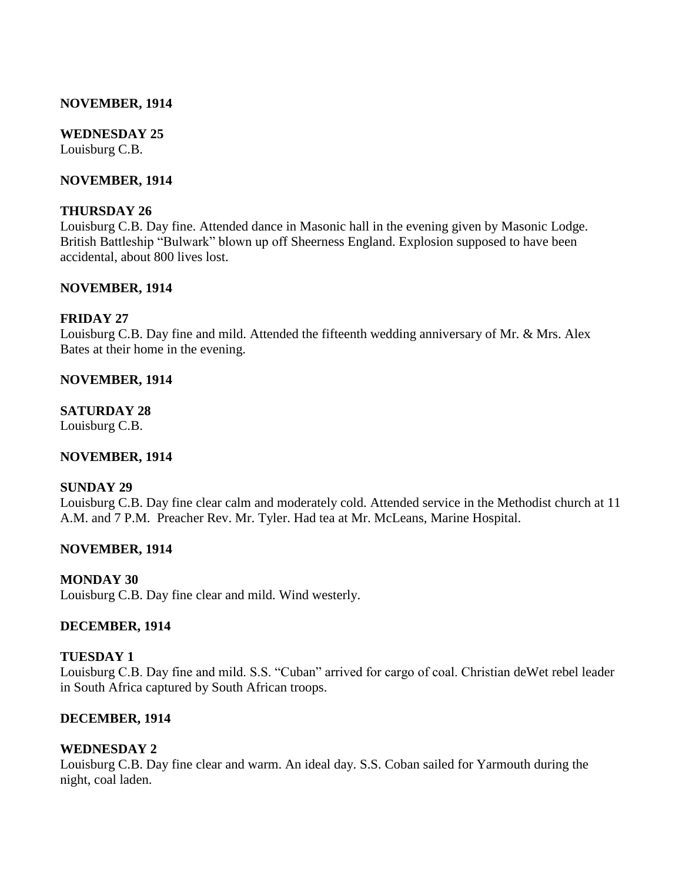**NOVEMBER, 1914**

**WEDNESDAY 25**
Louisburg C.B.

**NOVEMBER, 1914**

**THURSDAY 26**
Louisburg C.B. Day fine. Attended dance in Masonic hall in the evening given by Masonic Lodge. British Battleship "Bulwark" blown up off Sheerness England. Explosion supposed to have been accidental, about 800 lives lost.

**NOVEMBER, 1914**

**FRIDAY 27**
Louisburg C.B. Day fine and mild. Attended the fifteenth wedding anniversary of Mr. & Mrs. Alex Bates at their home in the evening.

**NOVEMBER, 1914**

**SATURDAY 28**
Louisburg C.B.

**NOVEMBER, 1914**

**SUNDAY 29**
Louisburg C.B. Day fine clear calm and moderately cold. Attended service in the Methodist church at 11 A.M. and 7 P.M. Preacher Rev. Mr. Tyler. Had tea at Mr. McLeans, Marine Hospital.

**NOVEMBER, 1914**

**MONDAY 30**
Louisburg C.B. Day fine clear and mild. Wind westerly.

**DECEMBER, 1914**

**TUESDAY 1**
Louisburg C.B. Day fine and mild. S.S. "Cuban" arrived for cargo of coal. Christian deWet rebel leader in South Africa captured by South African troops.

**DECEMBER, 1914**

**WEDNESDAY 2**
Louisburg C.B. Day fine clear and warm. An ideal day. S.S. Coban sailed for Yarmouth during the night, coal laden.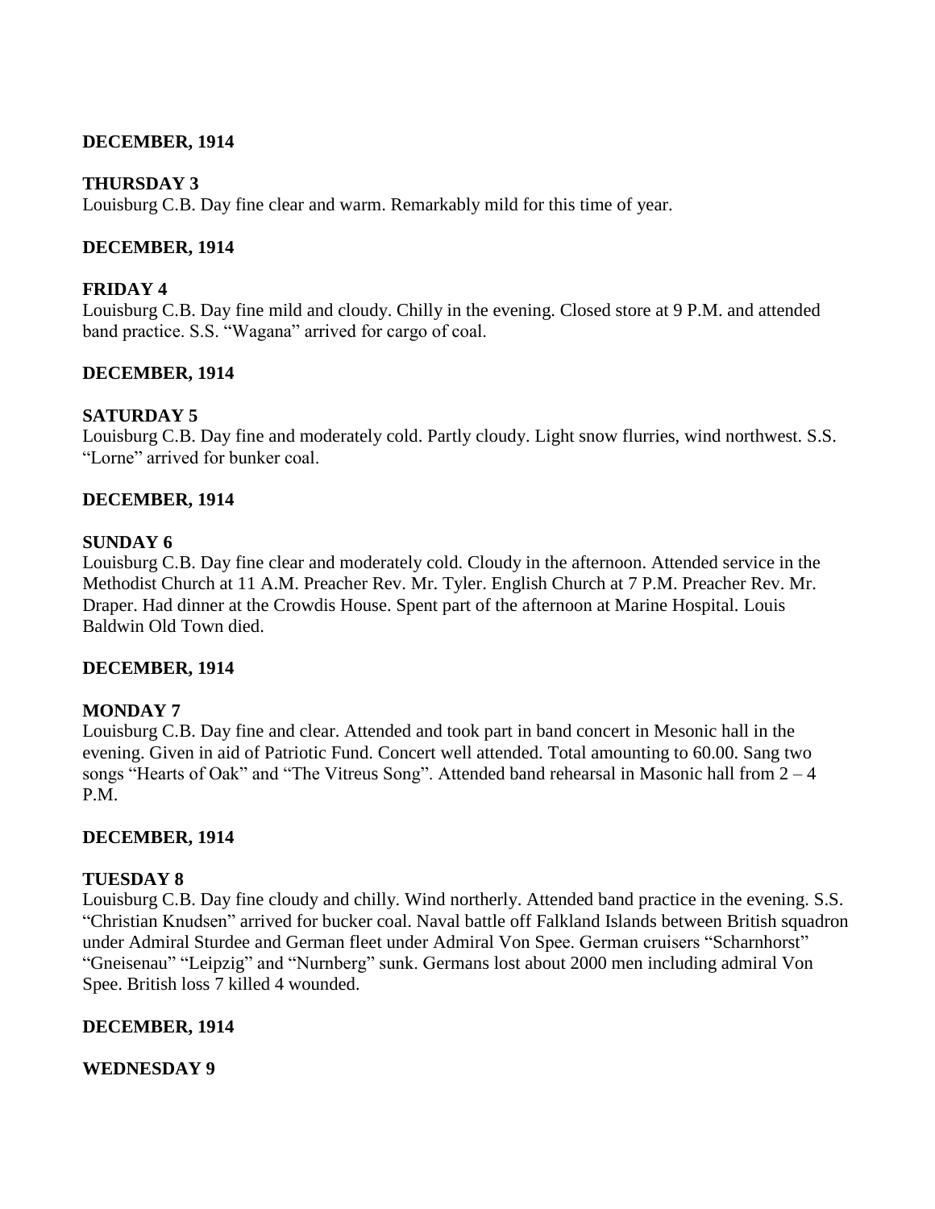**DECEMBER, 1914**

**THURSDAY 3**

Louisburg C.B. Day fine clear and warm. Remarkably mild for this time of year.

**DECEMBER, 1914**

**FRIDAY 4**

Louisburg C.B. Day fine mild and cloudy. Chilly in the evening. Closed store at 9 P.M. and attended band practice. S.S. "Wagana" arrived for cargo of coal.

**DECEMBER, 1914**

**SATURDAY 5**

Louisburg C.B. Day fine and moderately cold. Partly cloudy. Light snow flurries, wind northwest. S.S. "Lorne" arrived for bunker coal.

**DECEMBER, 1914**

**SUNDAY 6**

Louisburg C.B. Day fine clear and moderately cold. Cloudy in the afternoon. Attended service in the Methodist Church at 11 A.M. Preacher Rev. Mr. Tyler. English Church at 7 P.M. Preacher Rev. Mr. Draper. Had dinner at the Crowdis House. Spent part of the afternoon at Marine Hospital. Louis Baldwin Old Town died.

**DECEMBER, 1914**

**MONDAY 7**

Louisburg C.B. Day fine and clear. Attended and took part in band concert in Mesonic hall in the evening. Given in aid of Patriotic Fund. Concert well attended. Total amounting to 60.00. Sang two songs "Hearts of Oak" and "The Vitreus Song". Attended band rehearsal in Masonic hall from 2 – 4 P.M.

**DECEMBER, 1914**

**TUESDAY 8**

Louisburg C.B. Day fine cloudy and chilly. Wind northerly. Attended band practice in the evening. S.S. "Christian Knudsen" arrived for bucker coal. Naval battle off Falkland Islands between British squadron under Admiral Sturdee and German fleet under Admiral Von Spee. German cruisers "Scharnhorst" "Gneisenau" "Leipzig" and "Nurnberg" sunk. Germans lost about 2000 men including admiral Von Spee. British loss 7 killed 4 wounded.

**DECEMBER, 1914**

**WEDNESDAY 9**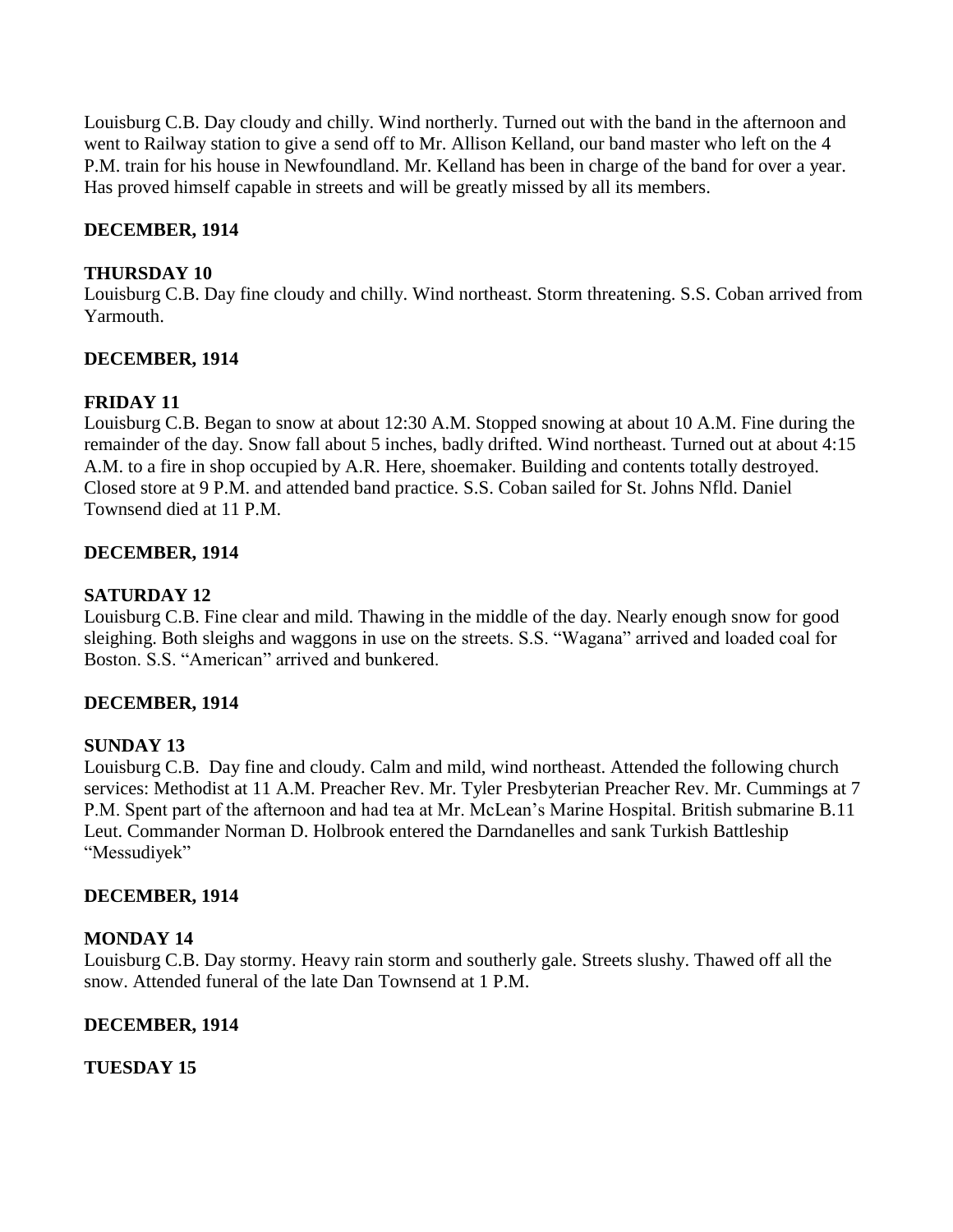Louisburg C.B. Day cloudy and chilly. Wind northerly. Turned out with the band in the afternoon and went to Railway station to give a send off to Mr. Allison Kelland, our band master who left on the 4 P.M. train for his house in Newfoundland. Mr. Kelland has been in charge of the band for over a year. Has proved himself capable in streets and will be greatly missed by all its members.

**DECEMBER, 1914**

**THURSDAY 10**

Louisburg C.B. Day fine cloudy and chilly. Wind northeast. Storm threatening. S.S. Coban arrived from Yarmouth.

**DECEMBER, 1914**

**FRIDAY 11**

Louisburg C.B. Began to snow at about 12:30 A.M. Stopped snowing at about 10 A.M. Fine during the remainder of the day. Snow fall about 5 inches, badly drifted. Wind northeast. Turned out at about 4:15 A.M. to a fire in shop occupied by A.R. Here, shoemaker. Building and contents totally destroyed. Closed store at 9 P.M. and attended band practice. S.S. Coban sailed for St. Johns Nfld. Daniel Townsend died at 11 P.M.

**DECEMBER, 1914**

**SATURDAY 12**

Louisburg C.B. Fine clear and mild. Thawing in the middle of the day. Nearly enough snow for good sleighing. Both sleighs and waggons in use on the streets. S.S. "Wagana" arrived and loaded coal for Boston. S.S. "American" arrived and bunkered.

**DECEMBER, 1914**

**SUNDAY 13**

Louisburg C.B. Day fine and cloudy. Calm and mild, wind northeast. Attended the following church services: Methodist at 11 A.M. Preacher Rev. Mr. Tyler Presbyterian Preacher Rev. Mr. Cummings at 7 P.M. Spent part of the afternoon and had tea at Mr. McLean's Marine Hospital. British submarine B.11 Leut. Commander Norman D. Holbrook entered the Darndanelles and sank Turkish Battleship "Messudiyek"

**DECEMBER, 1914**

**MONDAY 14**

Louisburg C.B. Day stormy. Heavy rain storm and southerly gale. Streets slushy. Thawed off all the snow. Attended funeral of the late Dan Townsend at 1 P.M.

**DECEMBER, 1914**

**TUESDAY 15**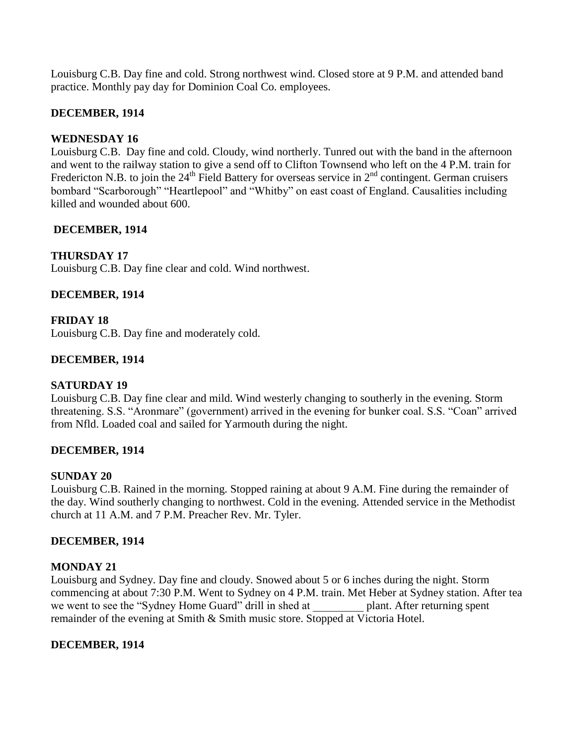Louisburg C.B. Day fine and cold. Strong northwest wind. Closed store at 9 P.M. and attended band practice. Monthly pay day for Dominion Coal Co. employees.

**DECEMBER, 1914**

**WEDNESDAY 16**
Louisburg C.B. Day fine and cold. Cloudy, wind northerly. Tunred out with the band in the afternoon and went to the railway station to give a send off to Clifton Townsend who left on the 4 P.M. train for Fredericton N.B. to join the 24th Field Battery for overseas service in 2nd contingent. German cruisers bombard "Scarborough" "Heartlepool" and "Whitby" on east coast of England. Causalities including killed and wounded about 600.

**DECEMBER, 1914**

**THURSDAY 17**
Louisburg C.B. Day fine clear and cold. Wind northwest.

**DECEMBER, 1914**

**FRIDAY 18**
Louisburg C.B. Day fine and moderately cold.

**DECEMBER, 1914**

**SATURDAY 19**
Louisburg C.B. Day fine clear and mild. Wind westerly changing to southerly in the evening. Storm threatening. S.S. "Aronmare" (government) arrived in the evening for bunker coal. S.S. "Coan" arrived from Nfld. Loaded coal and sailed for Yarmouth during the night.

**DECEMBER, 1914**

**SUNDAY 20**
Louisburg C.B. Rained in the morning. Stopped raining at about 9 A.M. Fine during the remainder of the day. Wind southerly changing to northwest. Cold in the evening. Attended service in the Methodist church at 11 A.M. and 7 P.M. Preacher Rev. Mr. Tyler.

**DECEMBER, 1914**

**MONDAY 21**
Louisburg and Sydney. Day fine and cloudy. Snowed about 5 or 6 inches during the night. Storm commencing at about 7:30 P.M. Went to Sydney on 4 P.M. train. Met Heber at Sydney station. After tea we went to see the "Sydney Home Guard" drill in shed at _________ plant. After returning spent remainder of the evening at Smith & Smith music store. Stopped at Victoria Hotel.

**DECEMBER, 1914**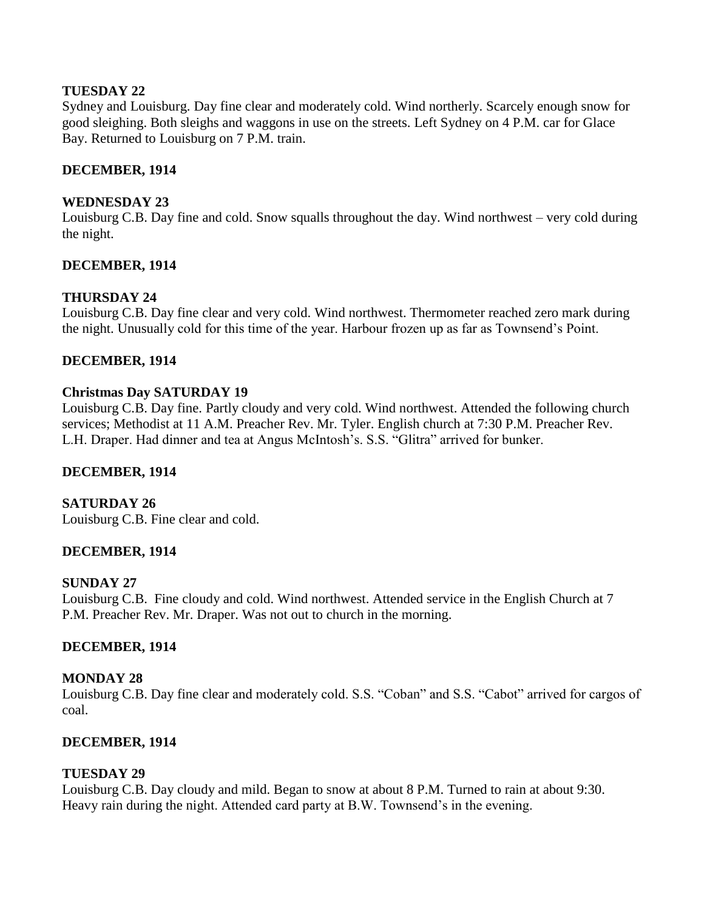**TUESDAY 22**

Sydney and Louisburg. Day fine clear and moderately cold. Wind northerly. Scarcely enough snow for good sleighing. Both sleighs and waggons in use on the streets. Left Sydney on 4 P.M. car for Glace Bay. Returned to Louisburg on 7 P.M. train.

**DECEMBER, 1914**

**WEDNESDAY 23**

Louisburg C.B. Day fine and cold. Snow squalls throughout the day. Wind northwest – very cold during the night.

**DECEMBER, 1914**

**THURSDAY 24**

Louisburg C.B. Day fine clear and very cold. Wind northwest. Thermometer reached zero mark during the night. Unusually cold for this time of the year. Harbour frozen up as far as Townsend's Point.

**DECEMBER, 1914**

**Christmas Day SATURDAY 19**

Louisburg C.B. Day fine. Partly cloudy and very cold. Wind northwest. Attended the following church services; Methodist at 11 A.M. Preacher Rev. Mr. Tyler. English church at 7:30 P.M. Preacher Rev. L.H. Draper. Had dinner and tea at Angus McIntosh's. S.S. "Glitra" arrived for bunker.

**DECEMBER, 1914**

**SATURDAY 26**

Louisburg C.B. Fine clear and cold.

**DECEMBER, 1914**

**SUNDAY 27**

Louisburg C.B. Fine cloudy and cold. Wind northwest. Attended service in the English Church at 7 P.M. Preacher Rev. Mr. Draper. Was not out to church in the morning.

**DECEMBER, 1914**

**MONDAY 28**

Louisburg C.B. Day fine clear and moderately cold. S.S. "Coban" and S.S. "Cabot" arrived for cargos of coal.

**DECEMBER, 1914**

**TUESDAY 29**

Louisburg C.B. Day cloudy and mild. Began to snow at about 8 P.M. Turned to rain at about 9:30. Heavy rain during the night. Attended card party at B.W. Townsend's in the evening.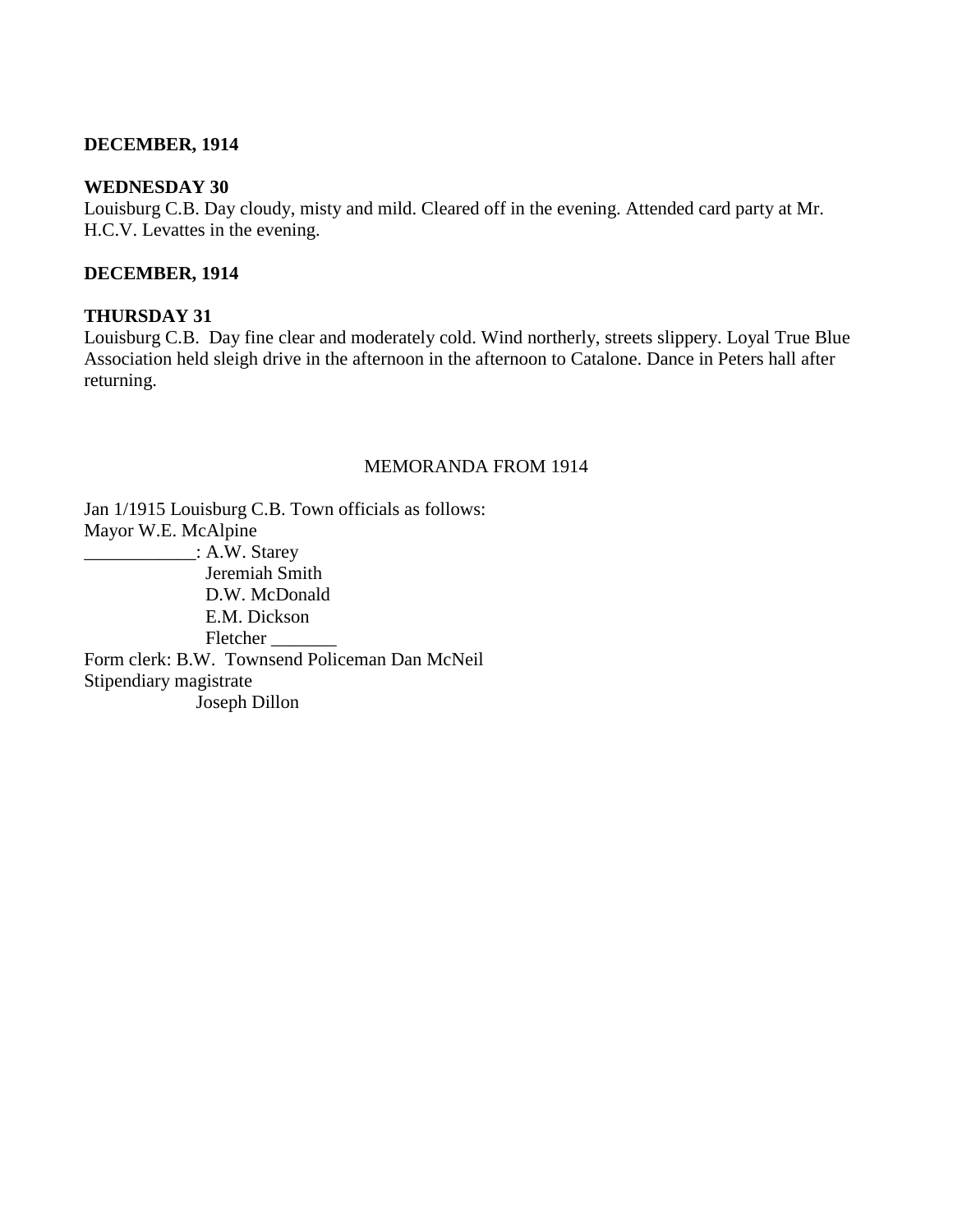**DECEMBER, 1914**

**WEDNESDAY 30**
Louisburg C.B. Day cloudy, misty and mild. Cleared off in the evening. Attended card party at Mr. H.C.V. Levattes in the evening.

**DECEMBER, 1914**

**THURSDAY 31**
Louisburg C.B. Day fine clear and moderately cold. Wind northerly, streets slippery. Loyal True Blue Association held sleigh drive in the afternoon in the afternoon to Catalone. Dance in Peters hall after returning.

MEMORANDA FROM 1914

Jan 1/1915 Louisburg C.B. Town officials as follows:
Mayor W.E. McAlpine
____________: A.W. Starey
Jeremiah Smith
D.W. McDonald
E.M. Dickson
Fletcher _______
Form clerk: B.W. Townsend Policeman Dan McNeil
Stipendiary magistrate
Joseph Dillon